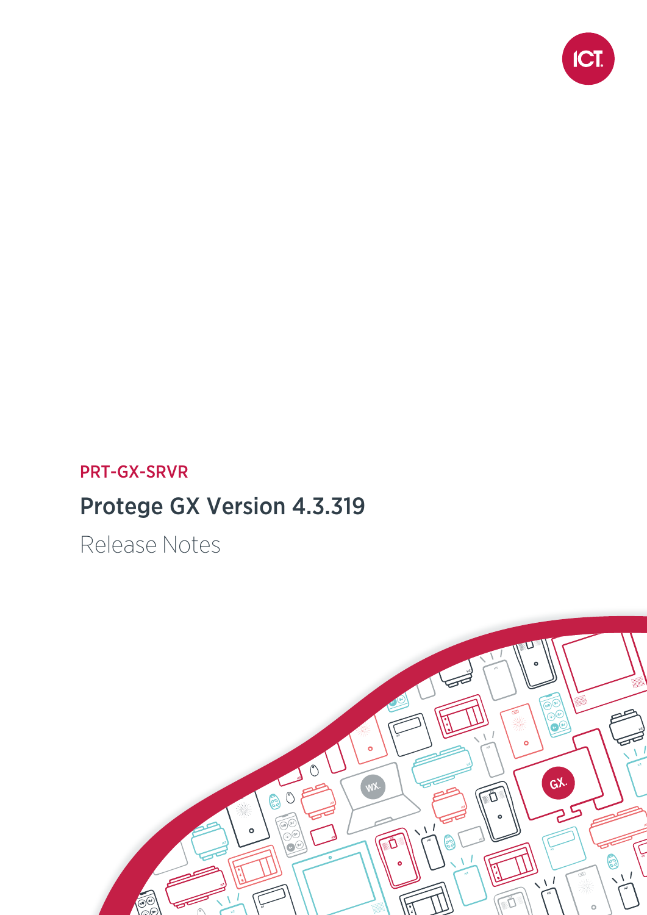PRT-GX-SRVR

# Protege GX Version 4.3.319

Release Notes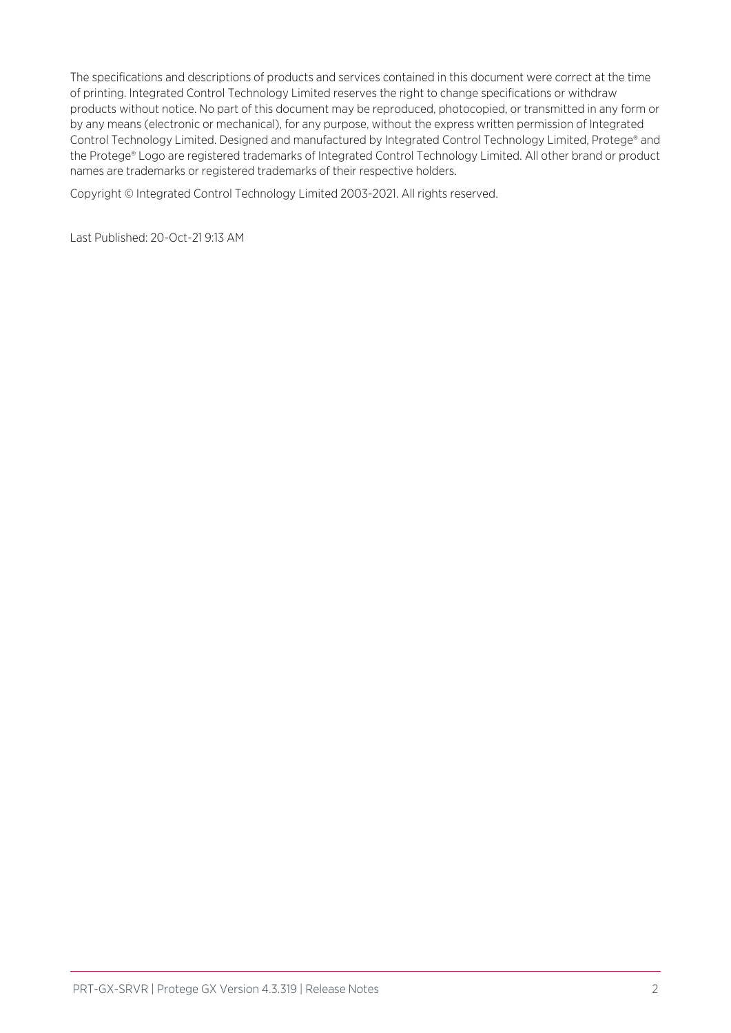The specifications and descriptions of products and services contained in this document were correct at the time of printing. Integrated Control Technology Limited reserves the right to change specifications or withdraw products without notice. No part of this document may be reproduced, photocopied, or transmitted in any form or by any means (electronic or mechanical), for any purpose, without the express written permission of Integrated Control Technology Limited. Designed and manufactured by Integrated Control Technology Limited, Protege® and the Protege® Logo are registered trademarks of Integrated Control Technology Limited. All other brand or product names are trademarks or registered trademarks of their respective holders.

Copyright © Integrated Control Technology Limited 2003-2021. All rights reserved.

Last Published: 20-Oct-21 9:13 AM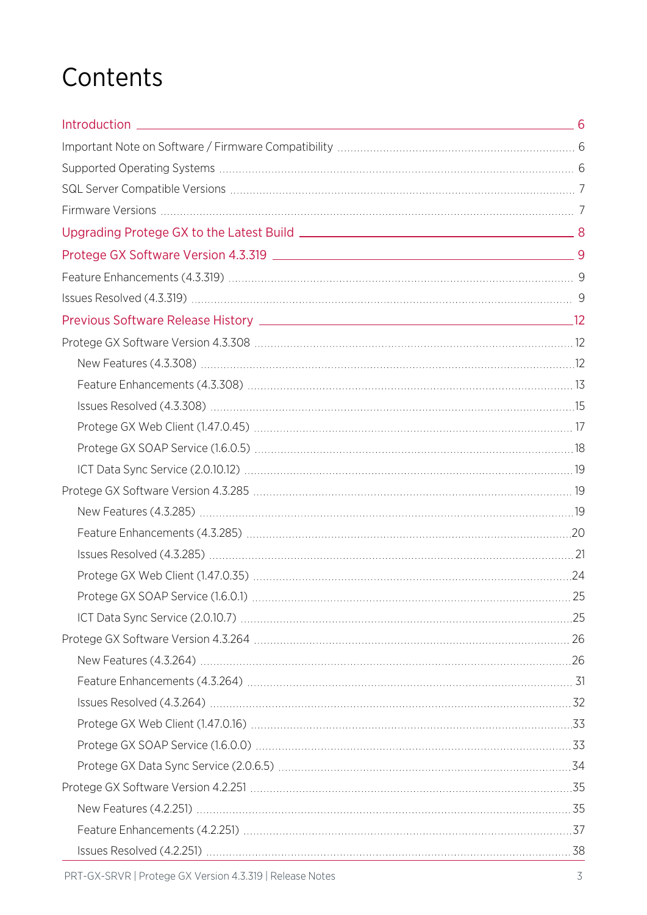# Contents

- [Introduction](#) 6
  - Important Note on Software / Firmware Compatibility 6
  - Supported Operating Systems 6
  - SQL Server Compatible Versions 7
  - Firmware Versions 7
- [Upgrading Protege GX to the Latest Build](#) 8
- [Protege GX Software Version 4.3.319](#) 9
  - Feature Enhancements (4.3.319) 9
  - Issues Resolved (4.3.319) 9
- [Previous Software Release History](#) 12
  - Protege GX Software Version 4.3.308 12
    - New Features (4.3.308) 12
    - Feature Enhancements (4.3.308) 13
    - Issues Resolved (4.3.308) 15
    - Protege GX Web Client (1.47.0.45) 17
    - Protege GX SOAP Service (1.6.0.5) 18
    - ICT Data Sync Service (2.0.10.12) 19
  - Protege GX Software Version 4.3.285 19
    - New Features (4.3.285) 19
    - Feature Enhancements (4.3.285) 20
    - Issues Resolved (4.3.285) 21
    - Protege GX Web Client (1.47.0.35) 24
    - Protege GX SOAP Service (1.6.0.1) 25
    - ICT Data Sync Service (2.0.10.7) 25
  - Protege GX Software Version 4.3.264 26
    - New Features (4.3.264) 26
    - Feature Enhancements (4.3.264) 31
    - Issues Resolved (4.3.264) 32
    - Protege GX Web Client (1.47.0.16) 33
    - Protege GX SOAP Service (1.6.0.0) 33
    - Protege GX Data Sync Service (2.0.6.5) 34
  - Protege GX Software Version 4.2.251 35
    - New Features (4.2.251) 35
    - Feature Enhancements (4.2.251) 37
    - Issues Resolved (4.2.251) 38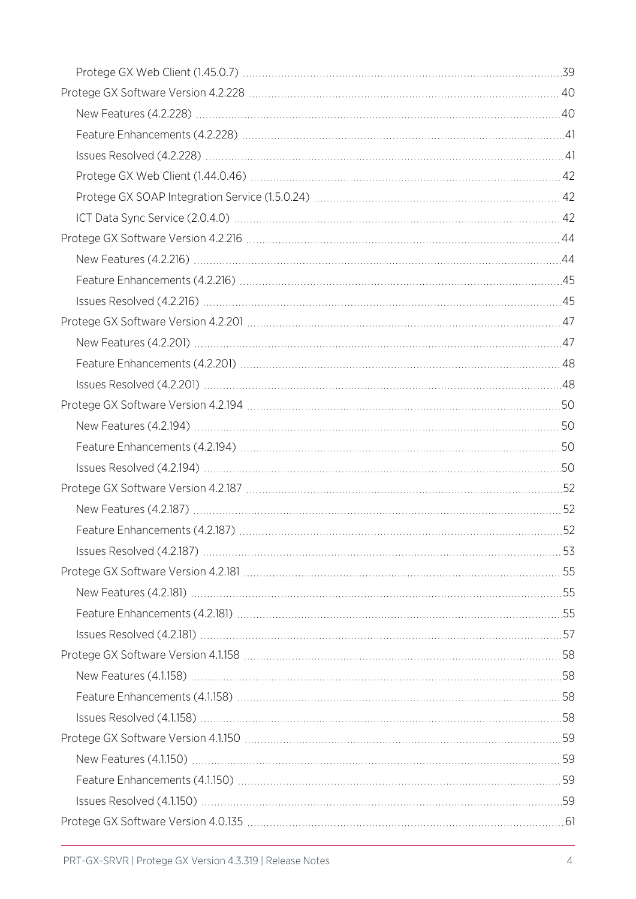- Protege GX Web Client (1.45.0.7) ..... 39
- Protege GX Software Version 4.2.228 ..... 40
  - New Features (4.2.228) ..... 40
  - Feature Enhancements (4.2.228) ..... 41
  - Issues Resolved (4.2.228) ..... 41
  - Protege GX Web Client (1.44.0.46) ..... 42
  - Protege GX SOAP Integration Service (1.5.0.24) ..... 42
  - ICT Data Sync Service (2.0.4.0) ..... 42
- Protege GX Software Version 4.2.216 ..... 44
  - New Features (4.2.216) ..... 44
  - Feature Enhancements (4.2.216) ..... 45
  - Issues Resolved (4.2.216) ..... 45
- Protege GX Software Version 4.2.201 ..... 47
  - New Features (4.2.201) ..... 47
  - Feature Enhancements (4.2.201) ..... 48
  - Issues Resolved (4.2.201) ..... 48
- Protege GX Software Version 4.2.194 ..... 50
  - New Features (4.2.194) ..... 50
  - Feature Enhancements (4.2.194) ..... 50
  - Issues Resolved (4.2.194) ..... 50
- Protege GX Software Version 4.2.187 ..... 52
  - New Features (4.2.187) ..... 52
  - Feature Enhancements (4.2.187) ..... 52
  - Issues Resolved (4.2.187) ..... 53
- Protege GX Software Version 4.2.181 ..... 55
  - New Features (4.2.181) ..... 55
  - Feature Enhancements (4.2.181) ..... 55
  - Issues Resolved (4.2.181) ..... 57
- Protege GX Software Version 4.1.158 ..... 58
  - New Features (4.1.158) ..... 58
  - Feature Enhancements (4.1.158) ..... 58
  - Issues Resolved (4.1.158) ..... 58
- Protege GX Software Version 4.1.150 ..... 59
  - New Features (4.1.150) ..... 59
  - Feature Enhancements (4.1.150) ..... 59
  - Issues Resolved (4.1.150) ..... 59
- Protege GX Software Version 4.0.135 ..... 61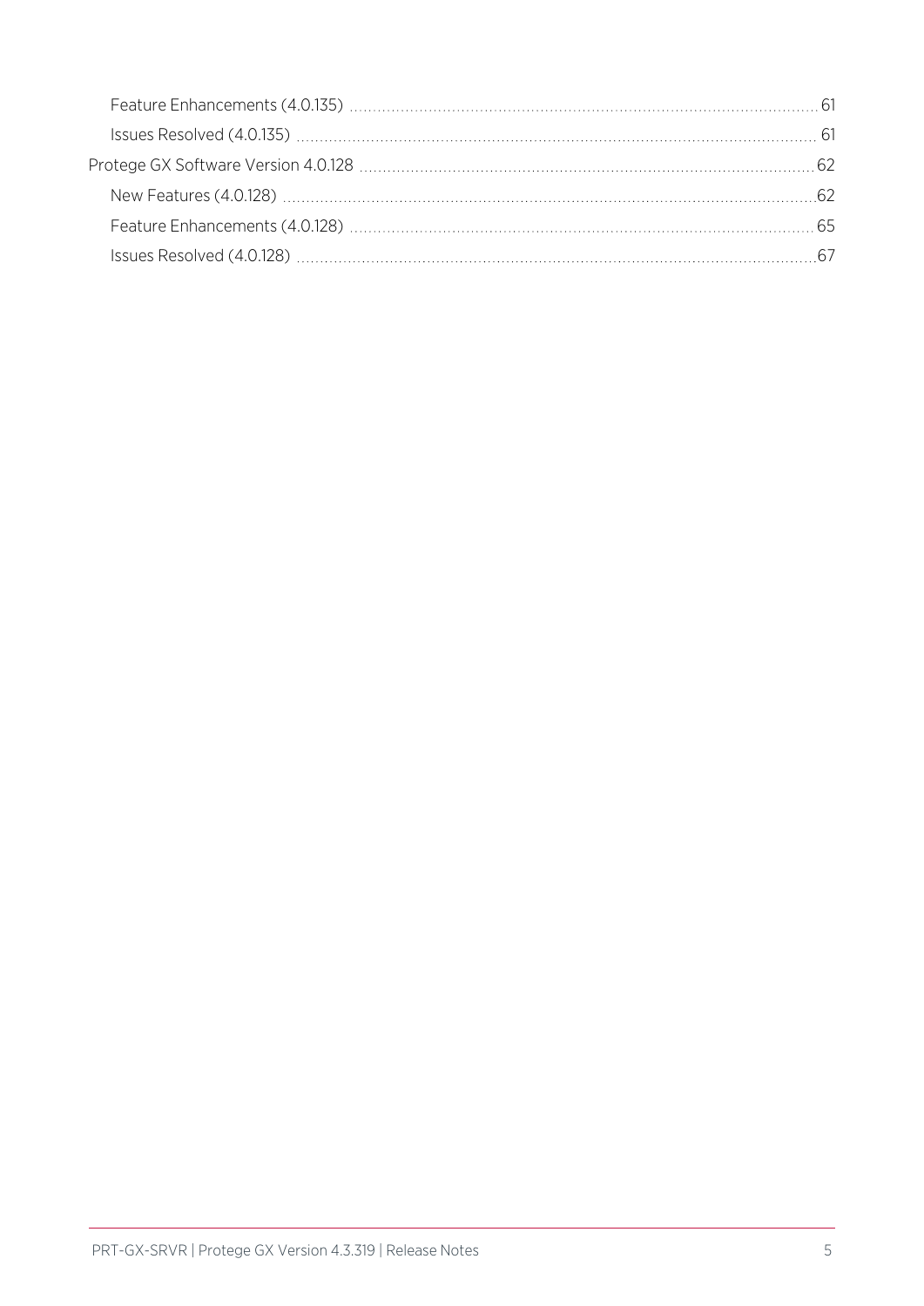- Feature Enhancements (4.0.135) ........ 61
- Issues Resolved (4.0.135) ........ 61

Protege GX Software Version 4.0.128 ........ 62

- New Features (4.0.128) ........ 62
- Feature Enhancements (4.0.128) ........ 65
- Issues Resolved (4.0.128) ........ 67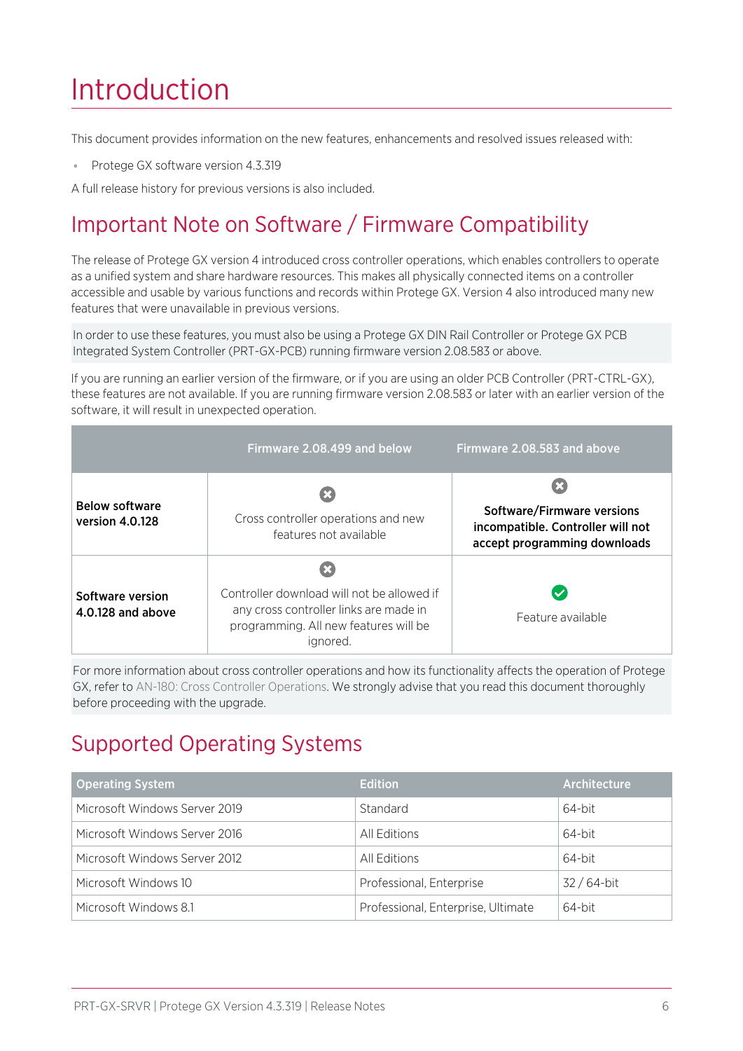# Introduction

This document provides information on the new features, enhancements and resolved issues released with:

- Protege GX software version 4.3.319

A full release history for previous versions is also included.

## Important Note on Software / Firmware Compatibility

The release of Protege GX version 4 introduced cross controller operations, which enables controllers to operate as a unified system and share hardware resources. This makes all physically connected items on a controller accessible and usable by various functions and records within Protege GX. Version 4 also introduced many new features that were unavailable in previous versions.

In order to use these features, you must also be using a Protege GX DIN Rail Controller or Protege GX PCB Integrated System Controller (PRT-GX-PCB) running firmware version 2.08.583 or above.

If you are running an earlier version of the firmware, or if you are using an older PCB Controller (PRT-CTRL-GX), these features are not available. If you are running firmware version 2.08.583 or later with an earlier version of the software, it will result in unexpected operation.

| | Firmware 2.08.499 and below | Firmware 2.08.583 and above |
|---|---|---|
| **Below software version 4.0.128** | ✖ Cross controller operations and new features not available | ✖ **Software/Firmware versions incompatible. Controller will not accept programming downloads** |
| **Software version 4.0.128 and above** | ✖ Controller download will not be allowed if any cross controller links are made in programming. All new features will be ignored. | ✔ Feature available |

For more information about cross controller operations and how its functionality affects the operation of Protege GX, refer to AN-180: Cross Controller Operations. We strongly advise that you read this document thoroughly before proceeding with the upgrade.

## Supported Operating Systems

| Operating System | Edition | Architecture |
|---|---|---|
| Microsoft Windows Server 2019 | Standard | 64-bit |
| Microsoft Windows Server 2016 | All Editions | 64-bit |
| Microsoft Windows Server 2012 | All Editions | 64-bit |
| Microsoft Windows 10 | Professional, Enterprise | 32 / 64-bit |
| Microsoft Windows 8.1 | Professional, Enterprise, Ultimate | 64-bit |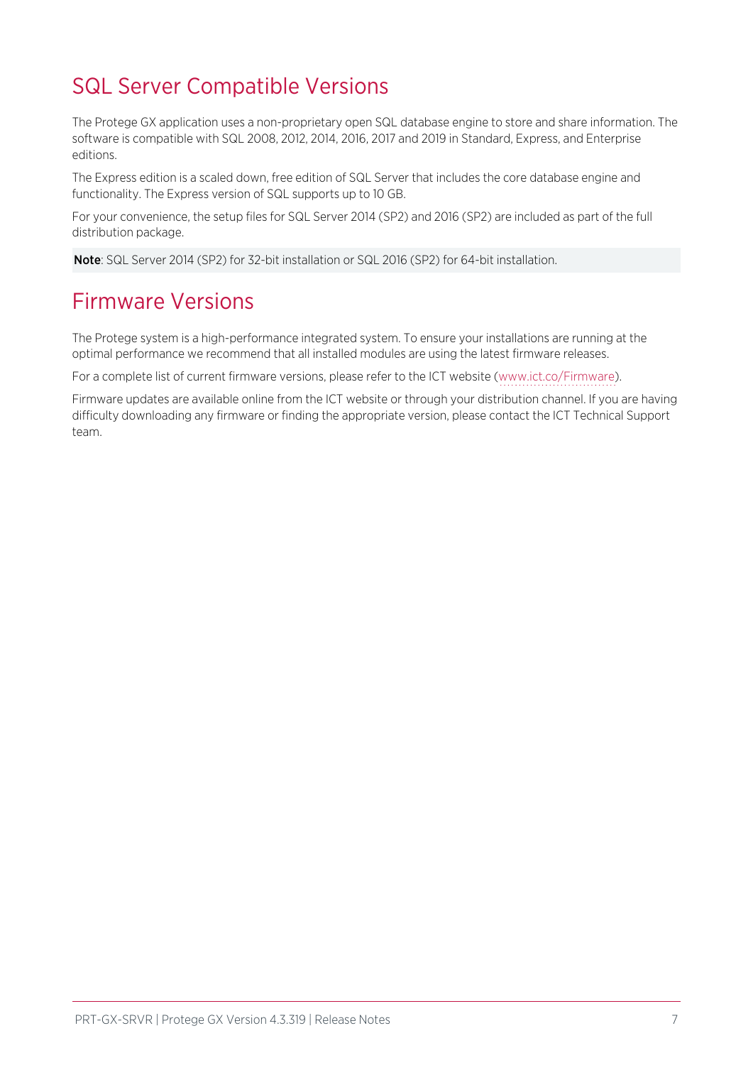## SQL Server Compatible Versions

The Protege GX application uses a non-proprietary open SQL database engine to store and share information. The software is compatible with SQL 2008, 2012, 2014, 2016, 2017 and 2019 in Standard, Express, and Enterprise editions.

The Express edition is a scaled down, free edition of SQL Server that includes the core database engine and functionality. The Express version of SQL supports up to 10 GB.

For your convenience, the setup files for SQL Server 2014 (SP2) and 2016 (SP2) are included as part of the full distribution package.

**Note**: SQL Server 2014 (SP2) for 32-bit installation or SQL 2016 (SP2) for 64-bit installation.

## Firmware Versions

The Protege system is a high-performance integrated system. To ensure your installations are running at the optimal performance we recommend that all installed modules are using the latest firmware releases.

For a complete list of current firmware versions, please refer to the ICT website (www.ict.co/Firmware).

Firmware updates are available online from the ICT website or through your distribution channel. If you are having difficulty downloading any firmware or finding the appropriate version, please contact the ICT Technical Support team.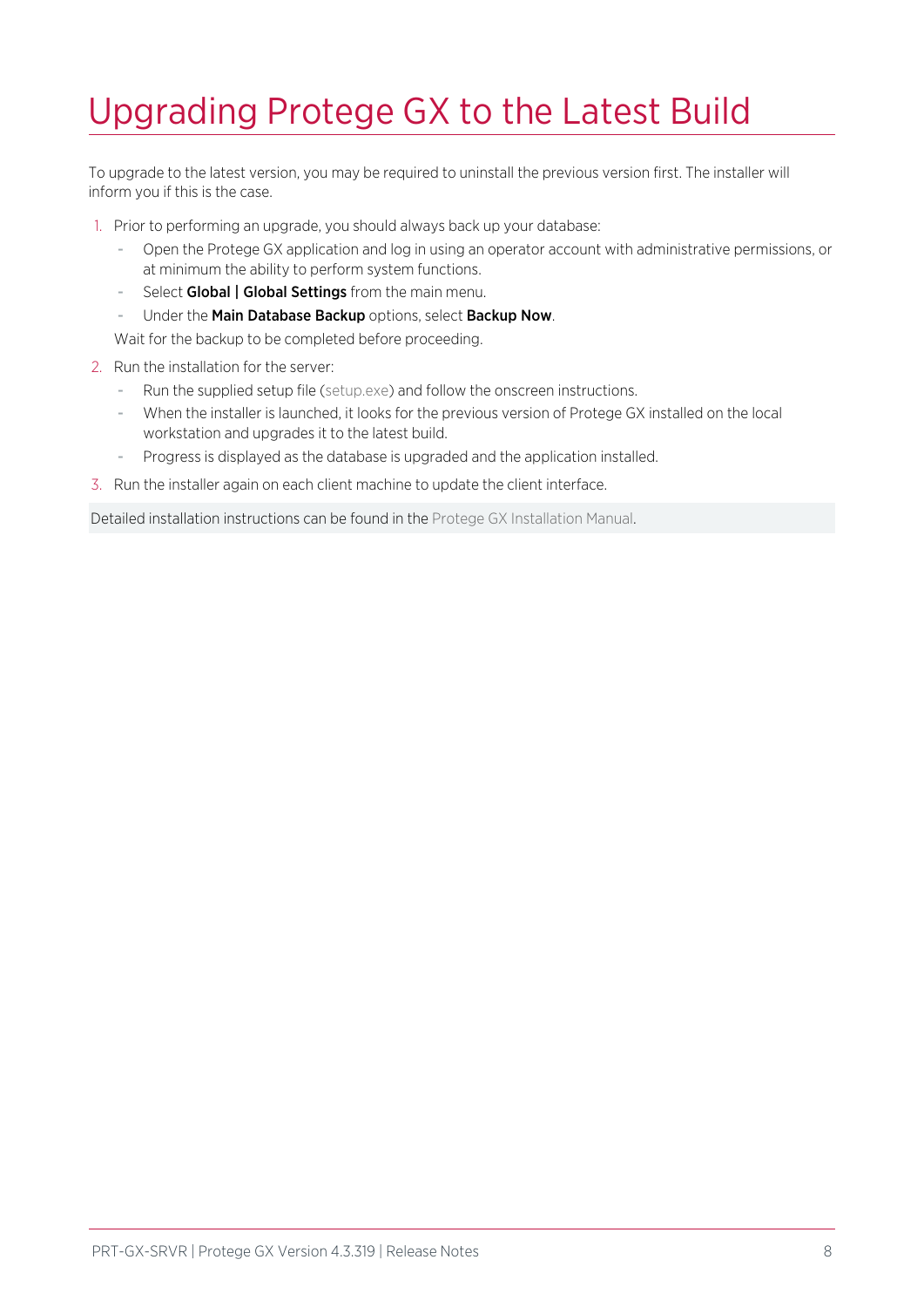# Upgrading Protege GX to the Latest Build

To upgrade to the latest version, you may be required to uninstall the previous version first. The installer will inform you if this is the case.

1. Prior to performing an upgrade, you should always back up your database:
   - Open the Protege GX application and log in using an operator account with administrative permissions, or at minimum the ability to perform system functions.
   - Select **Global | Global Settings** from the main menu.
   - Under the **Main Database Backup** options, select **Backup Now**.

   Wait for the backup to be completed before proceeding.
2. Run the installation for the server:
   - Run the supplied setup file (setup.exe) and follow the onscreen instructions.
   - When the installer is launched, it looks for the previous version of Protege GX installed on the local workstation and upgrades it to the latest build.
   - Progress is displayed as the database is upgraded and the application installed.
3. Run the installer again on each client machine to update the client interface.

Detailed installation instructions can be found in the Protege GX Installation Manual.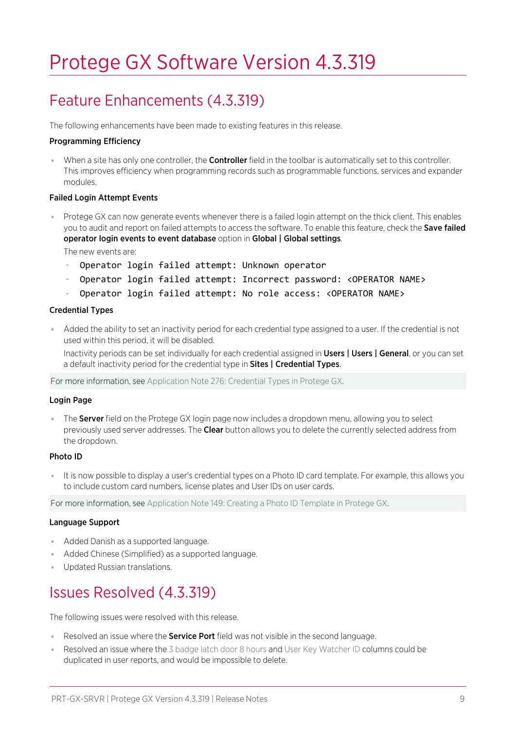# Protege GX Software Version 4.3.319

## Feature Enhancements (4.3.319)

The following enhancements have been made to existing features in this release.

**Programming Efficiency**

- When a site has only one controller, the **Controller** field in the toolbar is automatically set to this controller. This improves efficiency when programming records such as programmable functions, services and expander modules.

**Failed Login Attempt Events**

- Protege GX can now generate events whenever there is a failed login attempt on the thick client. This enables you to audit and report on failed attempts to access the software. To enable this feature, check the **Save failed operator login events to event database** option in **Global | Global settings**.

  The new events are:

  - `Operator login failed attempt: Unknown operator`
  - `Operator login failed attempt: Incorrect password: <OPERATOR NAME>`
  - `Operator login failed attempt: No role access: <OPERATOR NAME>`

**Credential Types**

- Added the ability to set an inactivity period for each credential type assigned to a user. If the credential is not used within this period, it will be disabled.

  Inactivity periods can be set individually for each credential assigned in **Users | Users | General**, or you can set a default inactivity period for the credential type in **Sites | Credential Types**.

For more information, see Application Note 276: Credential Types in Protege GX.

**Login Page**

- The **Server** field on the Protege GX login page now includes a dropdown menu, allowing you to select previously used server addresses. The **Clear** button allows you to delete the currently selected address from the dropdown.

**Photo ID**

- It is now possible to display a user's credential types on a Photo ID card template. For example, this allows you to include custom card numbers, license plates and User IDs on user cards.

For more information, see Application Note 149: Creating a Photo ID Template in Protege GX.

**Language Support**

- Added Danish as a supported language.
- Added Chinese (Simplified) as a supported language.
- Updated Russian translations.

## Issues Resolved (4.3.319)

The following issues were resolved with this release.

- Resolved an issue where the **Service Port** field was not visible in the second language.
- Resolved an issue where the 3 badge latch door 8 hours and User Key Watcher ID columns could be duplicated in user reports, and would be impossible to delete.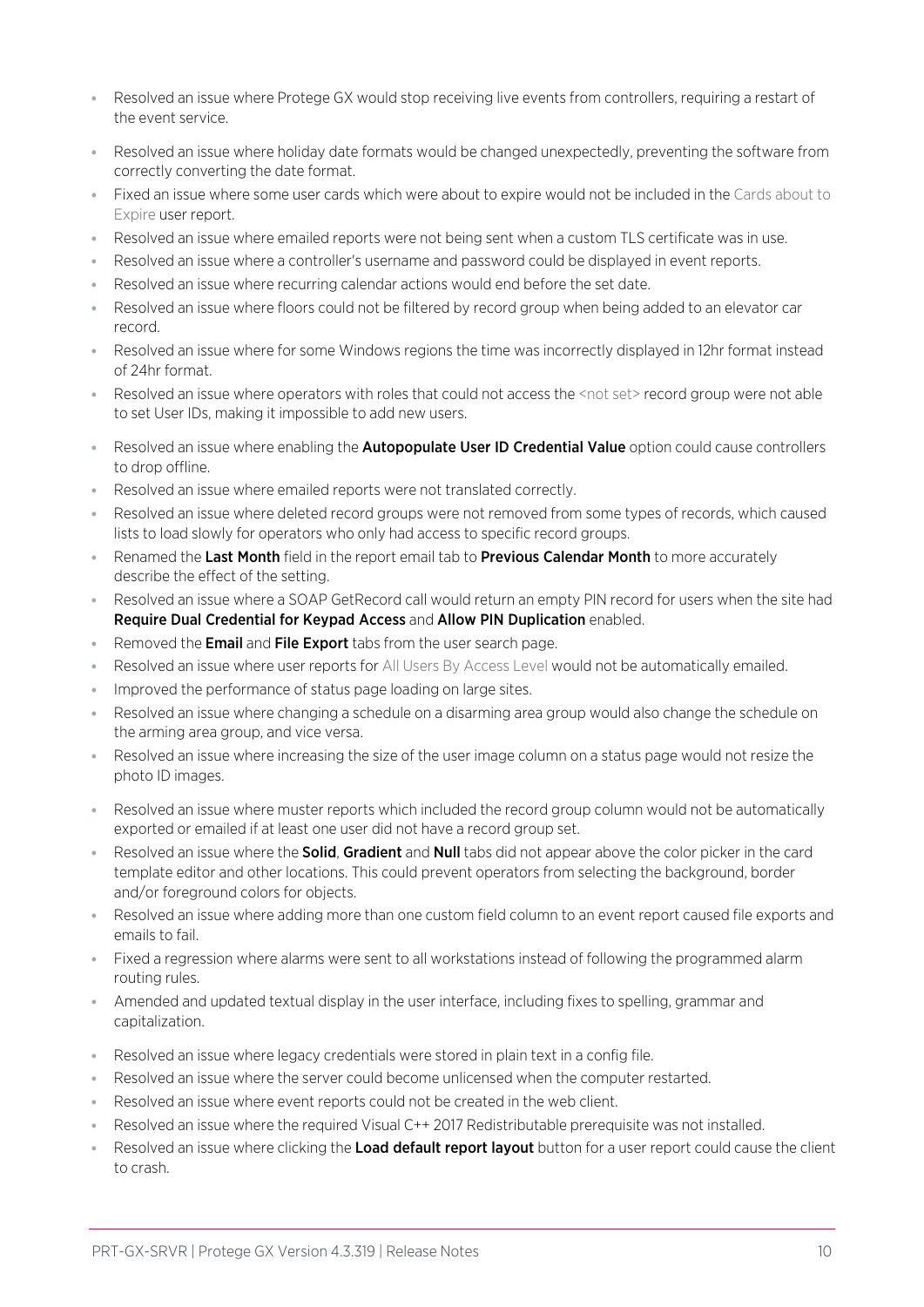- Resolved an issue where Protege GX would stop receiving live events from controllers, requiring a restart of the event service.
- Resolved an issue where holiday date formats would be changed unexpectedly, preventing the software from correctly converting the date format.
- Fixed an issue where some user cards which were about to expire would not be included in the Cards about to Expire user report.
- Resolved an issue where emailed reports were not being sent when a custom TLS certificate was in use.
- Resolved an issue where a controller's username and password could be displayed in event reports.
- Resolved an issue where recurring calendar actions would end before the set date.
- Resolved an issue where floors could not be filtered by record group when being added to an elevator car record.
- Resolved an issue where for some Windows regions the time was incorrectly displayed in 12hr format instead of 24hr format.
- Resolved an issue where operators with roles that could not access the <not set> record group were not able to set User IDs, making it impossible to add new users.
- Resolved an issue where enabling the **Autopopulate User ID Credential Value** option could cause controllers to drop offline.
- Resolved an issue where emailed reports were not translated correctly.
- Resolved an issue where deleted record groups were not removed from some types of records, which caused lists to load slowly for operators who only had access to specific record groups.
- Renamed the **Last Month** field in the report email tab to **Previous Calendar Month** to more accurately describe the effect of the setting.
- Resolved an issue where a SOAP GetRecord call would return an empty PIN record for users when the site had **Require Dual Credential for Keypad Access** and **Allow PIN Duplication** enabled.
- Removed the **Email** and **File Export** tabs from the user search page.
- Resolved an issue where user reports for All Users By Access Level would not be automatically emailed.
- Improved the performance of status page loading on large sites.
- Resolved an issue where changing a schedule on a disarming area group would also change the schedule on the arming area group, and vice versa.
- Resolved an issue where increasing the size of the user image column on a status page would not resize the photo ID images.
- Resolved an issue where muster reports which included the record group column would not be automatically exported or emailed if at least one user did not have a record group set.
- Resolved an issue where the **Solid**, **Gradient** and **Null** tabs did not appear above the color picker in the card template editor and other locations. This could prevent operators from selecting the background, border and/or foreground colors for objects.
- Resolved an issue where adding more than one custom field column to an event report caused file exports and emails to fail.
- Fixed a regression where alarms were sent to all workstations instead of following the programmed alarm routing rules.
- Amended and updated textual display in the user interface, including fixes to spelling, grammar and capitalization.
- Resolved an issue where legacy credentials were stored in plain text in a config file.
- Resolved an issue where the server could become unlicensed when the computer restarted.
- Resolved an issue where event reports could not be created in the web client.
- Resolved an issue where the required Visual C++ 2017 Redistributable prerequisite was not installed.
- Resolved an issue where clicking the **Load default report layout** button for a user report could cause the client to crash.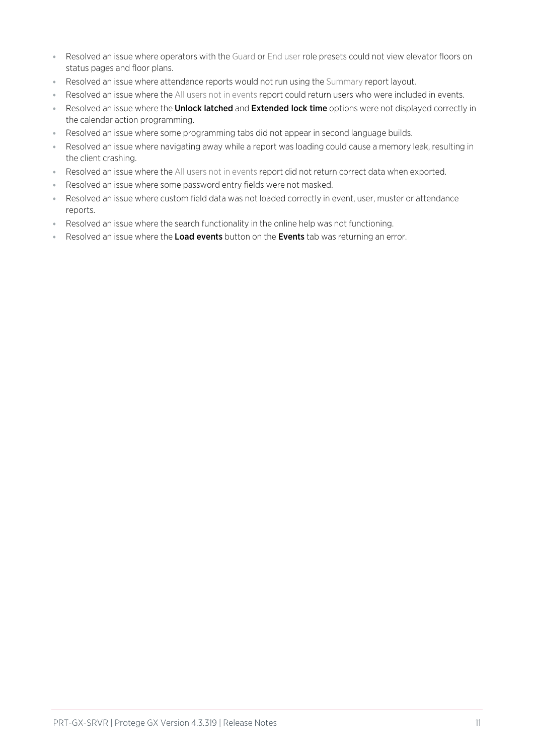- Resolved an issue where operators with the Guard or End user role presets could not view elevator floors on status pages and floor plans.
- Resolved an issue where attendance reports would not run using the Summary report layout.
- Resolved an issue where the All users not in events report could return users who were included in events.
- Resolved an issue where the **Unlock latched** and **Extended lock time** options were not displayed correctly in the calendar action programming.
- Resolved an issue where some programming tabs did not appear in second language builds.
- Resolved an issue where navigating away while a report was loading could cause a memory leak, resulting in the client crashing.
- Resolved an issue where the All users not in events report did not return correct data when exported.
- Resolved an issue where some password entry fields were not masked.
- Resolved an issue where custom field data was not loaded correctly in event, user, muster or attendance reports.
- Resolved an issue where the search functionality in the online help was not functioning.
- Resolved an issue where the **Load events** button on the **Events** tab was returning an error.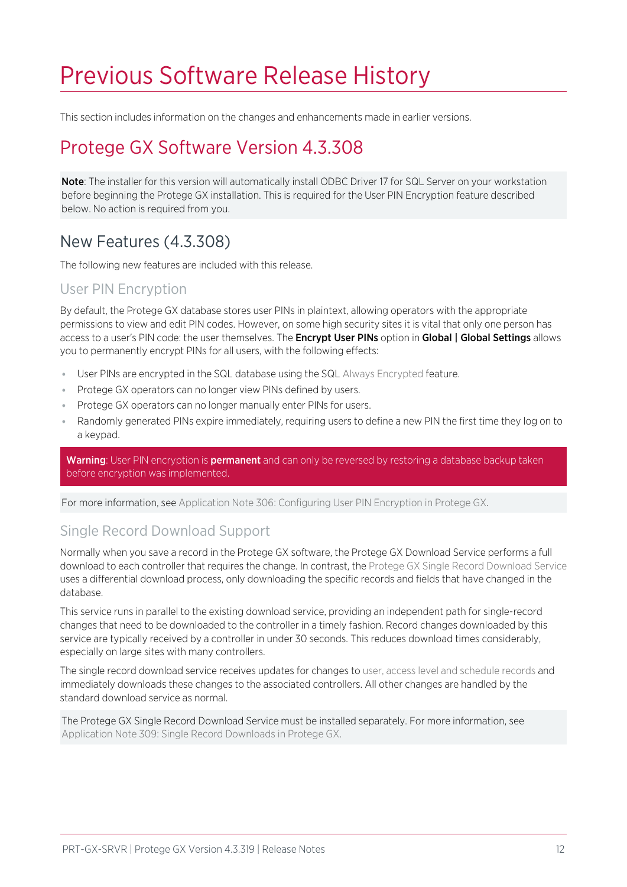# Previous Software Release History

This section includes information on the changes and enhancements made in earlier versions.

## Protege GX Software Version 4.3.308

**Note**: The installer for this version will automatically install ODBC Driver 17 for SQL Server on your workstation before beginning the Protege GX installation. This is required for the User PIN Encryption feature described below. No action is required from you.

### New Features (4.3.308)

The following new features are included with this release.

#### User PIN Encryption

By default, the Protege GX database stores user PINs in plaintext, allowing operators with the appropriate permissions to view and edit PIN codes. However, on some high security sites it is vital that only one person has access to a user's PIN code: the user themselves. The **Encrypt User PINs** option in **Global | Global Settings** allows you to permanently encrypt PINs for all users, with the following effects:

- User PINs are encrypted in the SQL database using the SQL Always Encrypted feature.
- Protege GX operators can no longer view PINs defined by users.
- Protege GX operators can no longer manually enter PINs for users.
- Randomly generated PINs expire immediately, requiring users to define a new PIN the first time they log on to a keypad.

**Warning**: User PIN encryption is **permanent** and can only be reversed by restoring a database backup taken before encryption was implemented.

For more information, see Application Note 306: Configuring User PIN Encryption in Protege GX.

#### Single Record Download Support

Normally when you save a record in the Protege GX software, the Protege GX Download Service performs a full download to each controller that requires the change. In contrast, the Protege GX Single Record Download Service uses a differential download process, only downloading the specific records and fields that have changed in the database.

This service runs in parallel to the existing download service, providing an independent path for single-record changes that need to be downloaded to the controller in a timely fashion. Record changes downloaded by this service are typically received by a controller in under 30 seconds. This reduces download times considerably, especially on large sites with many controllers.

The single record download service receives updates for changes to user, access level and schedule records and immediately downloads these changes to the associated controllers. All other changes are handled by the standard download service as normal.

The Protege GX Single Record Download Service must be installed separately. For more information, see Application Note 309: Single Record Downloads in Protege GX.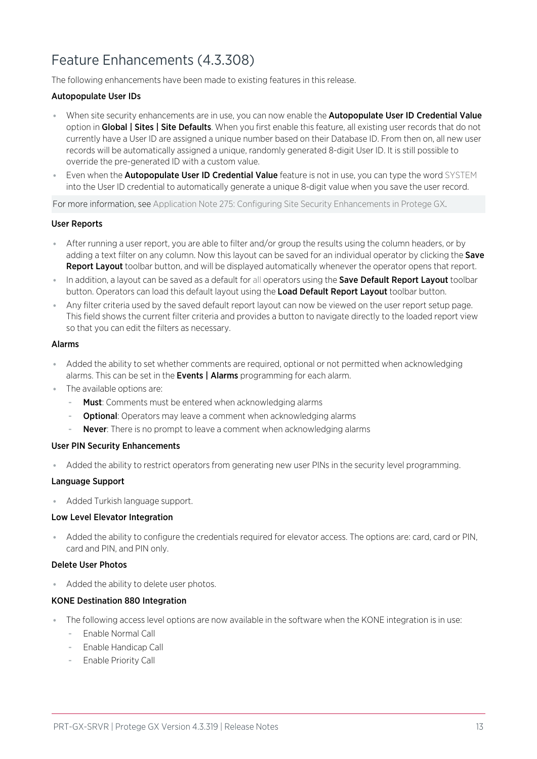# Feature Enhancements (4.3.308)

The following enhancements have been made to existing features in this release.

### Autopopulate User IDs

- When site security enhancements are in use, you can now enable the **Autopopulate User ID Credential Value** option in **Global | Sites | Site Defaults**. When you first enable this feature, all existing user records that do not currently have a User ID are assigned a unique number based on their Database ID. From then on, all new user records will be automatically assigned a unique, randomly generated 8-digit User ID. It is still possible to override the pre-generated ID with a custom value.
- Even when the **Autopopulate User ID Credential Value** feature is not in use, you can type the word SYSTEM into the User ID credential to automatically generate a unique 8-digit value when you save the user record.

For more information, see Application Note 275: Configuring Site Security Enhancements in Protege GX.

### User Reports

- After running a user report, you are able to filter and/or group the results using the column headers, or by adding a text filter on any column. Now this layout can be saved for an individual operator by clicking the **Save Report Layout** toolbar button, and will be displayed automatically whenever the operator opens that report.
- In addition, a layout can be saved as a default for all operators using the **Save Default Report Layout** toolbar button. Operators can load this default layout using the **Load Default Report Layout** toolbar button.
- Any filter criteria used by the saved default report layout can now be viewed on the user report setup page. This field shows the current filter criteria and provides a button to navigate directly to the loaded report view so that you can edit the filters as necessary.

### Alarms

- Added the ability to set whether comments are required, optional or not permitted when acknowledging alarms. This can be set in the **Events | Alarms** programming for each alarm.
- The available options are:
  - **Must**: Comments must be entered when acknowledging alarms
  - **Optional**: Operators may leave a comment when acknowledging alarms
  - **Never**: There is no prompt to leave a comment when acknowledging alarms

### User PIN Security Enhancements

- Added the ability to restrict operators from generating new user PINs in the security level programming.

### Language Support

- Added Turkish language support.

### Low Level Elevator Integration

- Added the ability to configure the credentials required for elevator access. The options are: card, card or PIN, card and PIN, and PIN only.

### Delete User Photos

- Added the ability to delete user photos.

### KONE Destination 880 Integration

- The following access level options are now available in the software when the KONE integration is in use:
  - Enable Normal Call
  - Enable Handicap Call
  - Enable Priority Call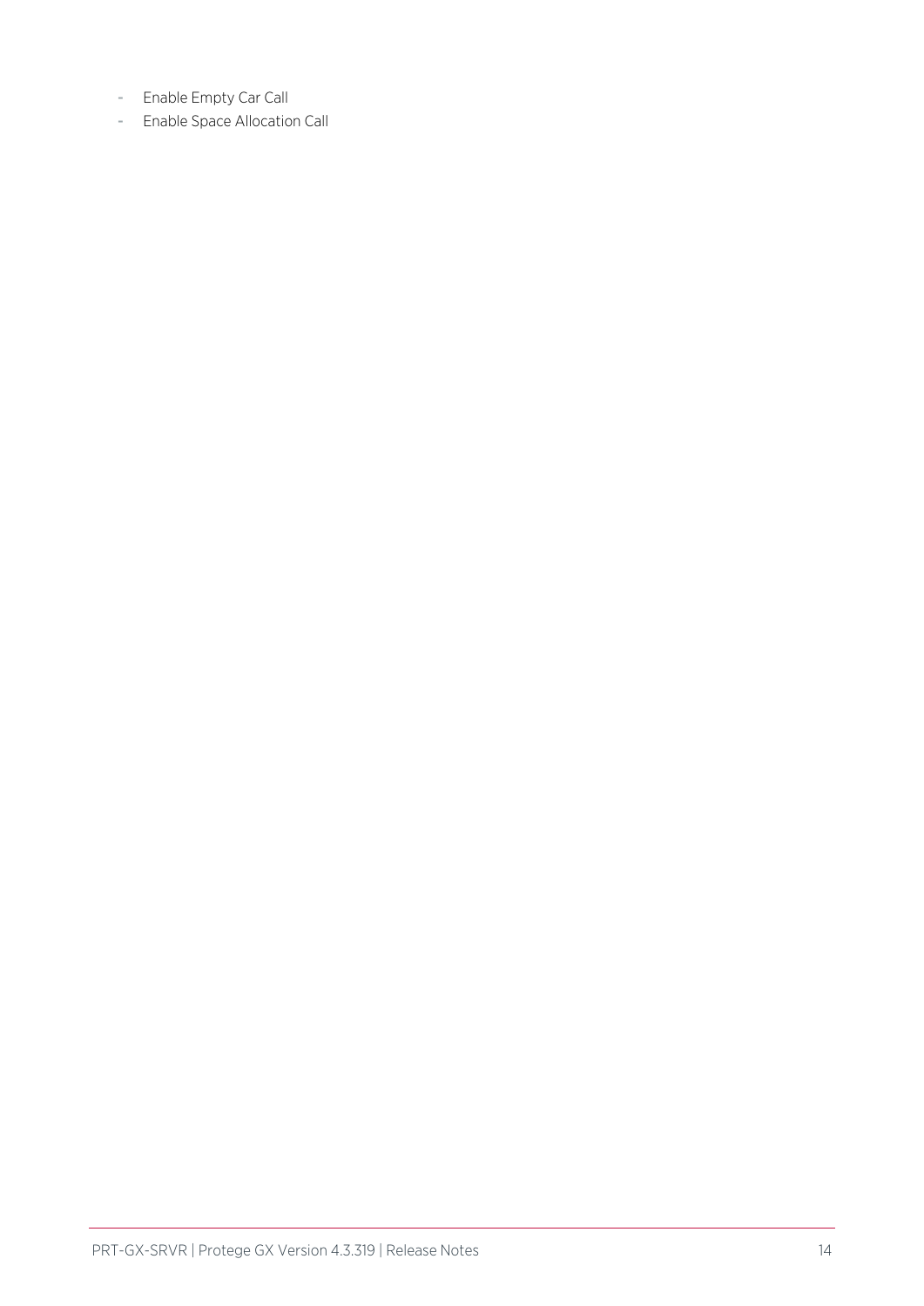- Enable Empty Car Call
- Enable Space Allocation Call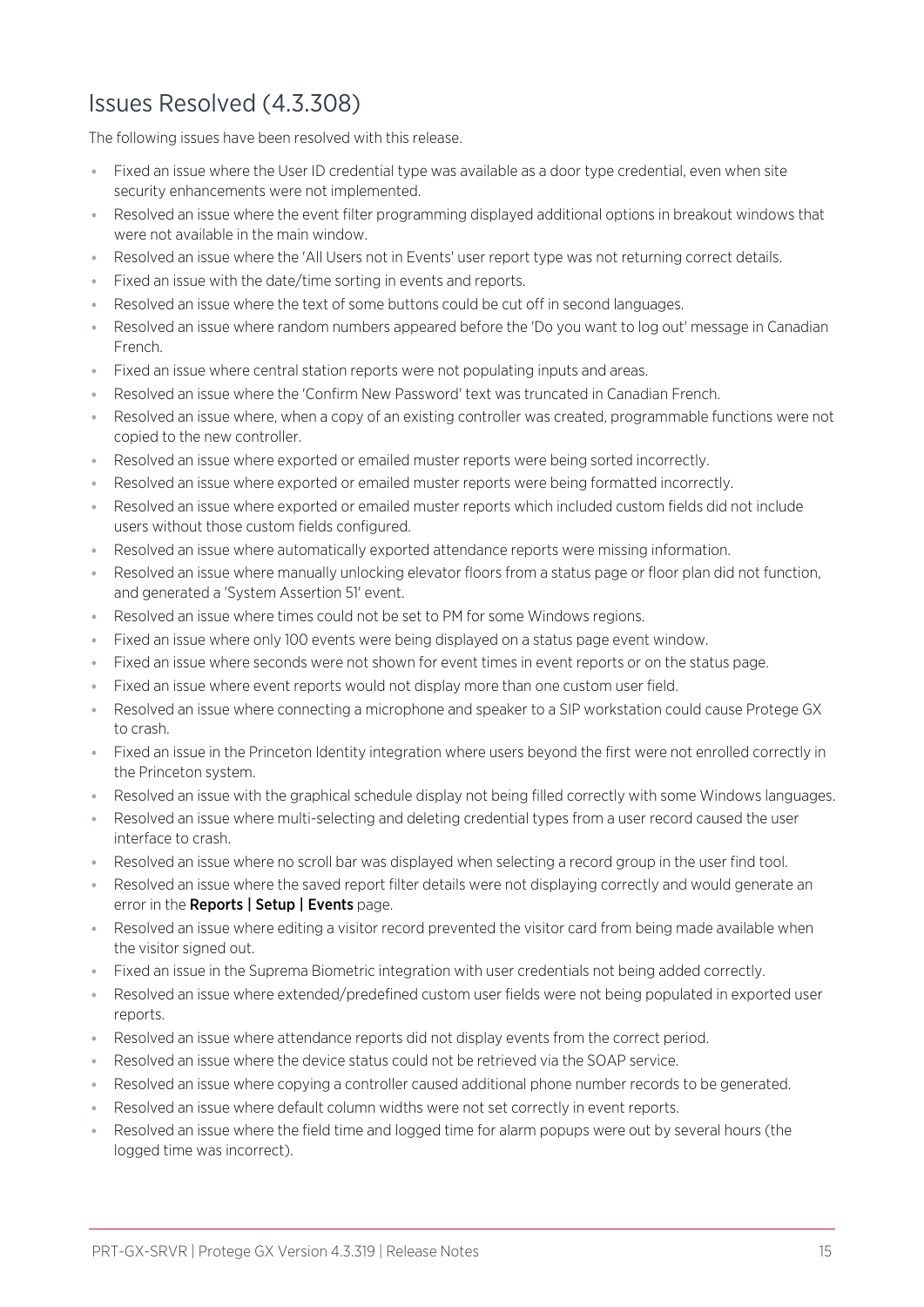## Issues Resolved (4.3.308)

The following issues have been resolved with this release.

- Fixed an issue where the User ID credential type was available as a door type credential, even when site security enhancements were not implemented.
- Resolved an issue where the event filter programming displayed additional options in breakout windows that were not available in the main window.
- Resolved an issue where the 'All Users not in Events' user report type was not returning correct details.
- Fixed an issue with the date/time sorting in events and reports.
- Resolved an issue where the text of some buttons could be cut off in second languages.
- Resolved an issue where random numbers appeared before the 'Do you want to log out' message in Canadian French.
- Fixed an issue where central station reports were not populating inputs and areas.
- Resolved an issue where the 'Confirm New Password' text was truncated in Canadian French.
- Resolved an issue where, when a copy of an existing controller was created, programmable functions were not copied to the new controller.
- Resolved an issue where exported or emailed muster reports were being sorted incorrectly.
- Resolved an issue where exported or emailed muster reports were being formatted incorrectly.
- Resolved an issue where exported or emailed muster reports which included custom fields did not include users without those custom fields configured.
- Resolved an issue where automatically exported attendance reports were missing information.
- Resolved an issue where manually unlocking elevator floors from a status page or floor plan did not function, and generated a 'System Assertion 51' event.
- Resolved an issue where times could not be set to PM for some Windows regions.
- Fixed an issue where only 100 events were being displayed on a status page event window.
- Fixed an issue where seconds were not shown for event times in event reports or on the status page.
- Fixed an issue where event reports would not display more than one custom user field.
- Resolved an issue where connecting a microphone and speaker to a SIP workstation could cause Protege GX to crash.
- Fixed an issue in the Princeton Identity integration where users beyond the first were not enrolled correctly in the Princeton system.
- Resolved an issue with the graphical schedule display not being filled correctly with some Windows languages.
- Resolved an issue where multi-selecting and deleting credential types from a user record caused the user interface to crash.
- Resolved an issue where no scroll bar was displayed when selecting a record group in the user find tool.
- Resolved an issue where the saved report filter details were not displaying correctly and would generate an error in the **Reports | Setup | Events** page.
- Resolved an issue where editing a visitor record prevented the visitor card from being made available when the visitor signed out.
- Fixed an issue in the Suprema Biometric integration with user credentials not being added correctly.
- Resolved an issue where extended/predefined custom user fields were not being populated in exported user reports.
- Resolved an issue where attendance reports did not display events from the correct period.
- Resolved an issue where the device status could not be retrieved via the SOAP service.
- Resolved an issue where copying a controller caused additional phone number records to be generated.
- Resolved an issue where default column widths were not set correctly in event reports.
- Resolved an issue where the field time and logged time for alarm popups were out by several hours (the logged time was incorrect).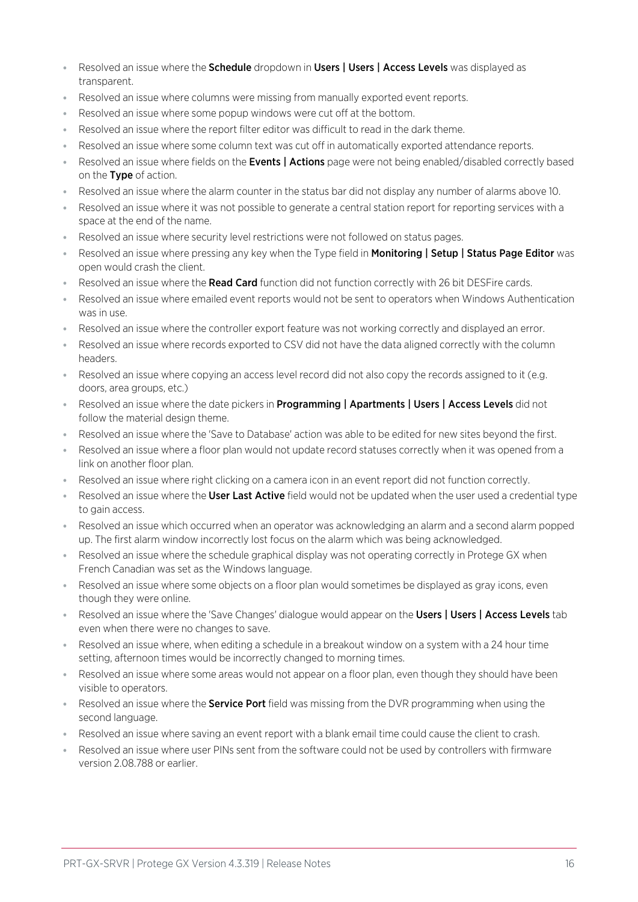- Resolved an issue where the **Schedule** dropdown in **Users | Users | Access Levels** was displayed as transparent.
- Resolved an issue where columns were missing from manually exported event reports.
- Resolved an issue where some popup windows were cut off at the bottom.
- Resolved an issue where the report filter editor was difficult to read in the dark theme.
- Resolved an issue where some column text was cut off in automatically exported attendance reports.
- Resolved an issue where fields on the **Events | Actions** page were not being enabled/disabled correctly based on the **Type** of action.
- Resolved an issue where the alarm counter in the status bar did not display any number of alarms above 10.
- Resolved an issue where it was not possible to generate a central station report for reporting services with a space at the end of the name.
- Resolved an issue where security level restrictions were not followed on status pages.
- Resolved an issue where pressing any key when the Type field in **Monitoring | Setup | Status Page Editor** was open would crash the client.
- Resolved an issue where the **Read Card** function did not function correctly with 26 bit DESFire cards.
- Resolved an issue where emailed event reports would not be sent to operators when Windows Authentication was in use.
- Resolved an issue where the controller export feature was not working correctly and displayed an error.
- Resolved an issue where records exported to CSV did not have the data aligned correctly with the column headers.
- Resolved an issue where copying an access level record did not also copy the records assigned to it (e.g. doors, area groups, etc.)
- Resolved an issue where the date pickers in **Programming | Apartments | Users | Access Levels** did not follow the material design theme.
- Resolved an issue where the 'Save to Database' action was able to be edited for new sites beyond the first.
- Resolved an issue where a floor plan would not update record statuses correctly when it was opened from a link on another floor plan.
- Resolved an issue where right clicking on a camera icon in an event report did not function correctly.
- Resolved an issue where the **User Last Active** field would not be updated when the user used a credential type to gain access.
- Resolved an issue which occurred when an operator was acknowledging an alarm and a second alarm popped up. The first alarm window incorrectly lost focus on the alarm which was being acknowledged.
- Resolved an issue where the schedule graphical display was not operating correctly in Protege GX when French Canadian was set as the Windows language.
- Resolved an issue where some objects on a floor plan would sometimes be displayed as gray icons, even though they were online.
- Resolved an issue where the 'Save Changes' dialogue would appear on the **Users | Users | Access Levels** tab even when there were no changes to save.
- Resolved an issue where, when editing a schedule in a breakout window on a system with a 24 hour time setting, afternoon times would be incorrectly changed to morning times.
- Resolved an issue where some areas would not appear on a floor plan, even though they should have been visible to operators.
- Resolved an issue where the **Service Port** field was missing from the DVR programming when using the second language.
- Resolved an issue where saving an event report with a blank email time could cause the client to crash.
- Resolved an issue where user PINs sent from the software could not be used by controllers with firmware version 2.08.788 or earlier.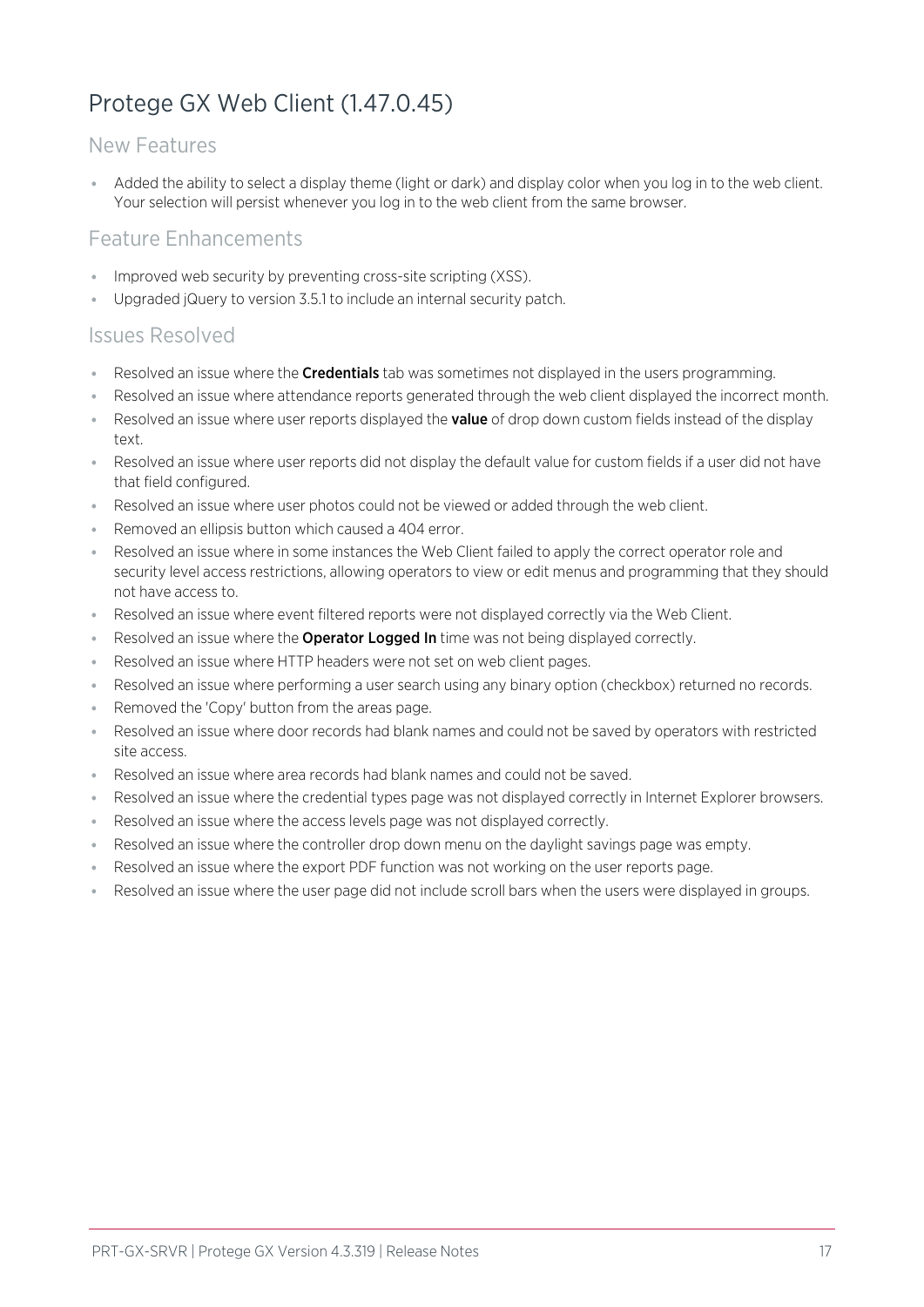## Protege GX Web Client (1.47.0.45)

### New Features

- Added the ability to select a display theme (light or dark) and display color when you log in to the web client. Your selection will persist whenever you log in to the web client from the same browser.

### Feature Enhancements

- Improved web security by preventing cross-site scripting (XSS).
- Upgraded jQuery to version 3.5.1 to include an internal security patch.

### Issues Resolved

- Resolved an issue where the **Credentials** tab was sometimes not displayed in the users programming.
- Resolved an issue where attendance reports generated through the web client displayed the incorrect month.
- Resolved an issue where user reports displayed the **value** of drop down custom fields instead of the display text.
- Resolved an issue where user reports did not display the default value for custom fields if a user did not have that field configured.
- Resolved an issue where user photos could not be viewed or added through the web client.
- Removed an ellipsis button which caused a 404 error.
- Resolved an issue where in some instances the Web Client failed to apply the correct operator role and security level access restrictions, allowing operators to view or edit menus and programming that they should not have access to.
- Resolved an issue where event filtered reports were not displayed correctly via the Web Client.
- Resolved an issue where the **Operator Logged In** time was not being displayed correctly.
- Resolved an issue where HTTP headers were not set on web client pages.
- Resolved an issue where performing a user search using any binary option (checkbox) returned no records.
- Removed the 'Copy' button from the areas page.
- Resolved an issue where door records had blank names and could not be saved by operators with restricted site access.
- Resolved an issue where area records had blank names and could not be saved.
- Resolved an issue where the credential types page was not displayed correctly in Internet Explorer browsers.
- Resolved an issue where the access levels page was not displayed correctly.
- Resolved an issue where the controller drop down menu on the daylight savings page was empty.
- Resolved an issue where the export PDF function was not working on the user reports page.
- Resolved an issue where the user page did not include scroll bars when the users were displayed in groups.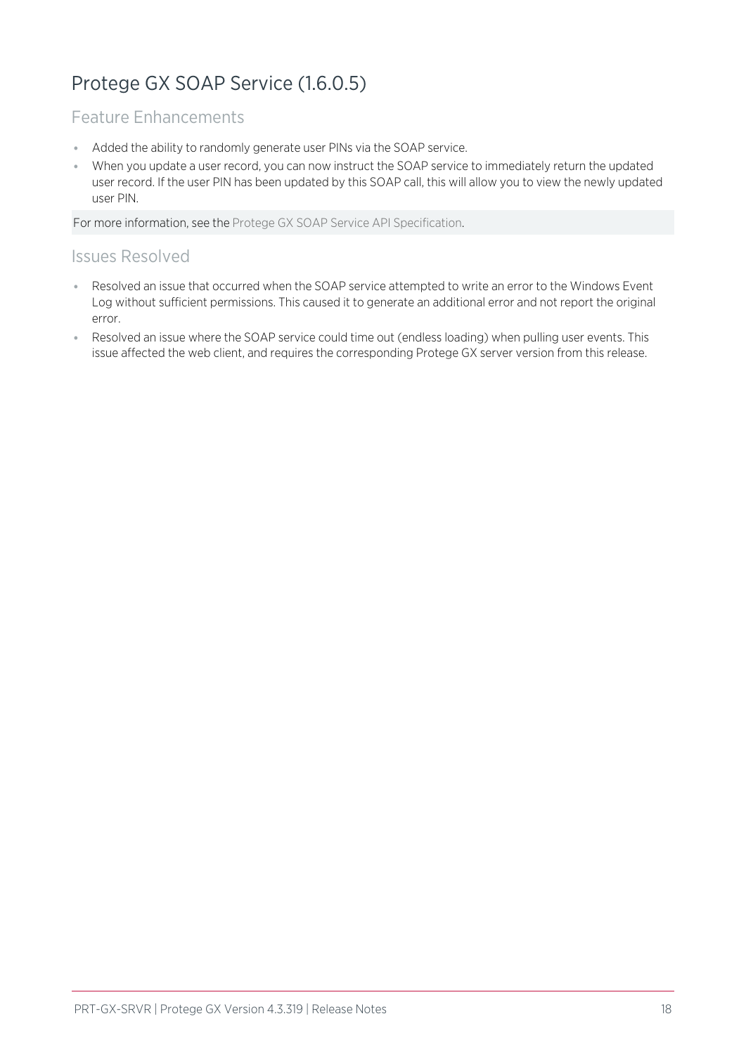# Protege GX SOAP Service (1.6.0.5)

## Feature Enhancements

- Added the ability to randomly generate user PINs via the SOAP service.
- When you update a user record, you can now instruct the SOAP service to immediately return the updated user record. If the user PIN has been updated by this SOAP call, this will allow you to view the newly updated user PIN.

For more information, see the Protege GX SOAP Service API Specification.

## Issues Resolved

- Resolved an issue that occurred when the SOAP service attempted to write an error to the Windows Event Log without sufficient permissions. This caused it to generate an additional error and not report the original error.
- Resolved an issue where the SOAP service could time out (endless loading) when pulling user events. This issue affected the web client, and requires the corresponding Protege GX server version from this release.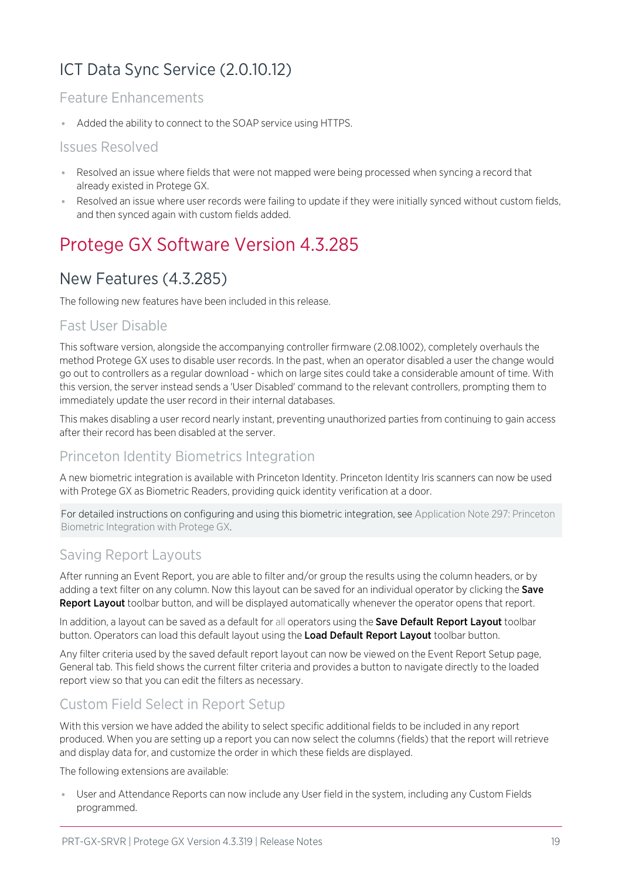## ICT Data Sync Service (2.0.10.12)

### Feature Enhancements

- Added the ability to connect to the SOAP service using HTTPS.

### Issues Resolved

- Resolved an issue where fields that were not mapped were being processed when syncing a record that already existed in Protege GX.
- Resolved an issue where user records were failing to update if they were initially synced without custom fields, and then synced again with custom fields added.

# Protege GX Software Version 4.3.285

## New Features (4.3.285)

The following new features have been included in this release.

### Fast User Disable

This software version, alongside the accompanying controller firmware (2.08.1002), completely overhauls the method Protege GX uses to disable user records. In the past, when an operator disabled a user the change would go out to controllers as a regular download - which on large sites could take a considerable amount of time. With this version, the server instead sends a 'User Disabled' command to the relevant controllers, prompting them to immediately update the user record in their internal databases.

This makes disabling a user record nearly instant, preventing unauthorized parties from continuing to gain access after their record has been disabled at the server.

### Princeton Identity Biometrics Integration

A new biometric integration is available with Princeton Identity. Princeton Identity Iris scanners can now be used with Protege GX as Biometric Readers, providing quick identity verification at a door.

For detailed instructions on configuring and using this biometric integration, see Application Note 297: Princeton Biometric Integration with Protege GX.

### Saving Report Layouts

After running an Event Report, you are able to filter and/or group the results using the column headers, or by adding a text filter on any column. Now this layout can be saved for an individual operator by clicking the **Save Report Layout** toolbar button, and will be displayed automatically whenever the operator opens that report.

In addition, a layout can be saved as a default for all operators using the **Save Default Report Layout** toolbar button. Operators can load this default layout using the **Load Default Report Layout** toolbar button.

Any filter criteria used by the saved default report layout can now be viewed on the Event Report Setup page, General tab. This field shows the current filter criteria and provides a button to navigate directly to the loaded report view so that you can edit the filters as necessary.

### Custom Field Select in Report Setup

With this version we have added the ability to select specific additional fields to be included in any report produced. When you are setting up a report you can now select the columns (fields) that the report will retrieve and display data for, and customize the order in which these fields are displayed.

The following extensions are available:

- User and Attendance Reports can now include any User field in the system, including any Custom Fields programmed.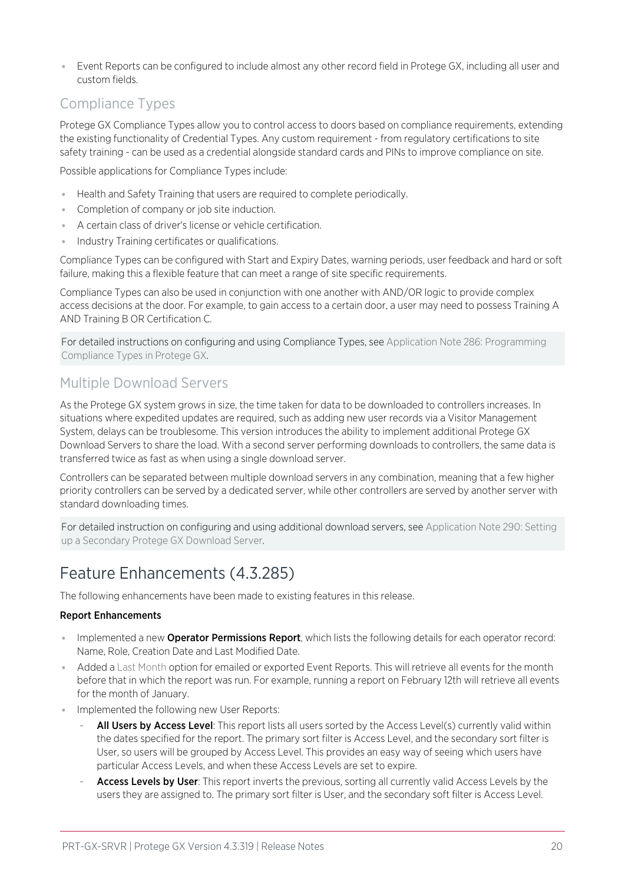- Event Reports can be configured to include almost any other record field in Protege GX, including all user and custom fields.

## Compliance Types

Protege GX Compliance Types allow you to control access to doors based on compliance requirements, extending the existing functionality of Credential Types. Any custom requirement - from regulatory certifications to site safety training - can be used as a credential alongside standard cards and PINs to improve compliance on site.

Possible applications for Compliance Types include:

- Health and Safety Training that users are required to complete periodically.
- Completion of company or job site induction.
- A certain class of driver's license or vehicle certification.
- Industry Training certificates or qualifications.

Compliance Types can be configured with Start and Expiry Dates, warning periods, user feedback and hard or soft failure, making this a flexible feature that can meet a range of site specific requirements.

Compliance Types can also be used in conjunction with one another with AND/OR logic to provide complex access decisions at the door. For example, to gain access to a certain door, a user may need to possess Training A AND Training B OR Certification C.

For detailed instructions on configuring and using Compliance Types, see Application Note 286: Programming Compliance Types in Protege GX.

## Multiple Download Servers

As the Protege GX system grows in size, the time taken for data to be downloaded to controllers increases. In situations where expedited updates are required, such as adding new user records via a Visitor Management System, delays can be troublesome. This version introduces the ability to implement additional Protege GX Download Servers to share the load. With a second server performing downloads to controllers, the same data is transferred twice as fast as when using a single download server.

Controllers can be separated between multiple download servers in any combination, meaning that a few higher priority controllers can be served by a dedicated server, while other controllers are served by another server with standard downloading times.

For detailed instruction on configuring and using additional download servers, see Application Note 290: Setting up a Secondary Protege GX Download Server.

# Feature Enhancements (4.3.285)

The following enhancements have been made to existing features in this release.

**Report Enhancements**

- Implemented a new **Operator Permissions Report**, which lists the following details for each operator record: Name, Role, Creation Date and Last Modified Date.
- Added a Last Month option for emailed or exported Event Reports. This will retrieve all events for the month before that in which the report was run. For example, running a report on February 12th will retrieve all events for the month of January.
- Implemented the following new User Reports:
  - **All Users by Access Level**: This report lists all users sorted by the Access Level(s) currently valid within the dates specified for the report. The primary sort filter is Access Level, and the secondary sort filter is User, so users will be grouped by Access Level. This provides an easy way of seeing which users have particular Access Levels, and when these Access Levels are set to expire.
  - **Access Levels by User**: This report inverts the previous, sorting all currently valid Access Levels by the users they are assigned to. The primary sort filter is User, and the secondary soft filter is Access Level.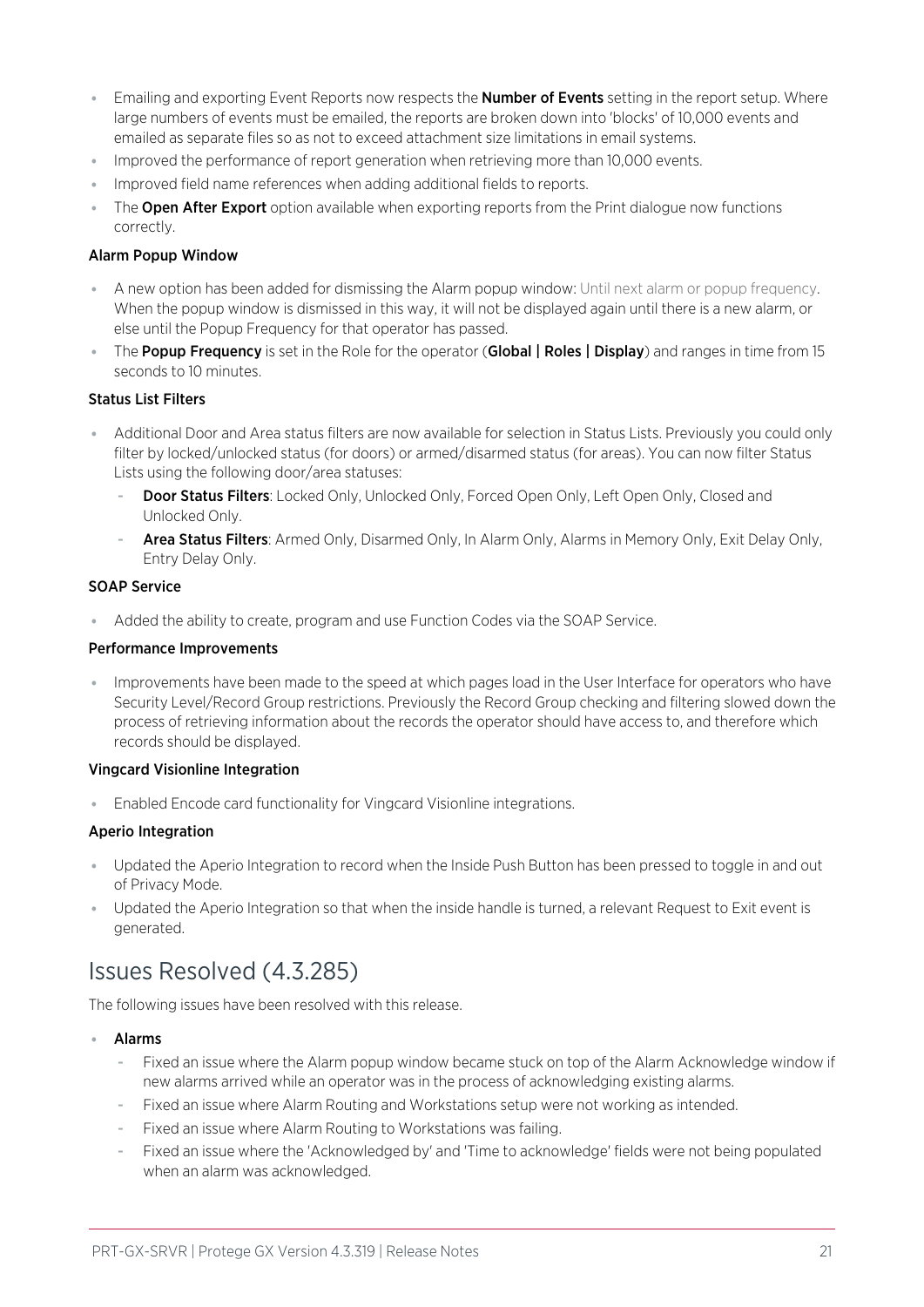- Emailing and exporting Event Reports now respects the **Number of Events** setting in the report setup. Where large numbers of events must be emailed, the reports are broken down into 'blocks' of 10,000 events and emailed as separate files so as not to exceed attachment size limitations in email systems.
- Improved the performance of report generation when retrieving more than 10,000 events.
- Improved field name references when adding additional fields to reports.
- The **Open After Export** option available when exporting reports from the Print dialogue now functions correctly.

#### Alarm Popup Window

- A new option has been added for dismissing the Alarm popup window: Until next alarm or popup frequency. When the popup window is dismissed in this way, it will not be displayed again until there is a new alarm, or else until the Popup Frequency for that operator has passed.
- The **Popup Frequency** is set in the Role for the operator (**Global | Roles | Display**) and ranges in time from 15 seconds to 10 minutes.

#### Status List Filters

- Additional Door and Area status filters are now available for selection in Status Lists. Previously you could only filter by locked/unlocked status (for doors) or armed/disarmed status (for areas). You can now filter Status Lists using the following door/area statuses:
  - **Door Status Filters**: Locked Only, Unlocked Only, Forced Open Only, Left Open Only, Closed and Unlocked Only.
  - **Area Status Filters**: Armed Only, Disarmed Only, In Alarm Only, Alarms in Memory Only, Exit Delay Only, Entry Delay Only.

#### SOAP Service

- Added the ability to create, program and use Function Codes via the SOAP Service.

#### Performance Improvements

- Improvements have been made to the speed at which pages load in the User Interface for operators who have Security Level/Record Group restrictions. Previously the Record Group checking and filtering slowed down the process of retrieving information about the records the operator should have access to, and therefore which records should be displayed.

#### Vingcard Visionline Integration

- Enabled Encode card functionality for Vingcard Visionline integrations.

#### Aperio Integration

- Updated the Aperio Integration to record when the Inside Push Button has been pressed to toggle in and out of Privacy Mode.
- Updated the Aperio Integration so that when the inside handle is turned, a relevant Request to Exit event is generated.

## Issues Resolved (4.3.285)

The following issues have been resolved with this release.

- **Alarms**
  - Fixed an issue where the Alarm popup window became stuck on top of the Alarm Acknowledge window if new alarms arrived while an operator was in the process of acknowledging existing alarms.
  - Fixed an issue where Alarm Routing and Workstations setup were not working as intended.
  - Fixed an issue where Alarm Routing to Workstations was failing.
  - Fixed an issue where the 'Acknowledged by' and 'Time to acknowledge' fields were not being populated when an alarm was acknowledged.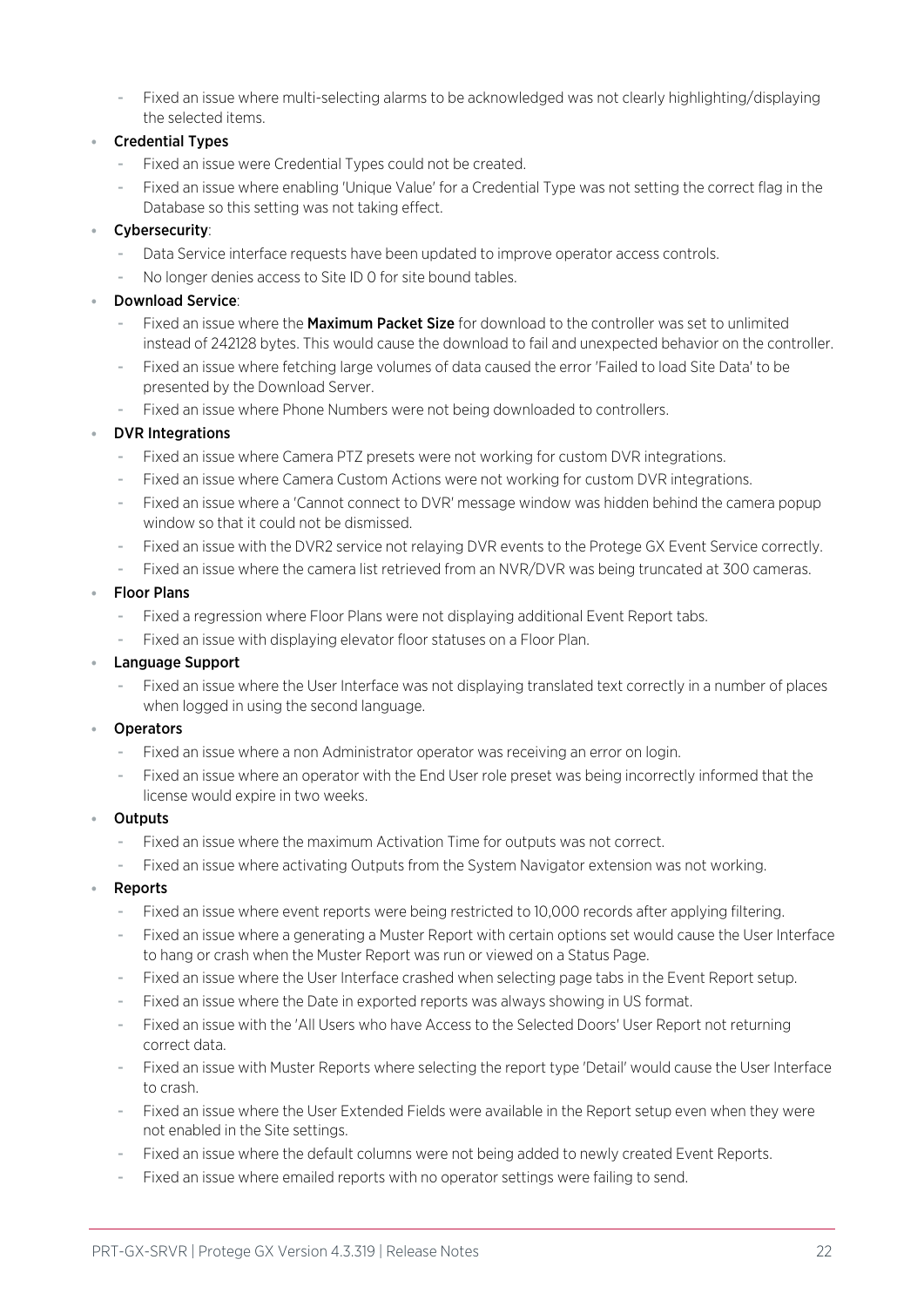- Fixed an issue where multi-selecting alarms to be acknowledged was not clearly highlighting/displaying the selected items.

- **Credential Types**
  - Fixed an issue were Credential Types could not be created.
  - Fixed an issue where enabling 'Unique Value' for a Credential Type was not setting the correct flag in the Database so this setting was not taking effect.
- **Cybersecurity**:
  - Data Service interface requests have been updated to improve operator access controls.
  - No longer denies access to Site ID 0 for site bound tables.
- **Download Service**:
  - Fixed an issue where the **Maximum Packet Size** for download to the controller was set to unlimited instead of 242128 bytes. This would cause the download to fail and unexpected behavior on the controller.
  - Fixed an issue where fetching large volumes of data caused the error 'Failed to load Site Data' to be presented by the Download Server.
  - Fixed an issue where Phone Numbers were not being downloaded to controllers.
- **DVR Integrations**
  - Fixed an issue where Camera PTZ presets were not working for custom DVR integrations.
  - Fixed an issue where Camera Custom Actions were not working for custom DVR integrations.
  - Fixed an issue where a 'Cannot connect to DVR' message window was hidden behind the camera popup window so that it could not be dismissed.
  - Fixed an issue with the DVR2 service not relaying DVR events to the Protege GX Event Service correctly.
  - Fixed an issue where the camera list retrieved from an NVR/DVR was being truncated at 300 cameras.
- **Floor Plans**
  - Fixed a regression where Floor Plans were not displaying additional Event Report tabs.
  - Fixed an issue with displaying elevator floor statuses on a Floor Plan.
- **Language Support**
  - Fixed an issue where the User Interface was not displaying translated text correctly in a number of places when logged in using the second language.
- **Operators**
  - Fixed an issue where a non Administrator operator was receiving an error on login.
  - Fixed an issue where an operator with the End User role preset was being incorrectly informed that the license would expire in two weeks.
- **Outputs**
  - Fixed an issue where the maximum Activation Time for outputs was not correct.
  - Fixed an issue where activating Outputs from the System Navigator extension was not working.
- **Reports**
  - Fixed an issue where event reports were being restricted to 10,000 records after applying filtering.
  - Fixed an issue where a generating a Muster Report with certain options set would cause the User Interface to hang or crash when the Muster Report was run or viewed on a Status Page.
  - Fixed an issue where the User Interface crashed when selecting page tabs in the Event Report setup.
  - Fixed an issue where the Date in exported reports was always showing in US format.
  - Fixed an issue with the 'All Users who have Access to the Selected Doors' User Report not returning correct data.
  - Fixed an issue with Muster Reports where selecting the report type 'Detail' would cause the User Interface to crash.
  - Fixed an issue where the User Extended Fields were available in the Report setup even when they were not enabled in the Site settings.
  - Fixed an issue where the default columns were not being added to newly created Event Reports.
  - Fixed an issue where emailed reports with no operator settings were failing to send.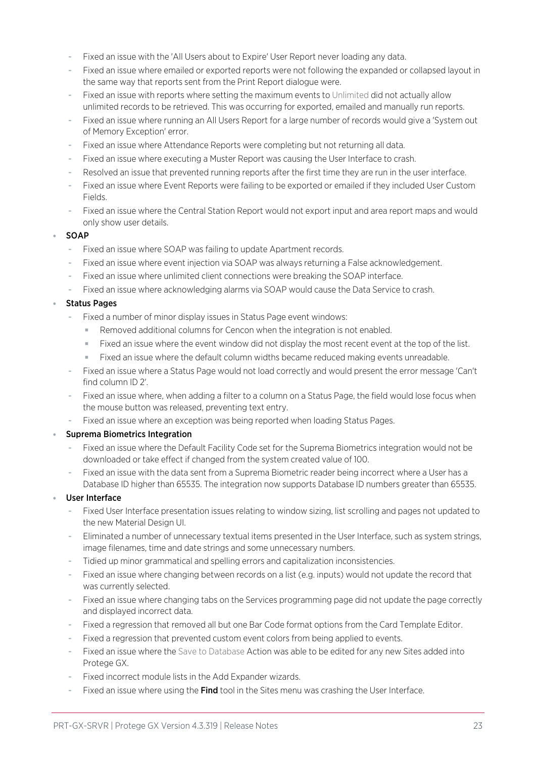- Fixed an issue with the 'All Users about to Expire' User Report never loading any data.
- Fixed an issue where emailed or exported reports were not following the expanded or collapsed layout in the same way that reports sent from the Print Report dialogue were.
- Fixed an issue with reports where setting the maximum events to Unlimited did not actually allow unlimited records to be retrieved. This was occurring for exported, emailed and manually run reports.
- Fixed an issue where running an All Users Report for a large number of records would give a 'System out of Memory Exception' error.
- Fixed an issue where Attendance Reports were completing but not returning all data.
- Fixed an issue where executing a Muster Report was causing the User Interface to crash.
- Resolved an issue that prevented running reports after the first time they are run in the user interface.
- Fixed an issue where Event Reports were failing to be exported or emailed if they included User Custom Fields.
- Fixed an issue where the Central Station Report would not export input and area report maps and would only show user details.

- SOAP
  - Fixed an issue where SOAP was failing to update Apartment records.
  - Fixed an issue where event injection via SOAP was always returning a False acknowledgement.
  - Fixed an issue where unlimited client connections were breaking the SOAP interface.
  - Fixed an issue where acknowledging alarms via SOAP would cause the Data Service to crash.
- Status Pages
  - Fixed a number of minor display issues in Status Page event windows:
    - Removed additional columns for Cencon when the integration is not enabled.
    - Fixed an issue where the event window did not display the most recent event at the top of the list.
    - Fixed an issue where the default column widths became reduced making events unreadable.
  - Fixed an issue where a Status Page would not load correctly and would present the error message 'Can't find column ID 2'.
  - Fixed an issue where, when adding a filter to a column on a Status Page, the field would lose focus when the mouse button was released, preventing text entry.
  - Fixed an issue where an exception was being reported when loading Status Pages.
- Suprema Biometrics Integration
  - Fixed an issue where the Default Facility Code set for the Suprema Biometrics integration would not be downloaded or take effect if changed from the system created value of 100.
  - Fixed an issue with the data sent from a Suprema Biometric reader being incorrect where a User has a Database ID higher than 65535. The integration now supports Database ID numbers greater than 65535.
- User Interface
  - Fixed User Interface presentation issues relating to window sizing, list scrolling and pages not updated to the new Material Design UI.
  - Eliminated a number of unnecessary textual items presented in the User Interface, such as system strings, image filenames, time and date strings and some unnecessary numbers.
  - Tidied up minor grammatical and spelling errors and capitalization inconsistencies.
  - Fixed an issue where changing between records on a list (e.g. inputs) would not update the record that was currently selected.
  - Fixed an issue where changing tabs on the Services programming page did not update the page correctly and displayed incorrect data.
  - Fixed a regression that removed all but one Bar Code format options from the Card Template Editor.
  - Fixed a regression that prevented custom event colors from being applied to events.
  - Fixed an issue where the Save to Database Action was able to be edited for any new Sites added into Protege GX.
  - Fixed incorrect module lists in the Add Expander wizards.
  - Fixed an issue where using the **Find** tool in the Sites menu was crashing the User Interface.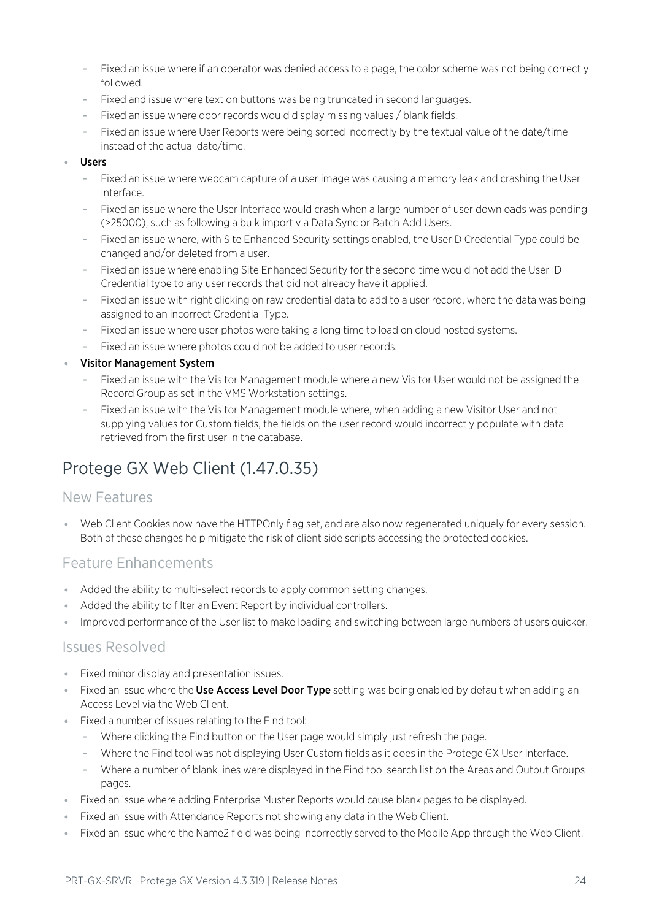- Fixed an issue where if an operator was denied access to a page, the color scheme was not being correctly followed.
- Fixed and issue where text on buttons was being truncated in second languages.
- Fixed an issue where door records would display missing values / blank fields.
- Fixed an issue where User Reports were being sorted incorrectly by the textual value of the date/time instead of the actual date/time.

- **Users**
  - Fixed an issue where webcam capture of a user image was causing a memory leak and crashing the User Interface.
  - Fixed an issue where the User Interface would crash when a large number of user downloads was pending (>25000), such as following a bulk import via Data Sync or Batch Add Users.
  - Fixed an issue where, with Site Enhanced Security settings enabled, the UserID Credential Type could be changed and/or deleted from a user.
  - Fixed an issue where enabling Site Enhanced Security for the second time would not add the User ID Credential type to any user records that did not already have it applied.
  - Fixed an issue with right clicking on raw credential data to add to a user record, where the data was being assigned to an incorrect Credential Type.
  - Fixed an issue where user photos were taking a long time to load on cloud hosted systems.
  - Fixed an issue where photos could not be added to user records.
- **Visitor Management System**
  - Fixed an issue with the Visitor Management module where a new Visitor User would not be assigned the Record Group as set in the VMS Workstation settings.
  - Fixed an issue with the Visitor Management module where, when adding a new Visitor User and not supplying values for Custom fields, the fields on the user record would incorrectly populate with data retrieved from the first user in the database.

# Protege GX Web Client (1.47.0.35)

## New Features

- Web Client Cookies now have the HTTPOnly flag set, and are also now regenerated uniquely for every session. Both of these changes help mitigate the risk of client side scripts accessing the protected cookies.

## Feature Enhancements

- Added the ability to multi-select records to apply common setting changes.
- Added the ability to filter an Event Report by individual controllers.
- Improved performance of the User list to make loading and switching between large numbers of users quicker.

## Issues Resolved

- Fixed minor display and presentation issues.
- Fixed an issue where the **Use Access Level Door Type** setting was being enabled by default when adding an Access Level via the Web Client.
- Fixed a number of issues relating to the Find tool:
  - Where clicking the Find button on the User page would simply just refresh the page.
  - Where the Find tool was not displaying User Custom fields as it does in the Protege GX User Interface.
  - Where a number of blank lines were displayed in the Find tool search list on the Areas and Output Groups pages.
- Fixed an issue where adding Enterprise Muster Reports would cause blank pages to be displayed.
- Fixed an issue with Attendance Reports not showing any data in the Web Client.
- Fixed an issue where the Name2 field was being incorrectly served to the Mobile App through the Web Client.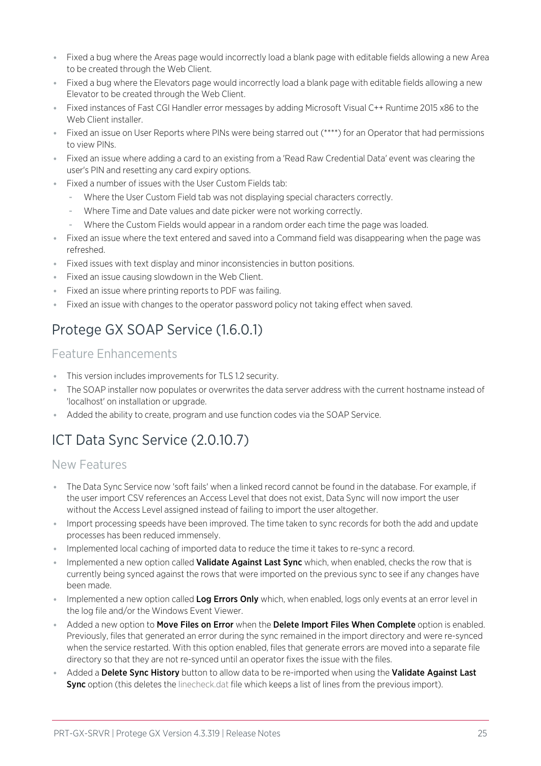- Fixed a bug where the Areas page would incorrectly load a blank page with editable fields allowing a new Area to be created through the Web Client.
- Fixed a bug where the Elevators page would incorrectly load a blank page with editable fields allowing a new Elevator to be created through the Web Client.
- Fixed instances of Fast CGI Handler error messages by adding Microsoft Visual C++ Runtime 2015 x86 to the Web Client installer.
- Fixed an issue on User Reports where PINs were being starred out (****) for an Operator that had permissions to view PINs.
- Fixed an issue where adding a card to an existing from a 'Read Raw Credential Data' event was clearing the user's PIN and resetting any card expiry options.
- Fixed a number of issues with the User Custom Fields tab:
  - Where the User Custom Field tab was not displaying special characters correctly.
  - Where Time and Date values and date picker were not working correctly.
  - Where the Custom Fields would appear in a random order each time the page was loaded.
- Fixed an issue where the text entered and saved into a Command field was disappearing when the page was refreshed.
- Fixed issues with text display and minor inconsistencies in button positions.
- Fixed an issue causing slowdown in the Web Client.
- Fixed an issue where printing reports to PDF was failing.
- Fixed an issue with changes to the operator password policy not taking effect when saved.

## Protege GX SOAP Service (1.6.0.1)

### Feature Enhancements

- This version includes improvements for TLS 1.2 security.
- The SOAP installer now populates or overwrites the data server address with the current hostname instead of 'localhost' on installation or upgrade.
- Added the ability to create, program and use function codes via the SOAP Service.

## ICT Data Sync Service (2.0.10.7)

### New Features

- The Data Sync Service now 'soft fails' when a linked record cannot be found in the database. For example, if the user import CSV references an Access Level that does not exist, Data Sync will now import the user without the Access Level assigned instead of failing to import the user altogether.
- Import processing speeds have been improved. The time taken to sync records for both the add and update processes has been reduced immensely.
- Implemented local caching of imported data to reduce the time it takes to re-sync a record.
- Implemented a new option called **Validate Against Last Sync** which, when enabled, checks the row that is currently being synced against the rows that were imported on the previous sync to see if any changes have been made.
- Implemented a new option called **Log Errors Only** which, when enabled, logs only events at an error level in the log file and/or the Windows Event Viewer.
- Added a new option to **Move Files on Error** when the **Delete Import Files When Complete** option is enabled. Previously, files that generated an error during the sync remained in the import directory and were re-synced when the service restarted. With this option enabled, files that generate errors are moved into a separate file directory so that they are not re-synced until an operator fixes the issue with the files.
- Added a **Delete Sync History** button to allow data to be re-imported when using the **Validate Against Last Sync** option (this deletes the linecheck.dat file which keeps a list of lines from the previous import).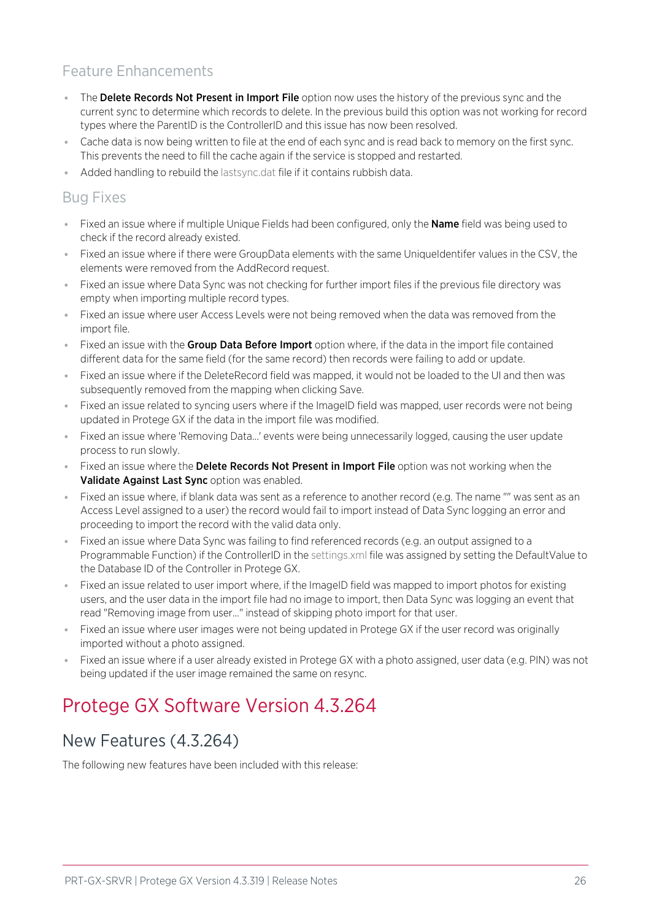### Feature Enhancements

- The **Delete Records Not Present in Import File** option now uses the history of the previous sync and the current sync to determine which records to delete. In the previous build this option was not working for record types where the ParentID is the ControllerID and this issue has now been resolved.
- Cache data is now being written to file at the end of each sync and is read back to memory on the first sync. This prevents the need to fill the cache again if the service is stopped and restarted.
- Added handling to rebuild the lastsync.dat file if it contains rubbish data.

### Bug Fixes

- Fixed an issue where if multiple Unique Fields had been configured, only the **Name** field was being used to check if the record already existed.
- Fixed an issue where if there were GroupData elements with the same UniqueIdentifer values in the CSV, the elements were removed from the AddRecord request.
- Fixed an issue where Data Sync was not checking for further import files if the previous file directory was empty when importing multiple record types.
- Fixed an issue where user Access Levels were not being removed when the data was removed from the import file.
- Fixed an issue with the **Group Data Before Import** option where, if the data in the import file contained different data for the same field (for the same record) then records were failing to add or update.
- Fixed an issue where if the DeleteRecord field was mapped, it would not be loaded to the UI and then was subsequently removed from the mapping when clicking Save.
- Fixed an issue related to syncing users where if the ImageID field was mapped, user records were not being updated in Protege GX if the data in the import file was modified.
- Fixed an issue where 'Removing Data...' events were being unnecessarily logged, causing the user update process to run slowly.
- Fixed an issue where the **Delete Records Not Present in Import File** option was not working when the **Validate Against Last Sync** option was enabled.
- Fixed an issue where, if blank data was sent as a reference to another record (e.g. The name "" was sent as an Access Level assigned to a user) the record would fail to import instead of Data Sync logging an error and proceeding to import the record with the valid data only.
- Fixed an issue where Data Sync was failing to find referenced records (e.g. an output assigned to a Programmable Function) if the ControllerID in the settings.xml file was assigned by setting the DefaultValue to the Database ID of the Controller in Protege GX.
- Fixed an issue related to user import where, if the ImageID field was mapped to import photos for existing users, and the user data in the import file had no image to import, then Data Sync was logging an event that read "Removing image from user..." instead of skipping photo import for that user.
- Fixed an issue where user images were not being updated in Protege GX if the user record was originally imported without a photo assigned.
- Fixed an issue where if a user already existed in Protege GX with a photo assigned, user data (e.g. PIN) was not being updated if the user image remained the same on resync.

# Protege GX Software Version 4.3.264

## New Features (4.3.264)

The following new features have been included with this release: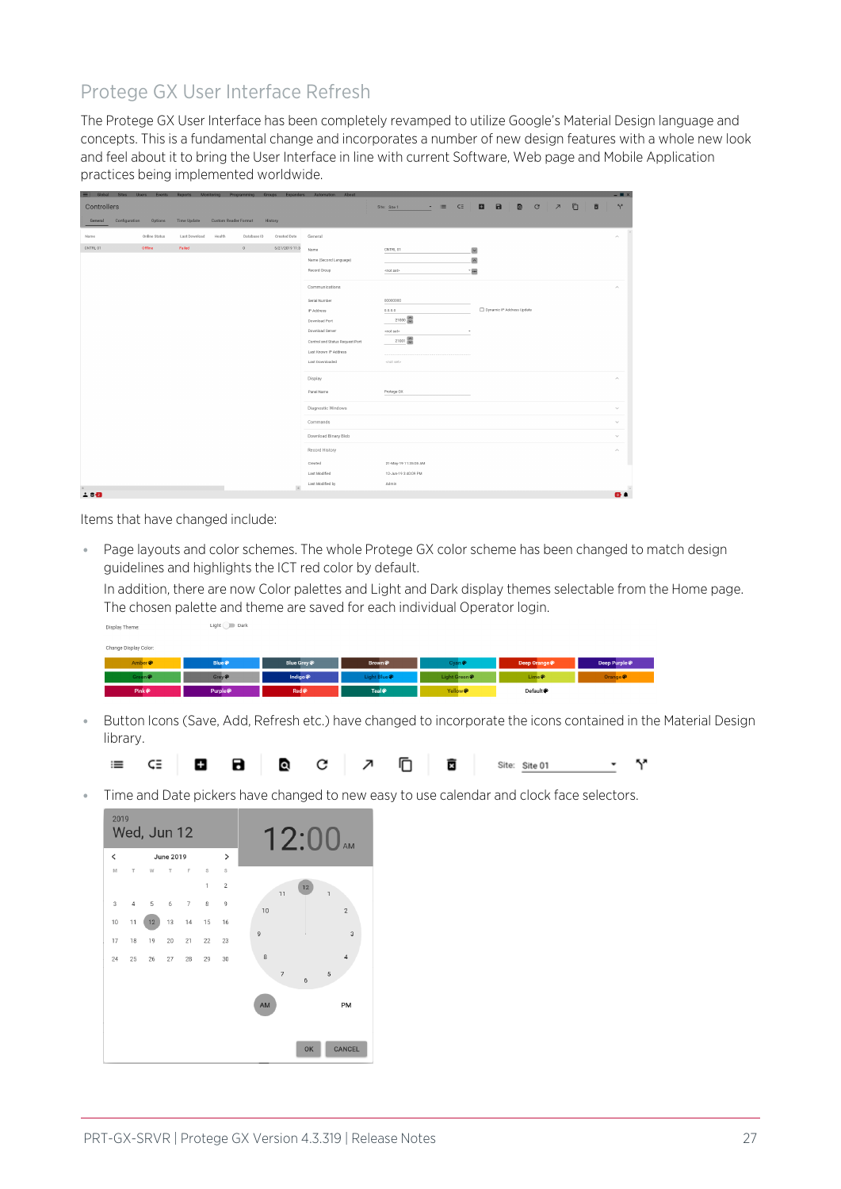## Protege GX User Interface Refresh

The Protege GX User Interface has been completely revamped to utilize Google's Material Design language and concepts. This is a fundamental change and incorporates a number of new design features with a whole new look and feel about it to bring the User Interface in line with current Software, Web page and Mobile Application practices being implemented worldwide.

Items that have changed include:

- Page layouts and color schemes. The whole Protege GX color scheme has been changed to match design guidelines and highlights the ICT red color by default.

  In addition, there are now Color palettes and Light and Dark display themes selectable from the Home page. The chosen palette and theme are saved for each individual Operator login.

- Button Icons (Save, Add, Refresh etc.) have changed to incorporate the icons contained in the Material Design library.

- Time and Date pickers have changed to new easy to use calendar and clock face selectors.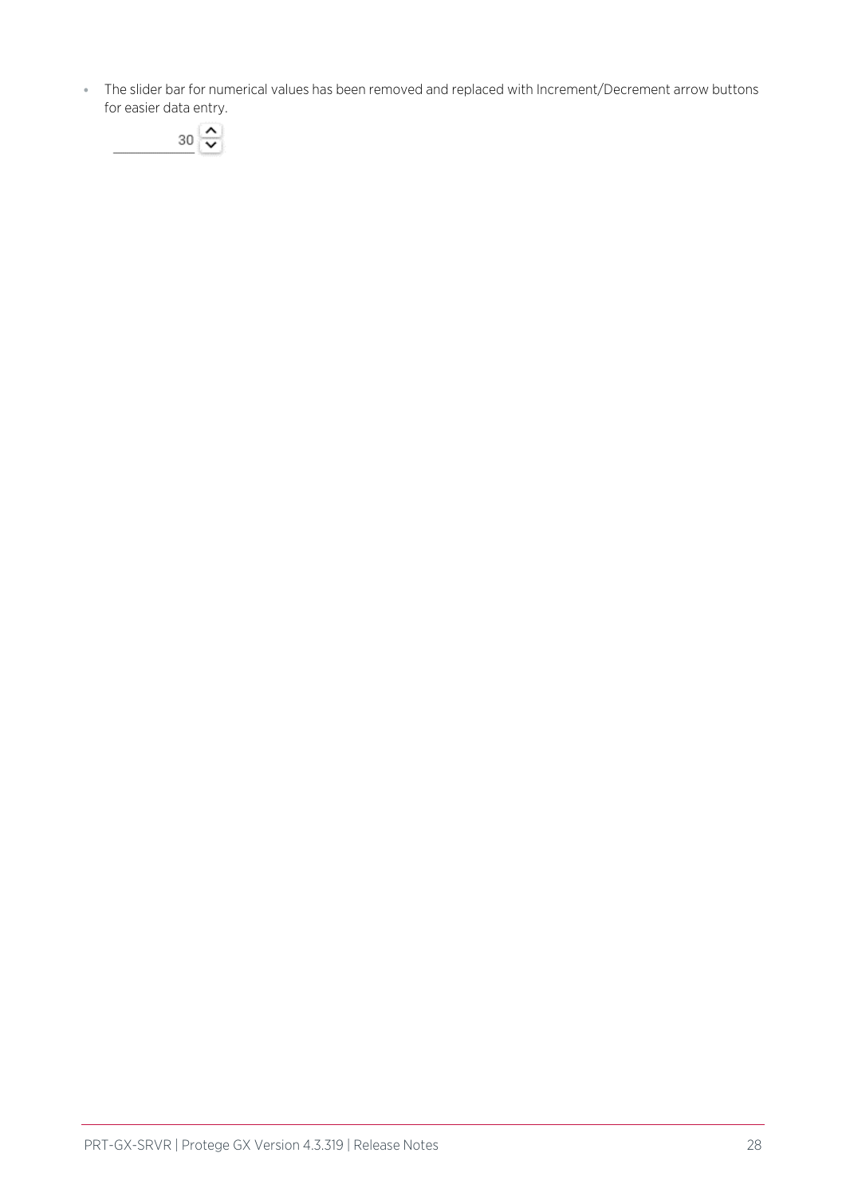- The slider bar for numerical values has been removed and replaced with Increment/Decrement arrow buttons for easier data entry.

30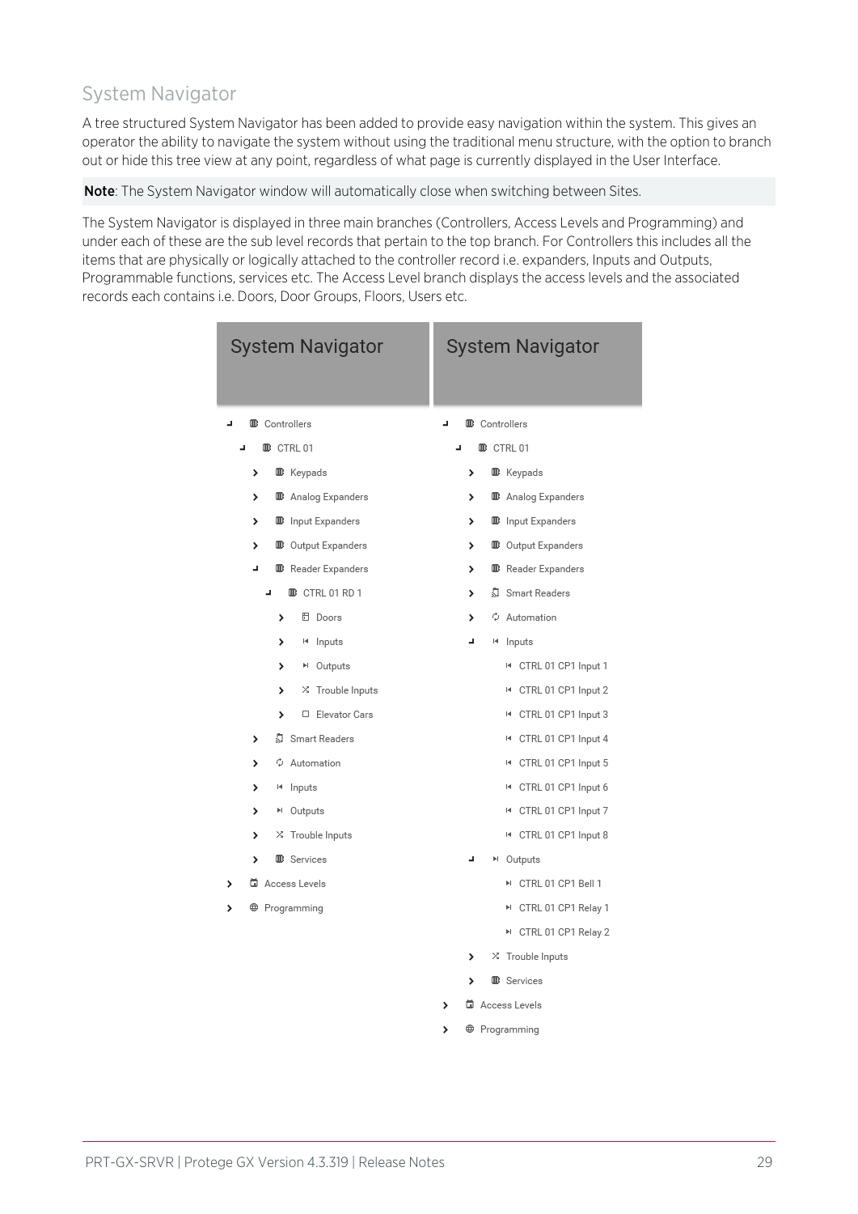## System Navigator

A tree structured System Navigator has been added to provide easy navigation within the system. This gives an operator the ability to navigate the system without using the traditional menu structure, with the option to branch out or hide this tree view at any point, regardless of what page is currently displayed in the User Interface.

**Note**: The System Navigator window will automatically close when switching between Sites.

The System Navigator is displayed in three main branches (Controllers, Access Levels and Programming) and under each of these are the sub level records that pertain to the top branch. For Controllers this includes all the items that are physically or logically attached to the controller record i.e. expanders, Inputs and Outputs, Programmable functions, services etc. The Access Level branch displays the access levels and the associated records each contains i.e. Doors, Door Groups, Floors, Users etc.

**System Navigator**

- Controllers
  - CTRL 01
    - Keypads
    - Analog Expanders
    - Input Expanders
    - Output Expanders
    - Reader Expanders
      - CTRL 01 RD 1
        - Doors
        - Inputs
        - Outputs
        - Trouble Inputs
        - Elevator Cars
    - Smart Readers
    - Automation
    - Inputs
    - Outputs
    - Trouble Inputs
    - Services
- Access Levels
- Programming

**System Navigator**

- Controllers
  - CTRL 01
    - Keypads
    - Analog Expanders
    - Input Expanders
    - Output Expanders
    - Reader Expanders
    - Smart Readers
    - Automation
    - Inputs
      - CTRL 01 CP1 Input 1
      - CTRL 01 CP1 Input 2
      - CTRL 01 CP1 Input 3
      - CTRL 01 CP1 Input 4
      - CTRL 01 CP1 Input 5
      - CTRL 01 CP1 Input 6
      - CTRL 01 CP1 Input 7
      - CTRL 01 CP1 Input 8
    - Outputs
      - CTRL 01 CP1 Bell 1
      - CTRL 01 CP1 Relay 1
      - CTRL 01 CP1 Relay 2
    - Trouble Inputs
    - Services
- Access Levels
- Programming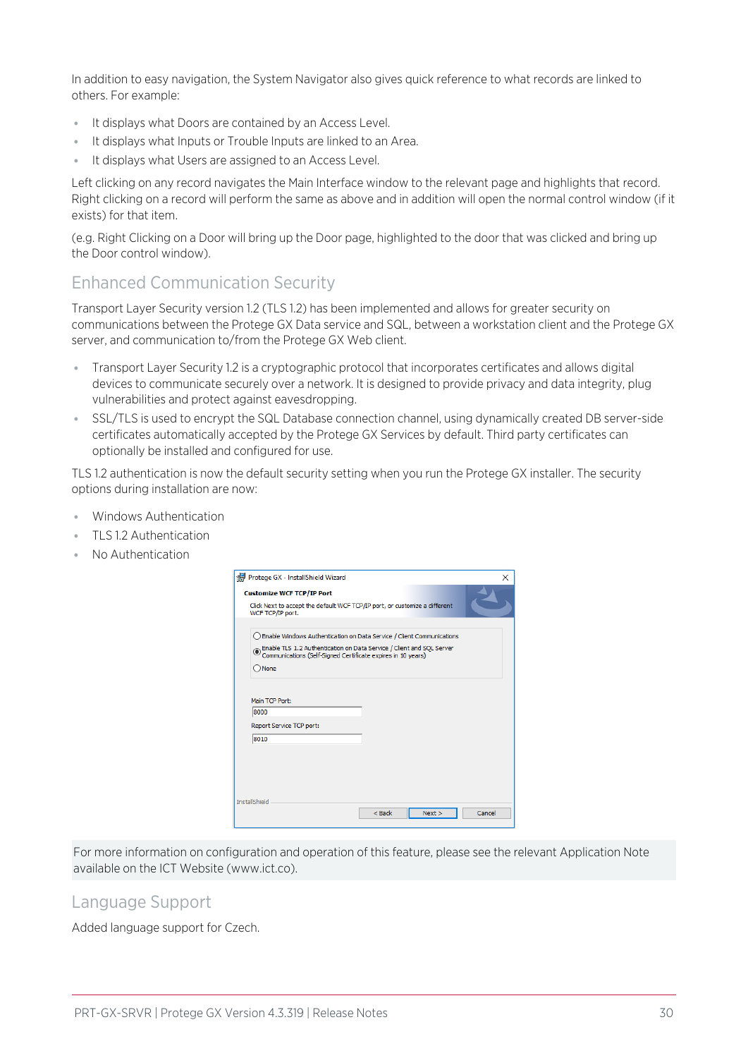In addition to easy navigation, the System Navigator also gives quick reference to what records are linked to others. For example:

- It displays what Doors are contained by an Access Level.
- It displays what Inputs or Trouble Inputs are linked to an Area.
- It displays what Users are assigned to an Access Level.

Left clicking on any record navigates the Main Interface window to the relevant page and highlights that record. Right clicking on a record will perform the same as above and in addition will open the normal control window (if it exists) for that item.

(e.g. Right Clicking on a Door will bring up the Door page, highlighted to the door that was clicked and bring up the Door control window).

## Enhanced Communication Security

Transport Layer Security version 1.2 (TLS 1.2) has been implemented and allows for greater security on communications between the Protege GX Data service and SQL, between a workstation client and the Protege GX server, and communication to/from the Protege GX Web client.

- Transport Layer Security 1.2 is a cryptographic protocol that incorporates certificates and allows digital devices to communicate securely over a network. It is designed to provide privacy and data integrity, plug vulnerabilities and protect against eavesdropping.
- SSL/TLS is used to encrypt the SQL Database connection channel, using dynamically created DB server-side certificates automatically accepted by the Protege GX Services by default. Third party certificates can optionally be installed and configured for use.

TLS 1.2 authentication is now the default security setting when you run the Protege GX installer. The security options during installation are now:

- Windows Authentication
- TLS 1.2 Authentication
- No Authentication

Protege GX - InstallShield Wizard

**Customize WCF TCP/IP Port**

Click Next to accept the default WCF TCP/IP port, or customize a different WCF TCP/IP port.

- ○ Enable Windows Authentication on Data Service / Client Communications
- ◉ Enable TLS 1.2 Authentication on Data Service / Client and SQL Server Communications (Self-Signed Certificate expires in 10 years)
- ○ None

Main TCP Port: 8000

Report Service TCP port: 8010

InstallShield

< Back | Next > | Cancel

For more information on configuration and operation of this feature, please see the relevant Application Note available on the ICT Website (www.ict.co).

## Language Support

Added language support for Czech.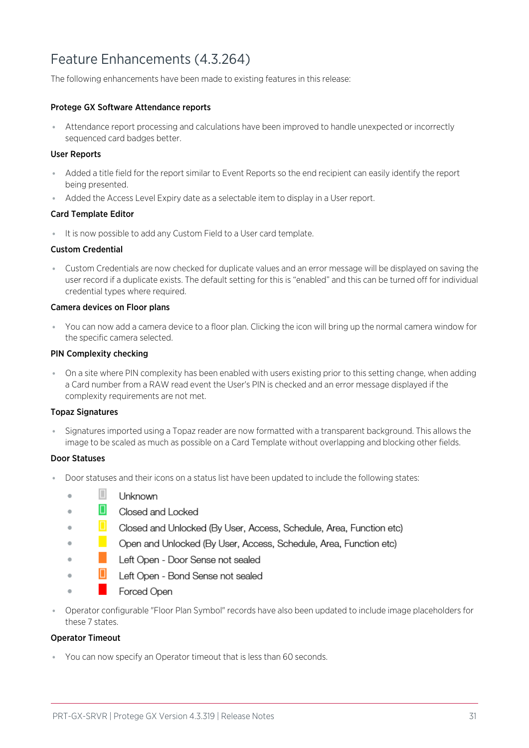# Feature Enhancements (4.3.264)

The following enhancements have been made to existing features in this release:

### Protege GX Software Attendance reports

- Attendance report processing and calculations have been improved to handle unexpected or incorrectly sequenced card badges better.

### User Reports

- Added a title field for the report similar to Event Reports so the end recipient can easily identify the report being presented.
- Added the Access Level Expiry date as a selectable item to display in a User report.

### Card Template Editor

- It is now possible to add any Custom Field to a User card template.

### Custom Credential

- Custom Credentials are now checked for duplicate values and an error message will be displayed on saving the user record if a duplicate exists. The default setting for this is "enabled" and this can be turned off for individual credential types where required.

### Camera devices on Floor plans

- You can now add a camera device to a floor plan. Clicking the icon will bring up the normal camera window for the specific camera selected.

### PIN Complexity checking

- On a site where PIN complexity has been enabled with users existing prior to this setting change, when adding a Card number from a RAW read event the User's PIN is checked and an error message displayed if the complexity requirements are not met.

### Topaz Signatures

- Signatures imported using a Topaz reader are now formatted with a transparent background. This allows the image to be scaled as much as possible on a Card Template without overlapping and blocking other fields.

### Door Statuses

- Door statuses and their icons on a status list have been updated to include the following states:
  - Unknown
  - Closed and Locked
  - Closed and Unlocked (By User, Access, Schedule, Area, Function etc)
  - Open and Unlocked (By User, Access, Schedule, Area, Function etc)
  - Left Open - Door Sense not sealed
  - Left Open - Bond Sense not sealed
  - Forced Open
- Operator configurable "Floor Plan Symbol" records have also been updated to include image placeholders for these 7 states.

### Operator Timeout

- You can now specify an Operator timeout that is less than 60 seconds.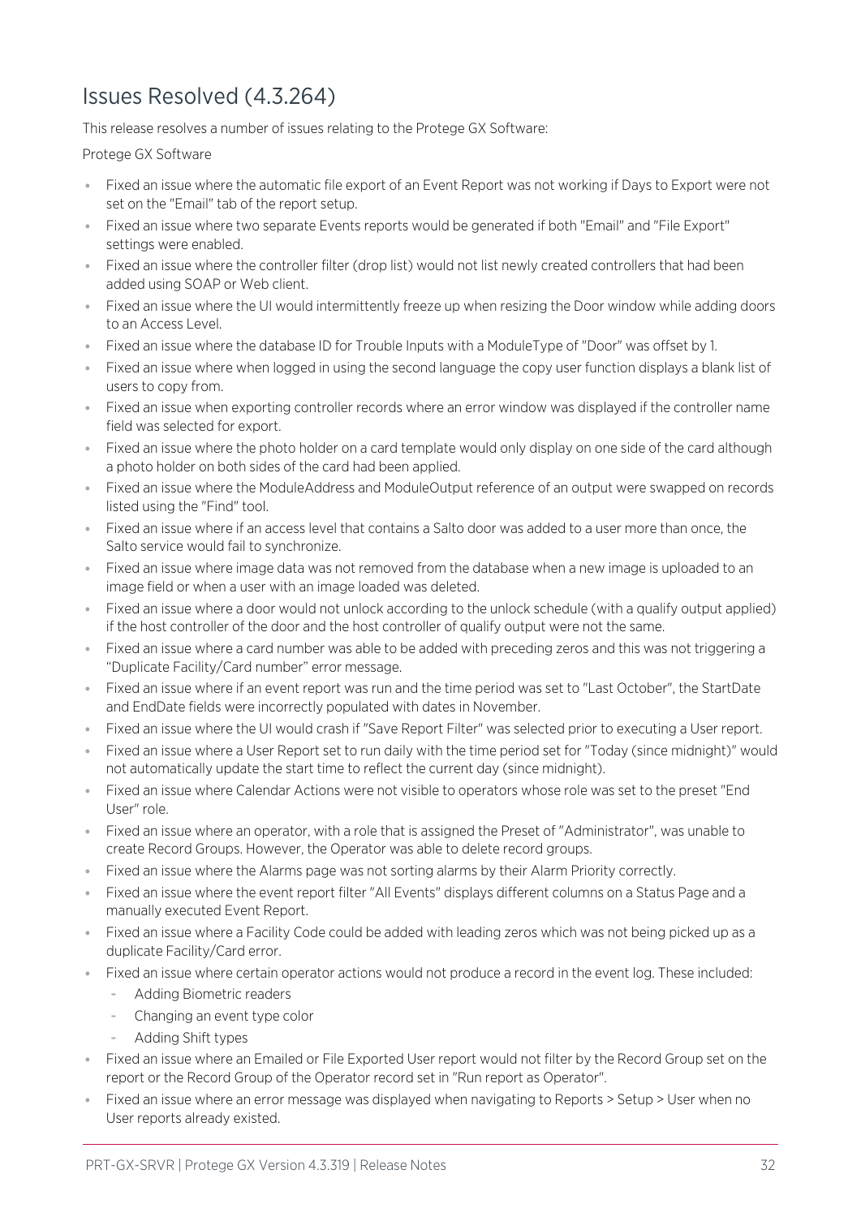## Issues Resolved (4.3.264)

This release resolves a number of issues relating to the Protege GX Software:

Protege GX Software

- Fixed an issue where the automatic file export of an Event Report was not working if Days to Export were not set on the "Email" tab of the report setup.
- Fixed an issue where two separate Events reports would be generated if both "Email" and "File Export" settings were enabled.
- Fixed an issue where the controller filter (drop list) would not list newly created controllers that had been added using SOAP or Web client.
- Fixed an issue where the UI would intermittently freeze up when resizing the Door window while adding doors to an Access Level.
- Fixed an issue where the database ID for Trouble Inputs with a ModuleType of "Door" was offset by 1.
- Fixed an issue where when logged in using the second language the copy user function displays a blank list of users to copy from.
- Fixed an issue when exporting controller records where an error window was displayed if the controller name field was selected for export.
- Fixed an issue where the photo holder on a card template would only display on one side of the card although a photo holder on both sides of the card had been applied.
- Fixed an issue where the ModuleAddress and ModuleOutput reference of an output were swapped on records listed using the "Find" tool.
- Fixed an issue where if an access level that contains a Salto door was added to a user more than once, the Salto service would fail to synchronize.
- Fixed an issue where image data was not removed from the database when a new image is uploaded to an image field or when a user with an image loaded was deleted.
- Fixed an issue where a door would not unlock according to the unlock schedule (with a qualify output applied) if the host controller of the door and the host controller of qualify output were not the same.
- Fixed an issue where a card number was able to be added with preceding zeros and this was not triggering a "Duplicate Facility/Card number" error message.
- Fixed an issue where if an event report was run and the time period was set to "Last October", the StartDate and EndDate fields were incorrectly populated with dates in November.
- Fixed an issue where the UI would crash if "Save Report Filter" was selected prior to executing a User report.
- Fixed an issue where a User Report set to run daily with the time period set for "Today (since midnight)" would not automatically update the start time to reflect the current day (since midnight).
- Fixed an issue where Calendar Actions were not visible to operators whose role was set to the preset "End User" role.
- Fixed an issue where an operator, with a role that is assigned the Preset of "Administrator", was unable to create Record Groups. However, the Operator was able to delete record groups.
- Fixed an issue where the Alarms page was not sorting alarms by their Alarm Priority correctly.
- Fixed an issue where the event report filter "All Events" displays different columns on a Status Page and a manually executed Event Report.
- Fixed an issue where a Facility Code could be added with leading zeros which was not being picked up as a duplicate Facility/Card error.
- Fixed an issue where certain operator actions would not produce a record in the event log. These included:
  - Adding Biometric readers
  - Changing an event type color
  - Adding Shift types
- Fixed an issue where an Emailed or File Exported User report would not filter by the Record Group set on the report or the Record Group of the Operator record set in "Run report as Operator".
- Fixed an issue where an error message was displayed when navigating to Reports > Setup > User when no User reports already existed.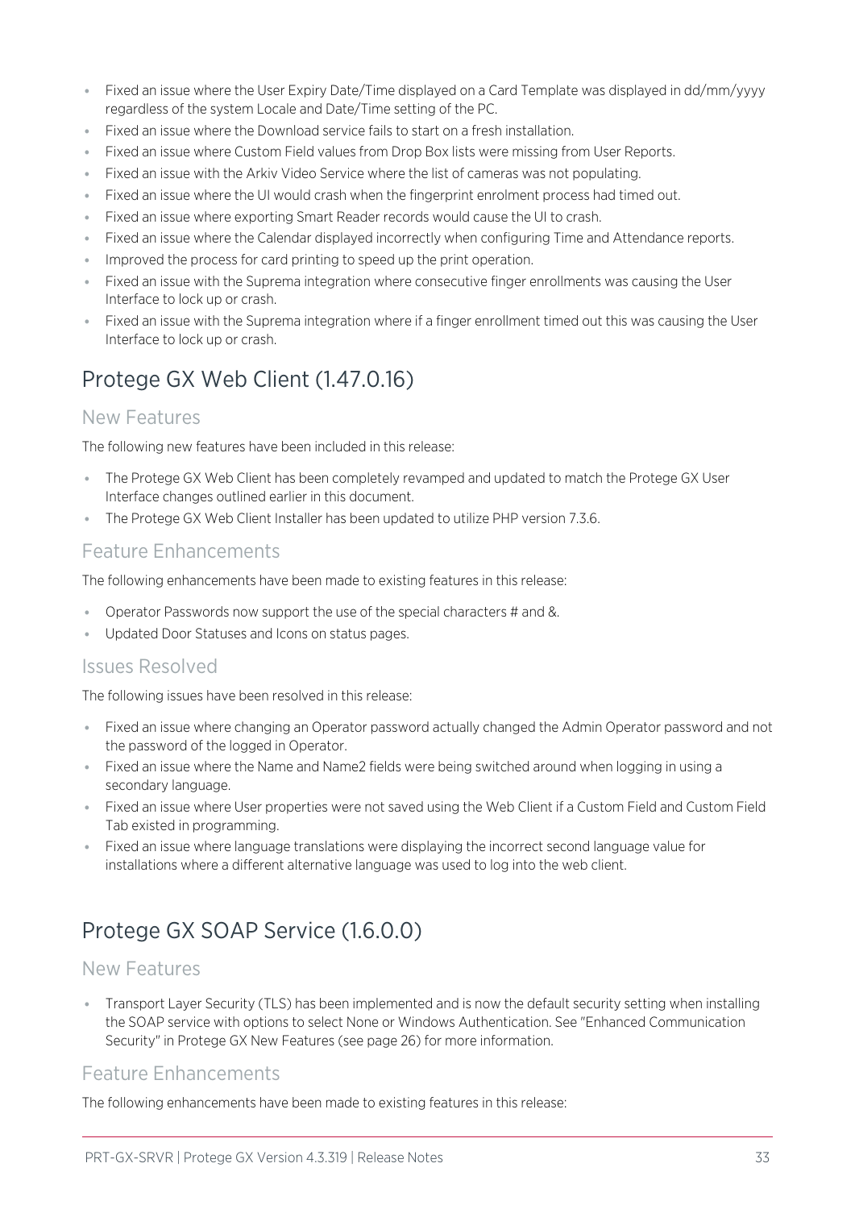- Fixed an issue where the User Expiry Date/Time displayed on a Card Template was displayed in dd/mm/yyyy regardless of the system Locale and Date/Time setting of the PC.
- Fixed an issue where the Download service fails to start on a fresh installation.
- Fixed an issue where Custom Field values from Drop Box lists were missing from User Reports.
- Fixed an issue with the Arkiv Video Service where the list of cameras was not populating.
- Fixed an issue where the UI would crash when the fingerprint enrolment process had timed out.
- Fixed an issue where exporting Smart Reader records would cause the UI to crash.
- Fixed an issue where the Calendar displayed incorrectly when configuring Time and Attendance reports.
- Improved the process for card printing to speed up the print operation.
- Fixed an issue with the Suprema integration where consecutive finger enrollments was causing the User Interface to lock up or crash.
- Fixed an issue with the Suprema integration where if a finger enrollment timed out this was causing the User Interface to lock up or crash.

## Protege GX Web Client (1.47.0.16)

### New Features

The following new features have been included in this release:

- The Protege GX Web Client has been completely revamped and updated to match the Protege GX User Interface changes outlined earlier in this document.
- The Protege GX Web Client Installer has been updated to utilize PHP version 7.3.6.

### Feature Enhancements

The following enhancements have been made to existing features in this release:

- Operator Passwords now support the use of the special characters # and &.
- Updated Door Statuses and Icons on status pages.

### Issues Resolved

The following issues have been resolved in this release:

- Fixed an issue where changing an Operator password actually changed the Admin Operator password and not the password of the logged in Operator.
- Fixed an issue where the Name and Name2 fields were being switched around when logging in using a secondary language.
- Fixed an issue where User properties were not saved using the Web Client if a Custom Field and Custom Field Tab existed in programming.
- Fixed an issue where language translations were displaying the incorrect second language value for installations where a different alternative language was used to log into the web client.

## Protege GX SOAP Service (1.6.0.0)

### New Features

- Transport Layer Security (TLS) has been implemented and is now the default security setting when installing the SOAP service with options to select None or Windows Authentication. See "Enhanced Communication Security" in Protege GX New Features (see page 26) for more information.

### Feature Enhancements

The following enhancements have been made to existing features in this release: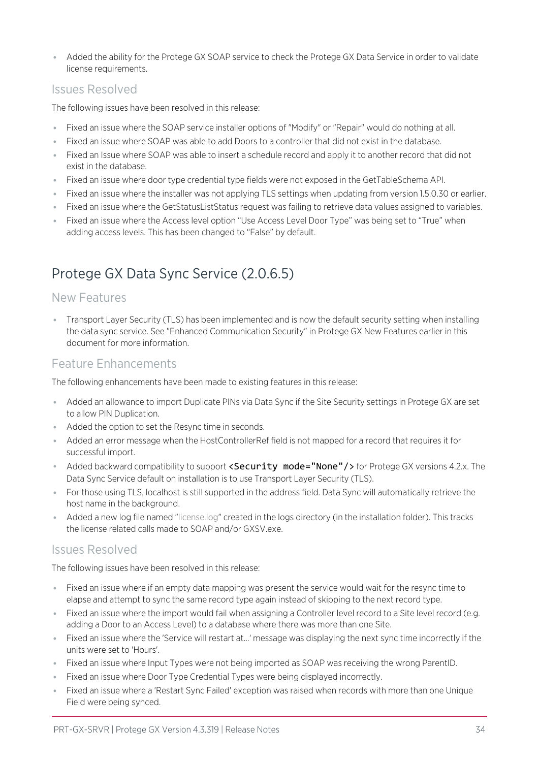- Added the ability for the Protege GX SOAP service to check the Protege GX Data Service in order to validate license requirements.

### Issues Resolved

The following issues have been resolved in this release:

- Fixed an issue where the SOAP service installer options of "Modify" or "Repair" would do nothing at all.
- Fixed an issue where SOAP was able to add Doors to a controller that did not exist in the database.
- Fixed an Issue where SOAP was able to insert a schedule record and apply it to another record that did not exist in the database.
- Fixed an issue where door type credential type fields were not exposed in the GetTableSchema API.
- Fixed an issue where the installer was not applying TLS settings when updating from version 1.5.0.30 or earlier.
- Fixed an issue where the GetStatusListStatus request was failing to retrieve data values assigned to variables.
- Fixed an issue where the Access level option “Use Access Level Door Type” was being set to “True” when adding access levels. This has been changed to “False” by default.

## Protege GX Data Sync Service (2.0.6.5)

### New Features

- Transport Layer Security (TLS) has been implemented and is now the default security setting when installing the data sync service. See "Enhanced Communication Security" in Protege GX New Features earlier in this document for more information.

### Feature Enhancements

The following enhancements have been made to existing features in this release:

- Added an allowance to import Duplicate PINs via Data Sync if the Site Security settings in Protege GX are set to allow PIN Duplication.
- Added the option to set the Resync time in seconds.
- Added an error message when the HostControllerRef field is not mapped for a record that requires it for successful import.
- Added backward compatibility to support `<Security mode="None"/>` for Protege GX versions 4.2.x. The Data Sync Service default on installation is to use Transport Layer Security (TLS).
- For those using TLS, localhost is still supported in the address field. Data Sync will automatically retrieve the host name in the background.
- Added a new log file named "license.log" created in the logs directory (in the installation folder). This tracks the license related calls made to SOAP and/or GXSV.exe.

### Issues Resolved

The following issues have been resolved in this release:

- Fixed an issue where if an empty data mapping was present the service would wait for the resync time to elapse and attempt to sync the same record type again instead of skipping to the next record type.
- Fixed an issue where the import would fail when assigning a Controller level record to a Site level record (e.g. adding a Door to an Access Level) to a database where there was more than one Site.
- Fixed an issue where the 'Service will restart at...' message was displaying the next sync time incorrectly if the units were set to 'Hours'.
- Fixed an issue where Input Types were not being imported as SOAP was receiving the wrong ParentID.
- Fixed an issue where Door Type Credential Types were being displayed incorrectly.
- Fixed an issue where a 'Restart Sync Failed' exception was raised when records with more than one Unique Field were being synced.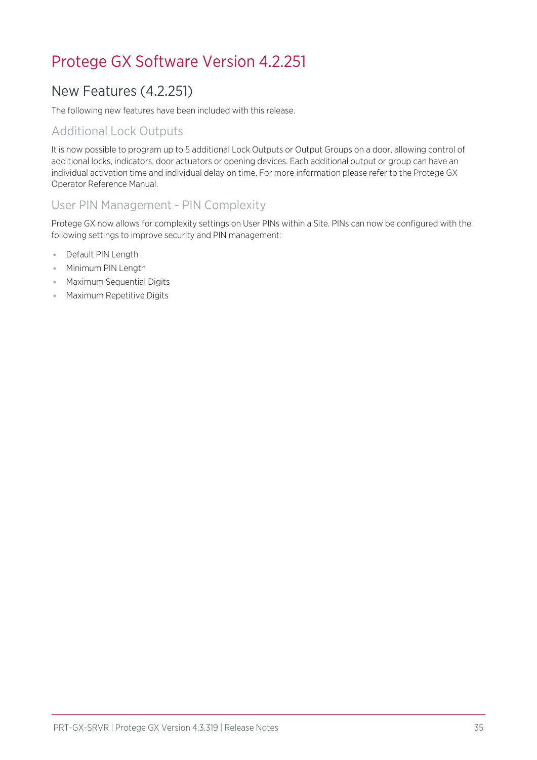# Protege GX Software Version 4.2.251

## New Features (4.2.251)

The following new features have been included with this release.

### Additional Lock Outputs

It is now possible to program up to 5 additional Lock Outputs or Output Groups on a door, allowing control of additional locks, indicators, door actuators or opening devices. Each additional output or group can have an individual activation time and individual delay on time. For more information please refer to the Protege GX Operator Reference Manual.

### User PIN Management - PIN Complexity

Protege GX now allows for complexity settings on User PINs within a Site. PINs can now be configured with the following settings to improve security and PIN management:

- Default PIN Length
- Minimum PIN Length
- Maximum Sequential Digits
- Maximum Repetitive Digits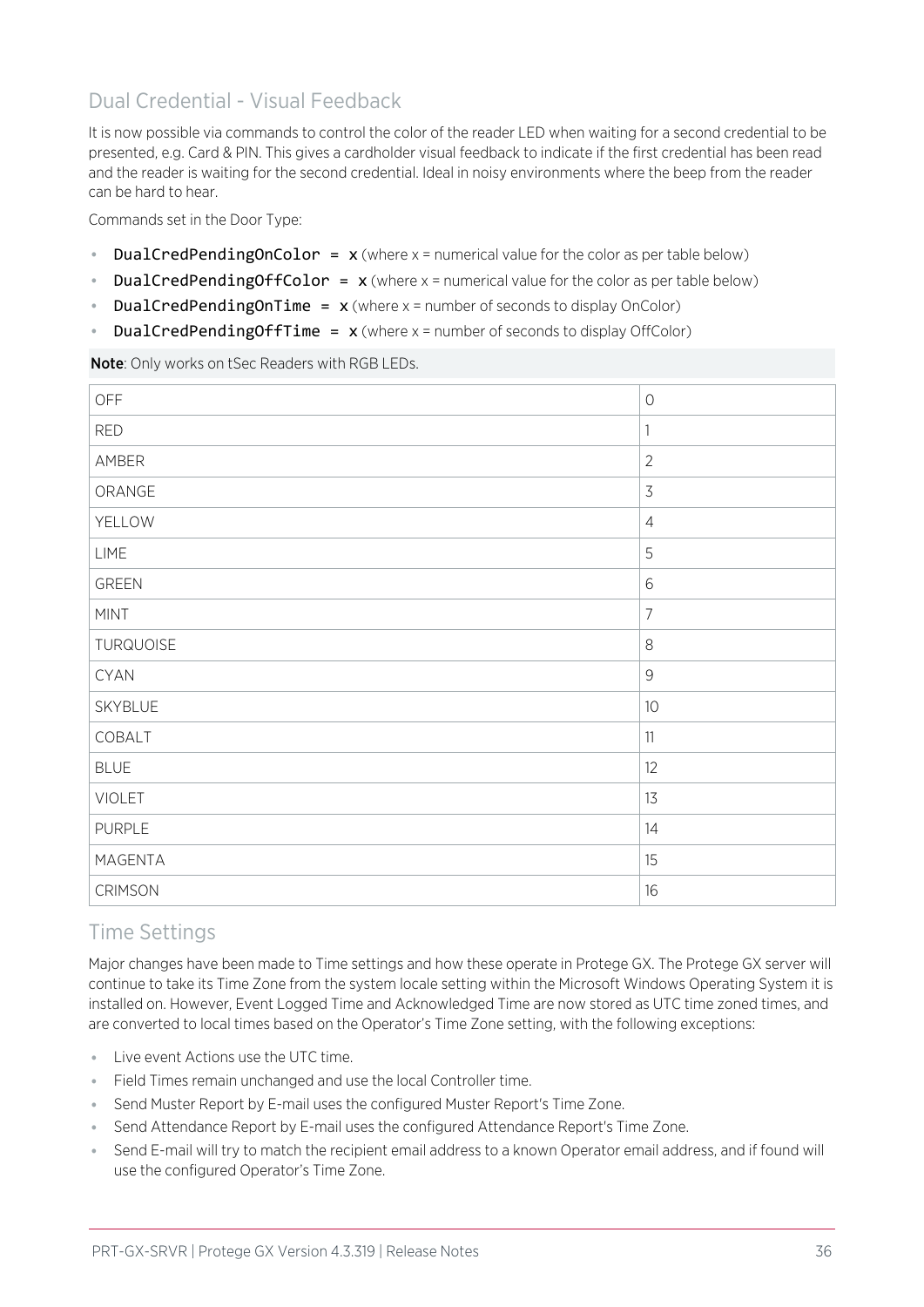## Dual Credential - Visual Feedback

It is now possible via commands to control the color of the reader LED when waiting for a second credential to be presented, e.g. Card & PIN. This gives a cardholder visual feedback to indicate if the first credential has been read and the reader is waiting for the second credential. Ideal in noisy environments where the beep from the reader can be hard to hear.

Commands set in the Door Type:

- `DualCredPendingOnColor = x` (where x = numerical value for the color as per table below)
- `DualCredPendingOffColor = x` (where x = numerical value for the color as per table below)
- `DualCredPendingOnTime = x` (where x = number of seconds to display OnColor)
- `DualCredPendingOffTime = x` (where x = number of seconds to display OffColor)

**Note**: Only works on tSec Readers with RGB LEDs.

| OFF | 0 |
|---|---|
| RED | 1 |
| AMBER | 2 |
| ORANGE | 3 |
| YELLOW | 4 |
| LIME | 5 |
| GREEN | 6 |
| MINT | 7 |
| TURQUOISE | 8 |
| CYAN | 9 |
| SKYBLUE | 10 |
| COBALT | 11 |
| BLUE | 12 |
| VIOLET | 13 |
| PURPLE | 14 |
| MAGENTA | 15 |
| CRIMSON | 16 |

## Time Settings

Major changes have been made to Time settings and how these operate in Protege GX. The Protege GX server will continue to take its Time Zone from the system locale setting within the Microsoft Windows Operating System it is installed on. However, Event Logged Time and Acknowledged Time are now stored as UTC time zoned times, and are converted to local times based on the Operator's Time Zone setting, with the following exceptions:

- Live event Actions use the UTC time.
- Field Times remain unchanged and use the local Controller time.
- Send Muster Report by E-mail uses the configured Muster Report's Time Zone.
- Send Attendance Report by E-mail uses the configured Attendance Report's Time Zone.
- Send E-mail will try to match the recipient email address to a known Operator email address, and if found will use the configured Operator's Time Zone.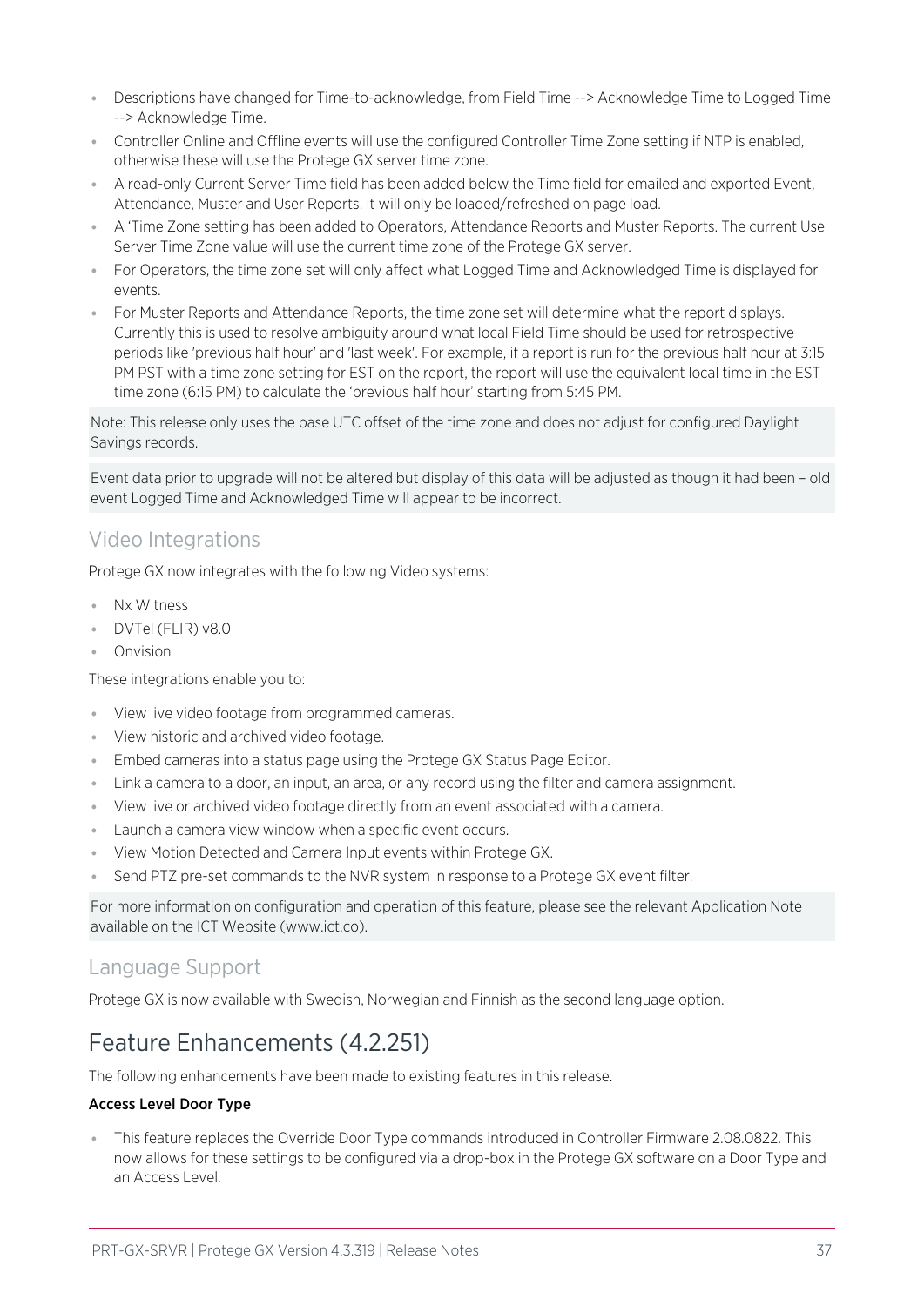- Descriptions have changed for Time-to-acknowledge, from Field Time --> Acknowledge Time to Logged Time --> Acknowledge Time.
- Controller Online and Offline events will use the configured Controller Time Zone setting if NTP is enabled, otherwise these will use the Protege GX server time zone.
- A read-only Current Server Time field has been added below the Time field for emailed and exported Event, Attendance, Muster and User Reports. It will only be loaded/refreshed on page load.
- A 'Time Zone setting has been added to Operators, Attendance Reports and Muster Reports. The current Use Server Time Zone value will use the current time zone of the Protege GX server.
- For Operators, the time zone set will only affect what Logged Time and Acknowledged Time is displayed for events.
- For Muster Reports and Attendance Reports, the time zone set will determine what the report displays. Currently this is used to resolve ambiguity around what local Field Time should be used for retrospective periods like 'previous half hour' and 'last week'. For example, if a report is run for the previous half hour at 3:15 PM PST with a time zone setting for EST on the report, the report will use the equivalent local time in the EST time zone (6:15 PM) to calculate the 'previous half hour' starting from 5:45 PM.

Note: This release only uses the base UTC offset of the time zone and does not adjust for configured Daylight Savings records.

Event data prior to upgrade will not be altered but display of this data will be adjusted as though it had been – old event Logged Time and Acknowledged Time will appear to be incorrect.

## Video Integrations

Protege GX now integrates with the following Video systems:

- Nx Witness
- DVTel (FLIR) v8.0
- Onvision

These integrations enable you to:

- View live video footage from programmed cameras.
- View historic and archived video footage.
- Embed cameras into a status page using the Protege GX Status Page Editor.
- Link a camera to a door, an input, an area, or any record using the filter and camera assignment.
- View live or archived video footage directly from an event associated with a camera.
- Launch a camera view window when a specific event occurs.
- View Motion Detected and Camera Input events within Protege GX.
- Send PTZ pre-set commands to the NVR system in response to a Protege GX event filter.

For more information on configuration and operation of this feature, please see the relevant Application Note available on the ICT Website (www.ict.co).

## Language Support

Protege GX is now available with Swedish, Norwegian and Finnish as the second language option.

# Feature Enhancements (4.2.251)

The following enhancements have been made to existing features in this release.

**Access Level Door Type**

- This feature replaces the Override Door Type commands introduced in Controller Firmware 2.08.0822. This now allows for these settings to be configured via a drop-box in the Protege GX software on a Door Type and an Access Level.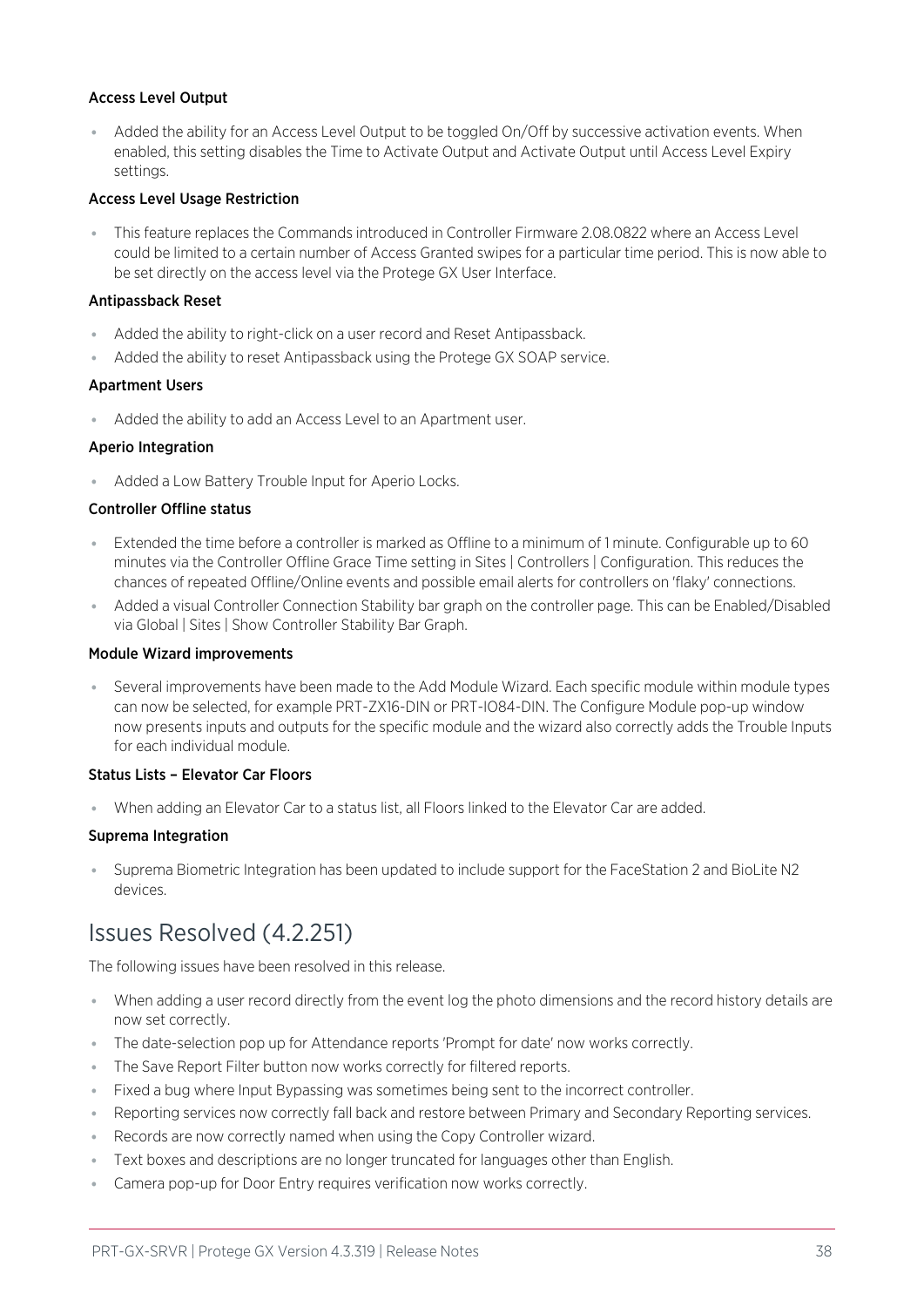### Access Level Output

- Added the ability for an Access Level Output to be toggled On/Off by successive activation events. When enabled, this setting disables the Time to Activate Output and Activate Output until Access Level Expiry settings.

### Access Level Usage Restriction

- This feature replaces the Commands introduced in Controller Firmware 2.08.0822 where an Access Level could be limited to a certain number of Access Granted swipes for a particular time period. This is now able to be set directly on the access level via the Protege GX User Interface.

### Antipassback Reset

- Added the ability to right-click on a user record and Reset Antipassback.
- Added the ability to reset Antipassback using the Protege GX SOAP service.

### Apartment Users

- Added the ability to add an Access Level to an Apartment user.

### Aperio Integration

- Added a Low Battery Trouble Input for Aperio Locks.

### Controller Offline status

- Extended the time before a controller is marked as Offline to a minimum of 1 minute. Configurable up to 60 minutes via the Controller Offline Grace Time setting in Sites | Controllers | Configuration. This reduces the chances of repeated Offline/Online events and possible email alerts for controllers on 'flaky' connections.
- Added a visual Controller Connection Stability bar graph on the controller page. This can be Enabled/Disabled via Global | Sites | Show Controller Stability Bar Graph.

### Module Wizard improvements

- Several improvements have been made to the Add Module Wizard. Each specific module within module types can now be selected, for example PRT-ZX16-DIN or PRT-IO84-DIN. The Configure Module pop-up window now presents inputs and outputs for the specific module and the wizard also correctly adds the Trouble Inputs for each individual module.

### Status Lists – Elevator Car Floors

- When adding an Elevator Car to a status list, all Floors linked to the Elevator Car are added.

### Suprema Integration

- Suprema Biometric Integration has been updated to include support for the FaceStation 2 and BioLite N2 devices.

## Issues Resolved (4.2.251)

The following issues have been resolved in this release.

- When adding a user record directly from the event log the photo dimensions and the record history details are now set correctly.
- The date-selection pop up for Attendance reports 'Prompt for date' now works correctly.
- The Save Report Filter button now works correctly for filtered reports.
- Fixed a bug where Input Bypassing was sometimes being sent to the incorrect controller.
- Reporting services now correctly fall back and restore between Primary and Secondary Reporting services.
- Records are now correctly named when using the Copy Controller wizard.
- Text boxes and descriptions are no longer truncated for languages other than English.
- Camera pop-up for Door Entry requires verification now works correctly.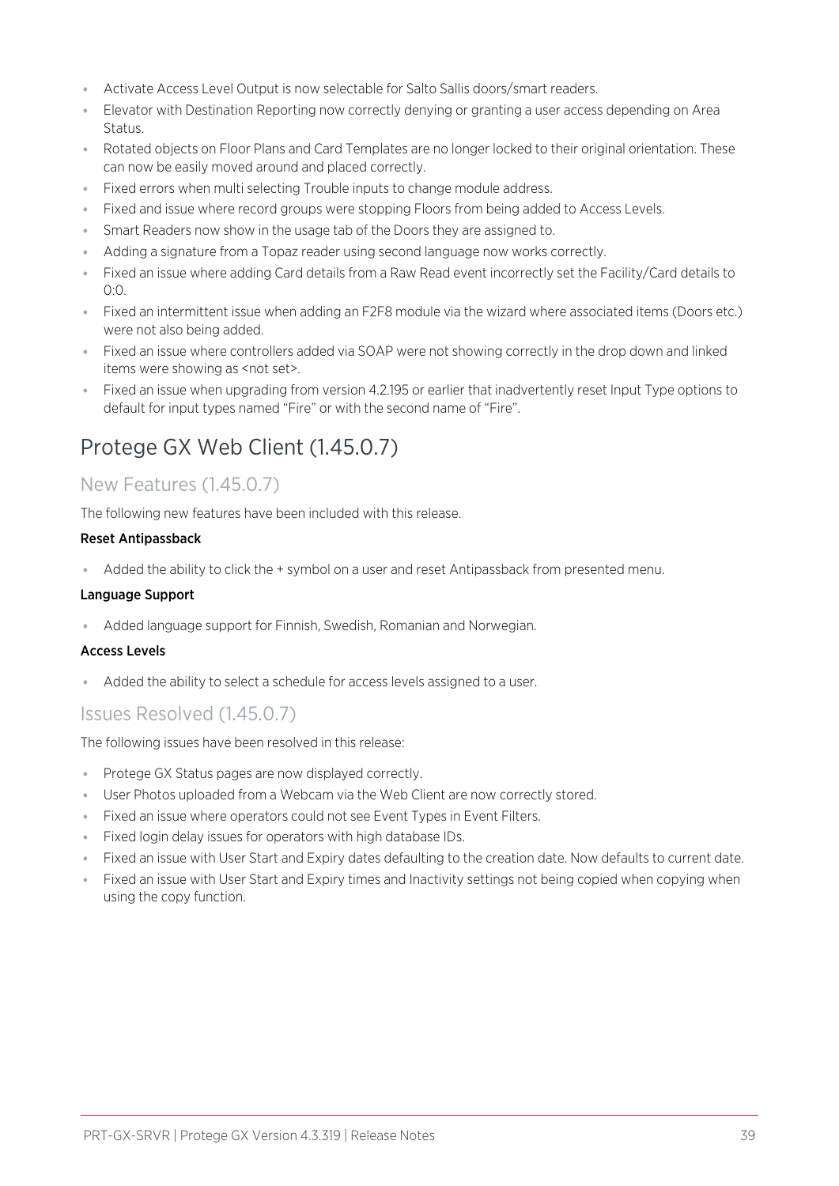- Activate Access Level Output is now selectable for Salto Sallis doors/smart readers.
- Elevator with Destination Reporting now correctly denying or granting a user access depending on Area Status.
- Rotated objects on Floor Plans and Card Templates are no longer locked to their original orientation. These can now be easily moved around and placed correctly.
- Fixed errors when multi selecting Trouble inputs to change module address.
- Fixed and issue where record groups were stopping Floors from being added to Access Levels.
- Smart Readers now show in the usage tab of the Doors they are assigned to.
- Adding a signature from a Topaz reader using second language now works correctly.
- Fixed an issue where adding Card details from a Raw Read event incorrectly set the Facility/Card details to 0:0.
- Fixed an intermittent issue when adding an F2F8 module via the wizard where associated items (Doors etc.) were not also being added.
- Fixed an issue where controllers added via SOAP were not showing correctly in the drop down and linked items were showing as <not set>.
- Fixed an issue when upgrading from version 4.2.195 or earlier that inadvertently reset Input Type options to default for input types named "Fire" or with the second name of "Fire".

# Protege GX Web Client (1.45.0.7)

## New Features (1.45.0.7)

The following new features have been included with this release.

**Reset Antipassback**

- Added the ability to click the + symbol on a user and reset Antipassback from presented menu.

**Language Support**

- Added language support for Finnish, Swedish, Romanian and Norwegian.

**Access Levels**

- Added the ability to select a schedule for access levels assigned to a user.

## Issues Resolved (1.45.0.7)

The following issues have been resolved in this release:

- Protege GX Status pages are now displayed correctly.
- User Photos uploaded from a Webcam via the Web Client are now correctly stored.
- Fixed an issue where operators could not see Event Types in Event Filters.
- Fixed login delay issues for operators with high database IDs.
- Fixed an issue with User Start and Expiry dates defaulting to the creation date. Now defaults to current date.
- Fixed an issue with User Start and Expiry times and Inactivity settings not being copied when copying when using the copy function.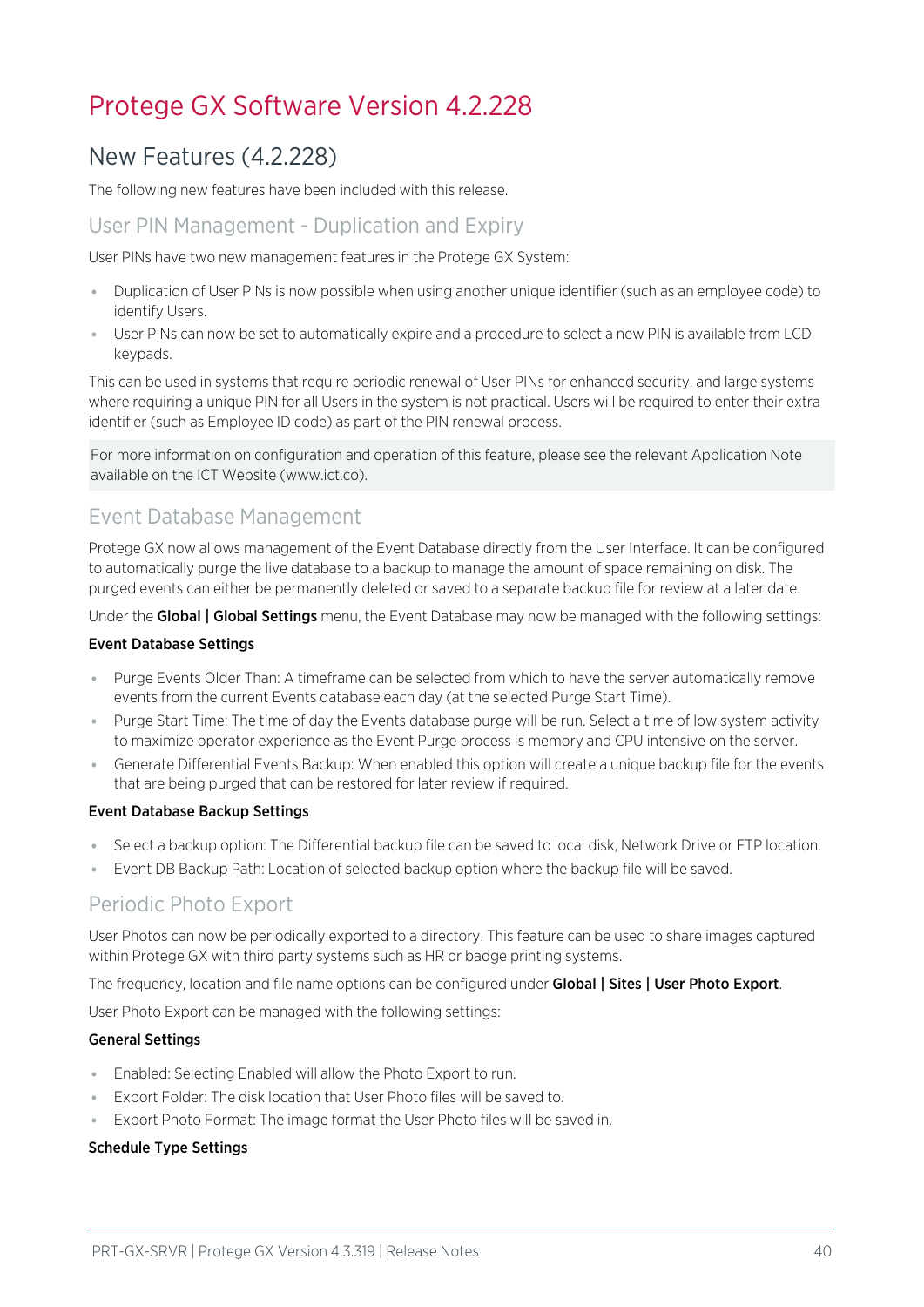# Protege GX Software Version 4.2.228

## New Features (4.2.228)

The following new features have been included with this release.

### User PIN Management - Duplication and Expiry

User PINs have two new management features in the Protege GX System:

- Duplication of User PINs is now possible when using another unique identifier (such as an employee code) to identify Users.
- User PINs can now be set to automatically expire and a procedure to select a new PIN is available from LCD keypads.

This can be used in systems that require periodic renewal of User PINs for enhanced security, and large systems where requiring a unique PIN for all Users in the system is not practical. Users will be required to enter their extra identifier (such as Employee ID code) as part of the PIN renewal process.

For more information on configuration and operation of this feature, please see the relevant Application Note available on the ICT Website (www.ict.co).

### Event Database Management

Protege GX now allows management of the Event Database directly from the User Interface. It can be configured to automatically purge the live database to a backup to manage the amount of space remaining on disk. The purged events can either be permanently deleted or saved to a separate backup file for review at a later date.

Under the **Global | Global Settings** menu, the Event Database may now be managed with the following settings:

**Event Database Settings**

- Purge Events Older Than: A timeframe can be selected from which to have the server automatically remove events from the current Events database each day (at the selected Purge Start Time).
- Purge Start Time: The time of day the Events database purge will be run. Select a time of low system activity to maximize operator experience as the Event Purge process is memory and CPU intensive on the server.
- Generate Differential Events Backup: When enabled this option will create a unique backup file for the events that are being purged that can be restored for later review if required.

**Event Database Backup Settings**

- Select a backup option: The Differential backup file can be saved to local disk, Network Drive or FTP location.
- Event DB Backup Path: Location of selected backup option where the backup file will be saved.

### Periodic Photo Export

User Photos can now be periodically exported to a directory. This feature can be used to share images captured within Protege GX with third party systems such as HR or badge printing systems.

The frequency, location and file name options can be configured under **Global | Sites | User Photo Export**.

User Photo Export can be managed with the following settings:

**General Settings**

- Enabled: Selecting Enabled will allow the Photo Export to run.
- Export Folder: The disk location that User Photo files will be saved to.
- Export Photo Format: The image format the User Photo files will be saved in.

**Schedule Type Settings**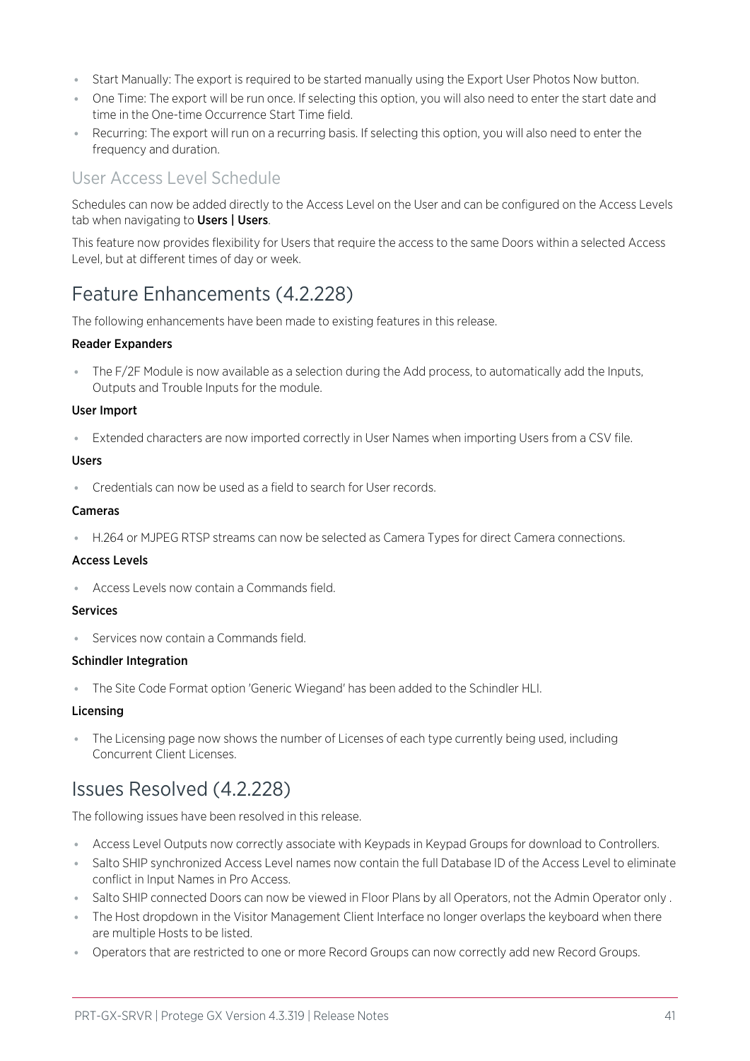- Start Manually: The export is required to be started manually using the Export User Photos Now button.
- One Time: The export will be run once. If selecting this option, you will also need to enter the start date and time in the One-time Occurrence Start Time field.
- Recurring: The export will run on a recurring basis. If selecting this option, you will also need to enter the frequency and duration.

### User Access Level Schedule

Schedules can now be added directly to the Access Level on the User and can be configured on the Access Levels tab when navigating to **Users | Users**.

This feature now provides flexibility for Users that require the access to the same Doors within a selected Access Level, but at different times of day or week.

## Feature Enhancements (4.2.228)

The following enhancements have been made to existing features in this release.

**Reader Expanders**

- The F/2F Module is now available as a selection during the Add process, to automatically add the Inputs, Outputs and Trouble Inputs for the module.

**User Import**

- Extended characters are now imported correctly in User Names when importing Users from a CSV file.

**Users**

- Credentials can now be used as a field to search for User records.

**Cameras**

- H.264 or MJPEG RTSP streams can now be selected as Camera Types for direct Camera connections.

**Access Levels**

- Access Levels now contain a Commands field.

**Services**

- Services now contain a Commands field.

**Schindler Integration**

- The Site Code Format option 'Generic Wiegand' has been added to the Schindler HLI.

**Licensing**

- The Licensing page now shows the number of Licenses of each type currently being used, including Concurrent Client Licenses.

## Issues Resolved (4.2.228)

The following issues have been resolved in this release.

- Access Level Outputs now correctly associate with Keypads in Keypad Groups for download to Controllers.
- Salto SHIP synchronized Access Level names now contain the full Database ID of the Access Level to eliminate conflict in Input Names in Pro Access.
- Salto SHIP connected Doors can now be viewed in Floor Plans by all Operators, not the Admin Operator only .
- The Host dropdown in the Visitor Management Client Interface no longer overlaps the keyboard when there are multiple Hosts to be listed.
- Operators that are restricted to one or more Record Groups can now correctly add new Record Groups.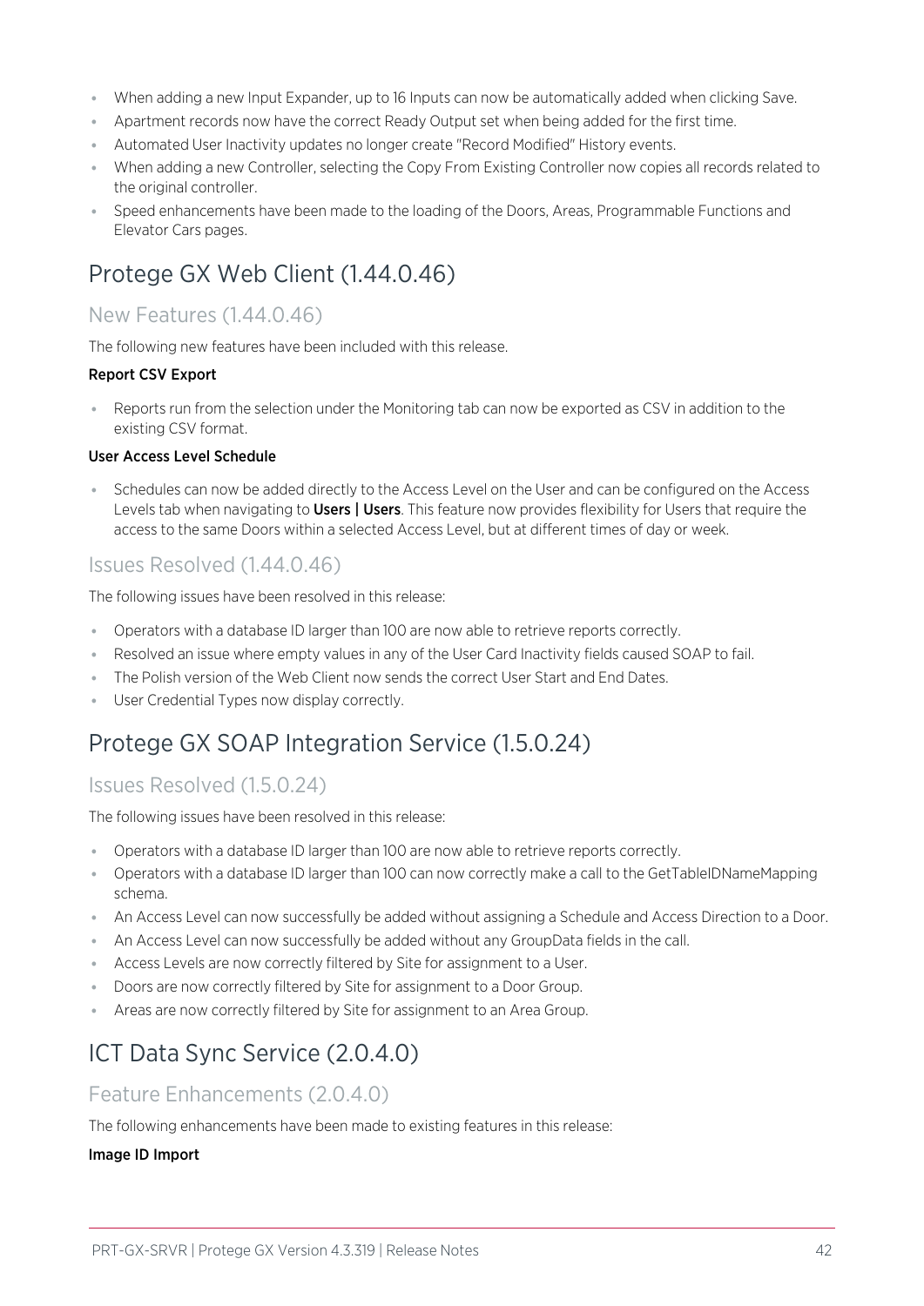- When adding a new Input Expander, up to 16 Inputs can now be automatically added when clicking Save.
- Apartment records now have the correct Ready Output set when being added for the first time.
- Automated User Inactivity updates no longer create "Record Modified" History events.
- When adding a new Controller, selecting the Copy From Existing Controller now copies all records related to the original controller.
- Speed enhancements have been made to the loading of the Doors, Areas, Programmable Functions and Elevator Cars pages.

## Protege GX Web Client (1.44.0.46)

### New Features (1.44.0.46)

The following new features have been included with this release.

**Report CSV Export**

- Reports run from the selection under the Monitoring tab can now be exported as CSV in addition to the existing CSV format.

**User Access Level Schedule**

- Schedules can now be added directly to the Access Level on the User and can be configured on the Access Levels tab when navigating to **Users | Users**. This feature now provides flexibility for Users that require the access to the same Doors within a selected Access Level, but at different times of day or week.

### Issues Resolved (1.44.0.46)

The following issues have been resolved in this release:

- Operators with a database ID larger than 100 are now able to retrieve reports correctly.
- Resolved an issue where empty values in any of the User Card Inactivity fields caused SOAP to fail.
- The Polish version of the Web Client now sends the correct User Start and End Dates.
- User Credential Types now display correctly.

## Protege GX SOAP Integration Service (1.5.0.24)

### Issues Resolved (1.5.0.24)

The following issues have been resolved in this release:

- Operators with a database ID larger than 100 are now able to retrieve reports correctly.
- Operators with a database ID larger than 100 can now correctly make a call to the GetTableIDNameMapping schema.
- An Access Level can now successfully be added without assigning a Schedule and Access Direction to a Door.
- An Access Level can now successfully be added without any GroupData fields in the call.
- Access Levels are now correctly filtered by Site for assignment to a User.
- Doors are now correctly filtered by Site for assignment to a Door Group.
- Areas are now correctly filtered by Site for assignment to an Area Group.

## ICT Data Sync Service (2.0.4.0)

### Feature Enhancements (2.0.4.0)

The following enhancements have been made to existing features in this release:

**Image ID Import**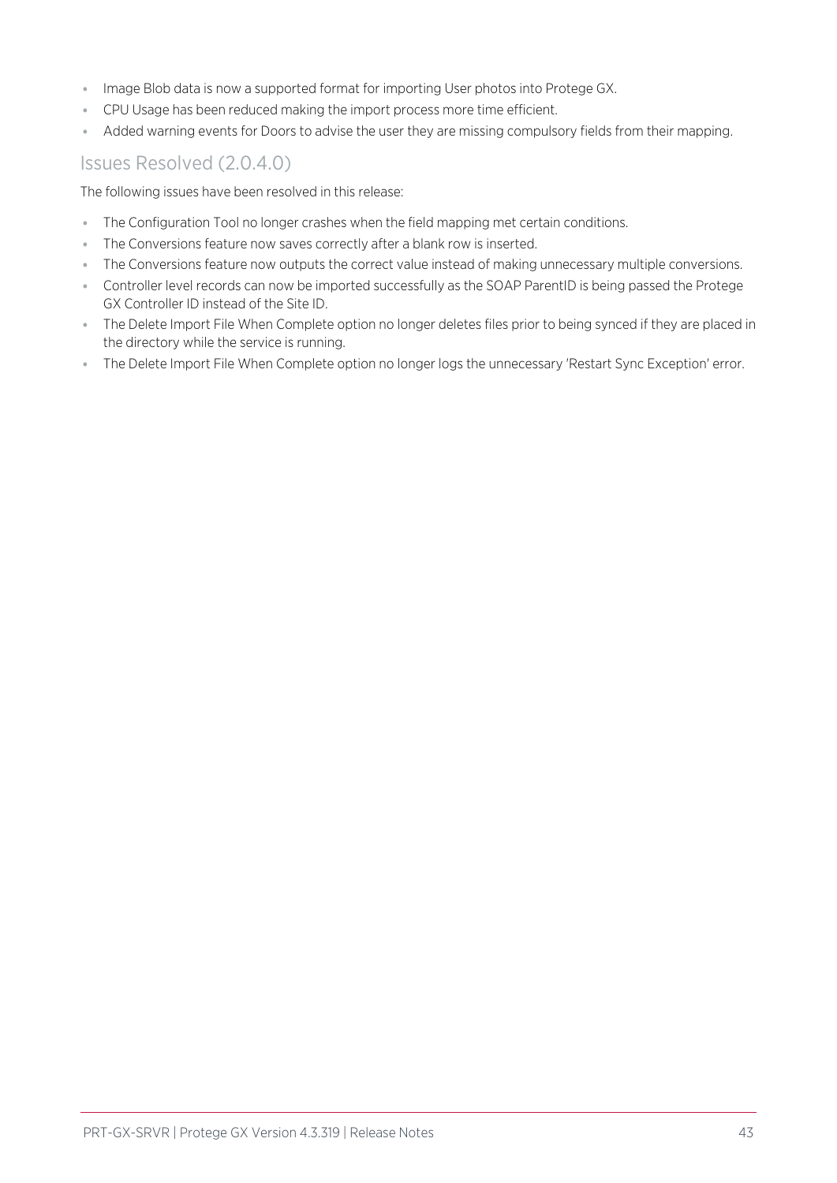- Image Blob data is now a supported format for importing User photos into Protege GX.
- CPU Usage has been reduced making the import process more time efficient.
- Added warning events for Doors to advise the user they are missing compulsory fields from their mapping.

## Issues Resolved (2.0.4.0)

The following issues have been resolved in this release:

- The Configuration Tool no longer crashes when the field mapping met certain conditions.
- The Conversions feature now saves correctly after a blank row is inserted.
- The Conversions feature now outputs the correct value instead of making unnecessary multiple conversions.
- Controller level records can now be imported successfully as the SOAP ParentID is being passed the Protege GX Controller ID instead of the Site ID.
- The Delete Import File When Complete option no longer deletes files prior to being synced if they are placed in the directory while the service is running.
- The Delete Import File When Complete option no longer logs the unnecessary 'Restart Sync Exception' error.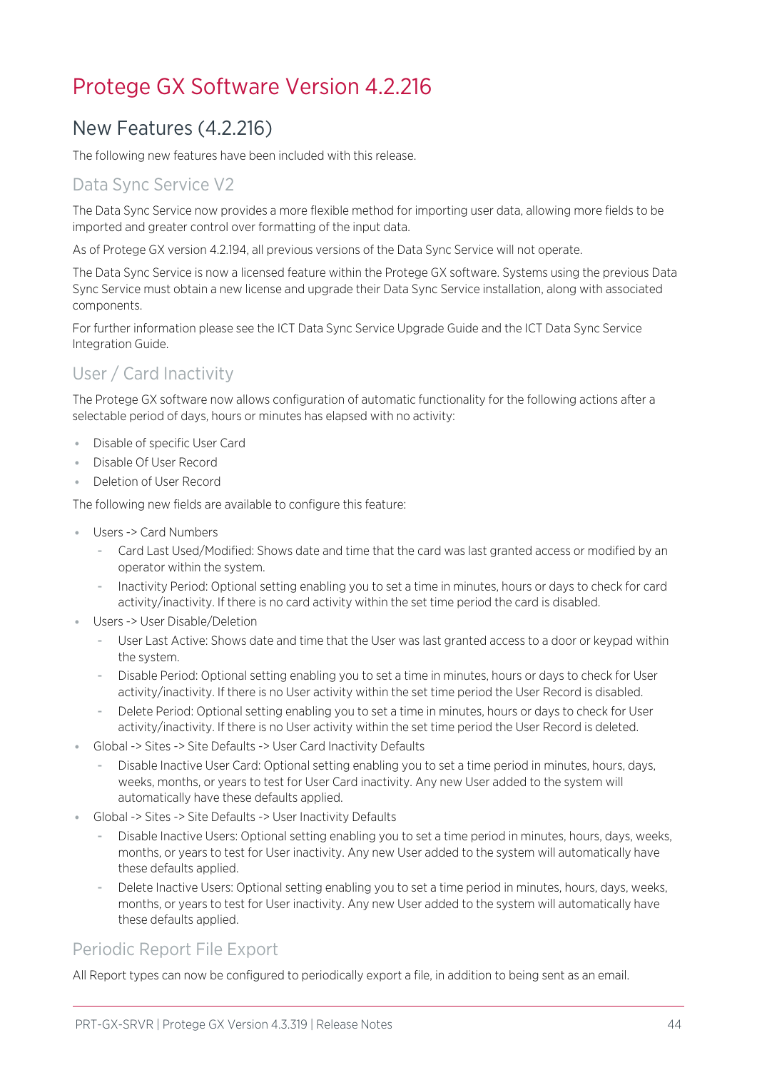# Protege GX Software Version 4.2.216

## New Features (4.2.216)

The following new features have been included with this release.

### Data Sync Service V2

The Data Sync Service now provides a more flexible method for importing user data, allowing more fields to be imported and greater control over formatting of the input data.

As of Protege GX version 4.2.194, all previous versions of the Data Sync Service will not operate.

The Data Sync Service is now a licensed feature within the Protege GX software. Systems using the previous Data Sync Service must obtain a new license and upgrade their Data Sync Service installation, along with associated components.

For further information please see the ICT Data Sync Service Upgrade Guide and the ICT Data Sync Service Integration Guide.

### User / Card Inactivity

The Protege GX software now allows configuration of automatic functionality for the following actions after a selectable period of days, hours or minutes has elapsed with no activity:

- Disable of specific User Card
- Disable Of User Record
- Deletion of User Record

The following new fields are available to configure this feature:

- Users -> Card Numbers
  - Card Last Used/Modified: Shows date and time that the card was last granted access or modified by an operator within the system.
  - Inactivity Period: Optional setting enabling you to set a time in minutes, hours or days to check for card activity/inactivity. If there is no card activity within the set time period the card is disabled.
- Users -> User Disable/Deletion
  - User Last Active: Shows date and time that the User was last granted access to a door or keypad within the system.
  - Disable Period: Optional setting enabling you to set a time in minutes, hours or days to check for User activity/inactivity. If there is no User activity within the set time period the User Record is disabled.
  - Delete Period: Optional setting enabling you to set a time in minutes, hours or days to check for User activity/inactivity. If there is no User activity within the set time period the User Record is deleted.
- Global -> Sites -> Site Defaults -> User Card Inactivity Defaults
  - Disable Inactive User Card: Optional setting enabling you to set a time period in minutes, hours, days, weeks, months, or years to test for User Card inactivity. Any new User added to the system will automatically have these defaults applied.
- Global -> Sites -> Site Defaults -> User Inactivity Defaults
  - Disable Inactive Users: Optional setting enabling you to set a time period in minutes, hours, days, weeks, months, or years to test for User inactivity. Any new User added to the system will automatically have these defaults applied.
  - Delete Inactive Users: Optional setting enabling you to set a time period in minutes, hours, days, weeks, months, or years to test for User inactivity. Any new User added to the system will automatically have these defaults applied.

### Periodic Report File Export

All Report types can now be configured to periodically export a file, in addition to being sent as an email.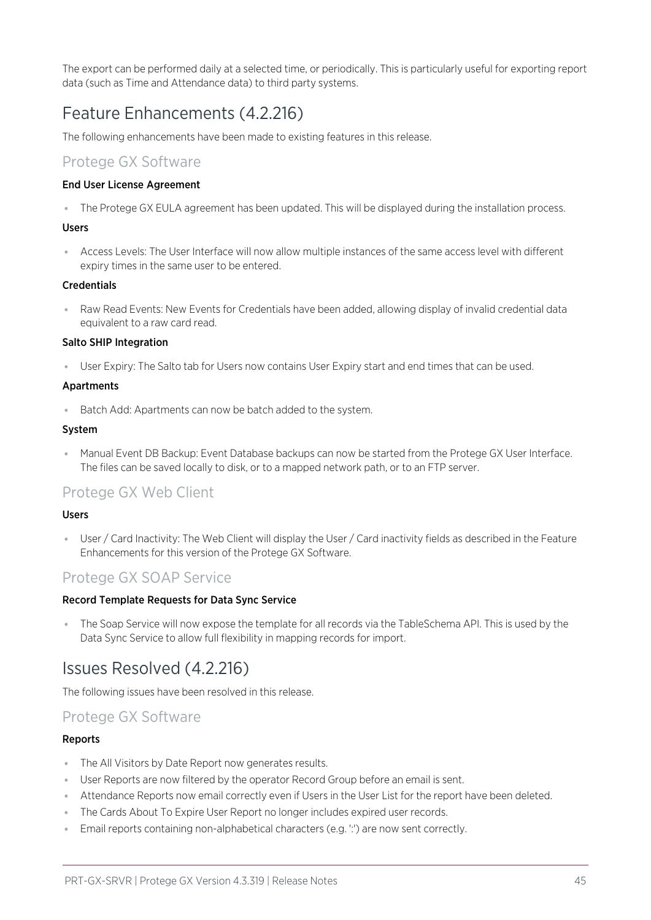The export can be performed daily at a selected time, or periodically. This is particularly useful for exporting report data (such as Time and Attendance data) to third party systems.

## Feature Enhancements (4.2.216)

The following enhancements have been made to existing features in this release.

### Protege GX Software

**End User License Agreement**

- The Protege GX EULA agreement has been updated. This will be displayed during the installation process.

**Users**

- Access Levels: The User Interface will now allow multiple instances of the same access level with different expiry times in the same user to be entered.

**Credentials**

- Raw Read Events: New Events for Credentials have been added, allowing display of invalid credential data equivalent to a raw card read.

**Salto SHIP Integration**

- User Expiry: The Salto tab for Users now contains User Expiry start and end times that can be used.

**Apartments**

- Batch Add: Apartments can now be batch added to the system.

**System**

- Manual Event DB Backup: Event Database backups can now be started from the Protege GX User Interface. The files can be saved locally to disk, or to a mapped network path, or to an FTP server.

### Protege GX Web Client

**Users**

- User / Card Inactivity: The Web Client will display the User / Card inactivity fields as described in the Feature Enhancements for this version of the Protege GX Software.

### Protege GX SOAP Service

**Record Template Requests for Data Sync Service**

- The Soap Service will now expose the template for all records via the TableSchema API. This is used by the Data Sync Service to allow full flexibility in mapping records for import.

## Issues Resolved (4.2.216)

The following issues have been resolved in this release.

### Protege GX Software

**Reports**

- The All Visitors by Date Report now generates results.
- User Reports are now filtered by the operator Record Group before an email is sent.
- Attendance Reports now email correctly even if Users in the User List for the report have been deleted.
- The Cards About To Expire User Report no longer includes expired user records.
- Email reports containing non-alphabetical characters (e.g. ':') are now sent correctly.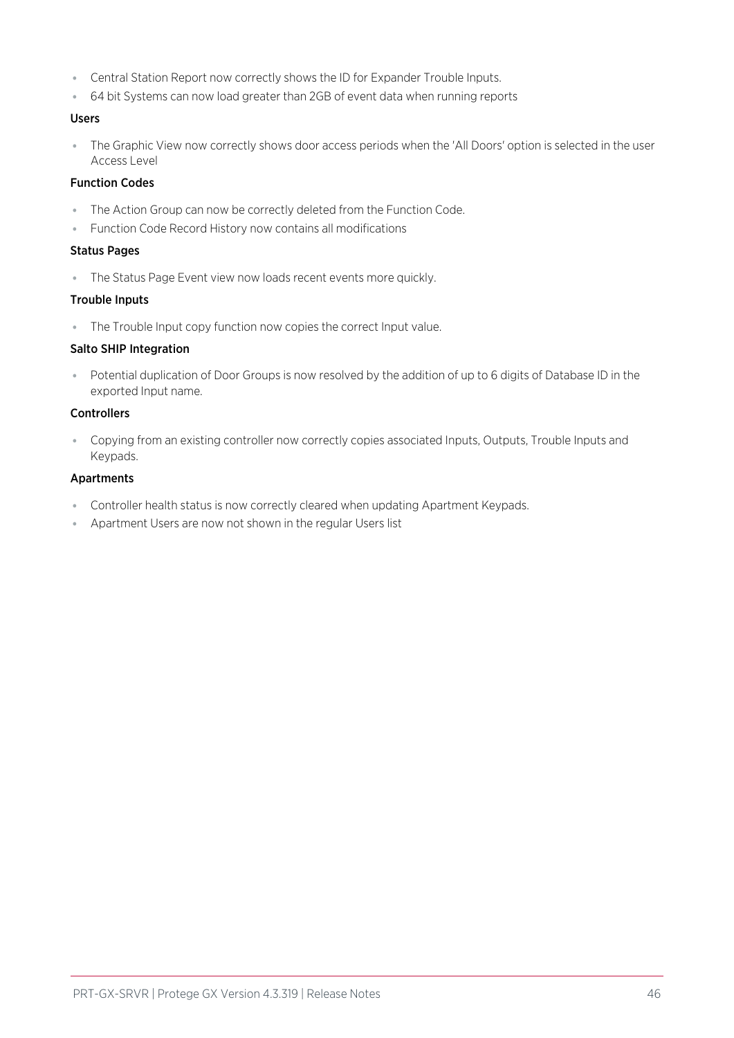- Central Station Report now correctly shows the ID for Expander Trouble Inputs.
- 64 bit Systems can now load greater than 2GB of event data when running reports

#### Users

- The Graphic View now correctly shows door access periods when the 'All Doors' option is selected in the user Access Level

#### Function Codes

- The Action Group can now be correctly deleted from the Function Code.
- Function Code Record History now contains all modifications

#### Status Pages

- The Status Page Event view now loads recent events more quickly.

#### Trouble Inputs

- The Trouble Input copy function now copies the correct Input value.

#### Salto SHIP Integration

- Potential duplication of Door Groups is now resolved by the addition of up to 6 digits of Database ID in the exported Input name.

#### Controllers

- Copying from an existing controller now correctly copies associated Inputs, Outputs, Trouble Inputs and Keypads.

#### Apartments

- Controller health status is now correctly cleared when updating Apartment Keypads.
- Apartment Users are now not shown in the regular Users list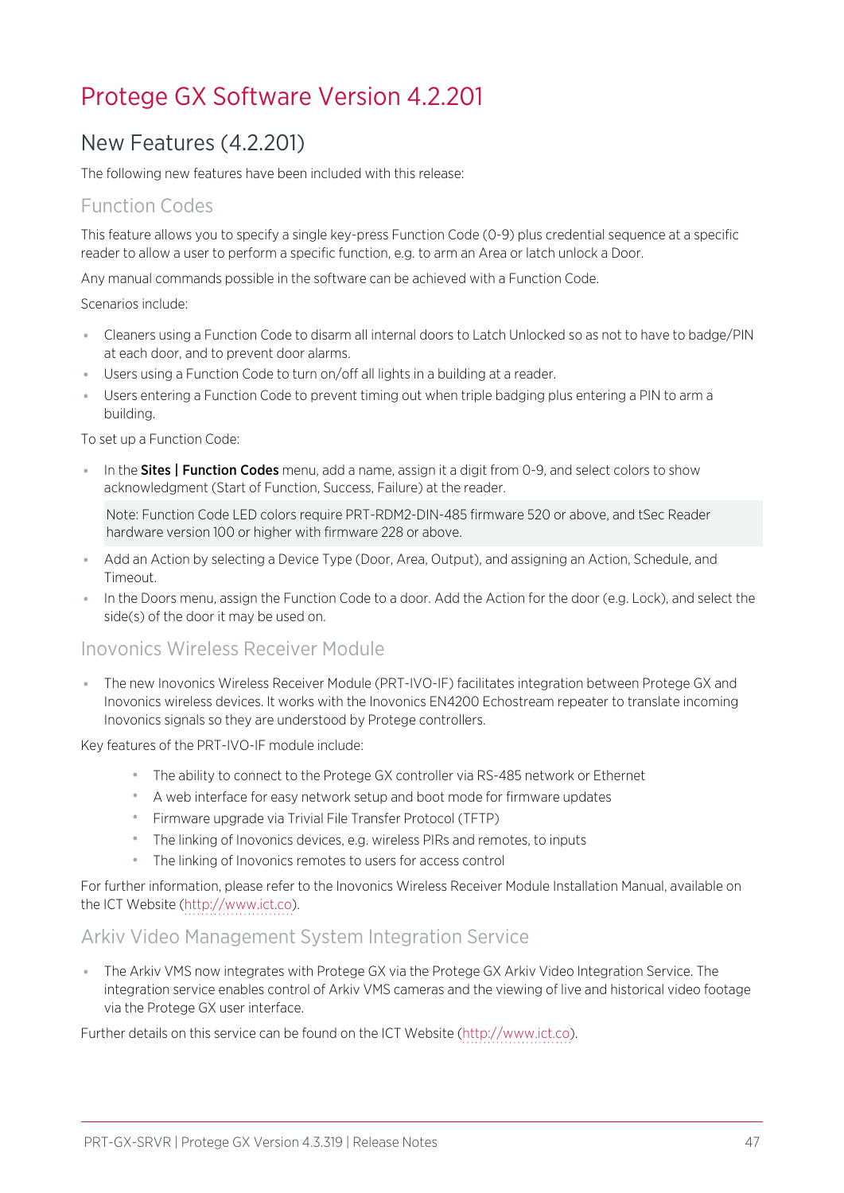# Protege GX Software Version 4.2.201

## New Features (4.2.201)

The following new features have been included with this release:

### Function Codes

This feature allows you to specify a single key-press Function Code (0-9) plus credential sequence at a specific reader to allow a user to perform a specific function, e.g. to arm an Area or latch unlock a Door.

Any manual commands possible in the software can be achieved with a Function Code.

Scenarios include:

- Cleaners using a Function Code to disarm all internal doors to Latch Unlocked so as not to have to badge/PIN at each door, and to prevent door alarms.
- Users using a Function Code to turn on/off all lights in a building at a reader.
- Users entering a Function Code to prevent timing out when triple badging plus entering a PIN to arm a building.

To set up a Function Code:

- In the **Sites | Function Codes** menu, add a name, assign it a digit from 0-9, and select colors to show acknowledgment (Start of Function, Success, Failure) at the reader.

  Note: Function Code LED colors require PRT-RDM2-DIN-485 firmware 520 or above, and tSec Reader hardware version 100 or higher with firmware 228 or above.

- Add an Action by selecting a Device Type (Door, Area, Output), and assigning an Action, Schedule, and Timeout.
- In the Doors menu, assign the Function Code to a door. Add the Action for the door (e.g. Lock), and select the side(s) of the door it may be used on.

### Inovonics Wireless Receiver Module

- The new Inovonics Wireless Receiver Module (PRT-IVO-IF) facilitates integration between Protege GX and Inovonics wireless devices. It works with the Inovonics EN4200 Echostream repeater to translate incoming Inovonics signals so they are understood by Protege controllers.

Key features of the PRT-IVO-IF module include:

- The ability to connect to the Protege GX controller via RS-485 network or Ethernet
- A web interface for easy network setup and boot mode for firmware updates
- Firmware upgrade via Trivial File Transfer Protocol (TFTP)
- The linking of Inovonics devices, e.g. wireless PIRs and remotes, to inputs
- The linking of Inovonics remotes to users for access control

For further information, please refer to the Inovonics Wireless Receiver Module Installation Manual, available on the ICT Website (http://www.ict.co).

### Arkiv Video Management System Integration Service

- The Arkiv VMS now integrates with Protege GX via the Protege GX Arkiv Video Integration Service. The integration service enables control of Arkiv VMS cameras and the viewing of live and historical video footage via the Protege GX user interface.

Further details on this service can be found on the ICT Website (http://www.ict.co).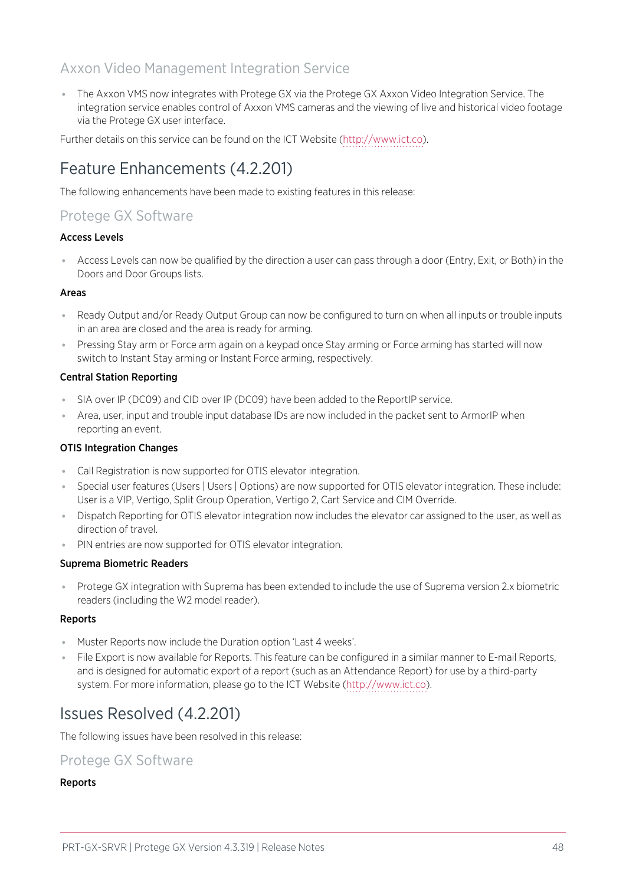## Axxon Video Management Integration Service

- The Axxon VMS now integrates with Protege GX via the Protege GX Axxon Video Integration Service. The integration service enables control of Axxon VMS cameras and the viewing of live and historical video footage via the Protege GX user interface.

Further details on this service can be found on the ICT Website (http://www.ict.co).

# Feature Enhancements (4.2.201)

The following enhancements have been made to existing features in this release:

## Protege GX Software

**Access Levels**

- Access Levels can now be qualified by the direction a user can pass through a door (Entry, Exit, or Both) in the Doors and Door Groups lists.

**Areas**

- Ready Output and/or Ready Output Group can now be configured to turn on when all inputs or trouble inputs in an area are closed and the area is ready for arming.
- Pressing Stay arm or Force arm again on a keypad once Stay arming or Force arming has started will now switch to Instant Stay arming or Instant Force arming, respectively.

**Central Station Reporting**

- SIA over IP (DC09) and CID over IP (DC09) have been added to the ReportIP service.
- Area, user, input and trouble input database IDs are now included in the packet sent to ArmorIP when reporting an event.

**OTIS Integration Changes**

- Call Registration is now supported for OTIS elevator integration.
- Special user features (Users | Users | Options) are now supported for OTIS elevator integration. These include: User is a VIP, Vertigo, Split Group Operation, Vertigo 2, Cart Service and CIM Override.
- Dispatch Reporting for OTIS elevator integration now includes the elevator car assigned to the user, as well as direction of travel.
- PIN entries are now supported for OTIS elevator integration.

**Suprema Biometric Readers**

- Protege GX integration with Suprema has been extended to include the use of Suprema version 2.x biometric readers (including the W2 model reader).

**Reports**

- Muster Reports now include the Duration option 'Last 4 weeks'.
- File Export is now available for Reports. This feature can be configured in a similar manner to E-mail Reports, and is designed for automatic export of a report (such as an Attendance Report) for use by a third-party system. For more information, please go to the ICT Website (http://www.ict.co).

# Issues Resolved (4.2.201)

The following issues have been resolved in this release:

## Protege GX Software

**Reports**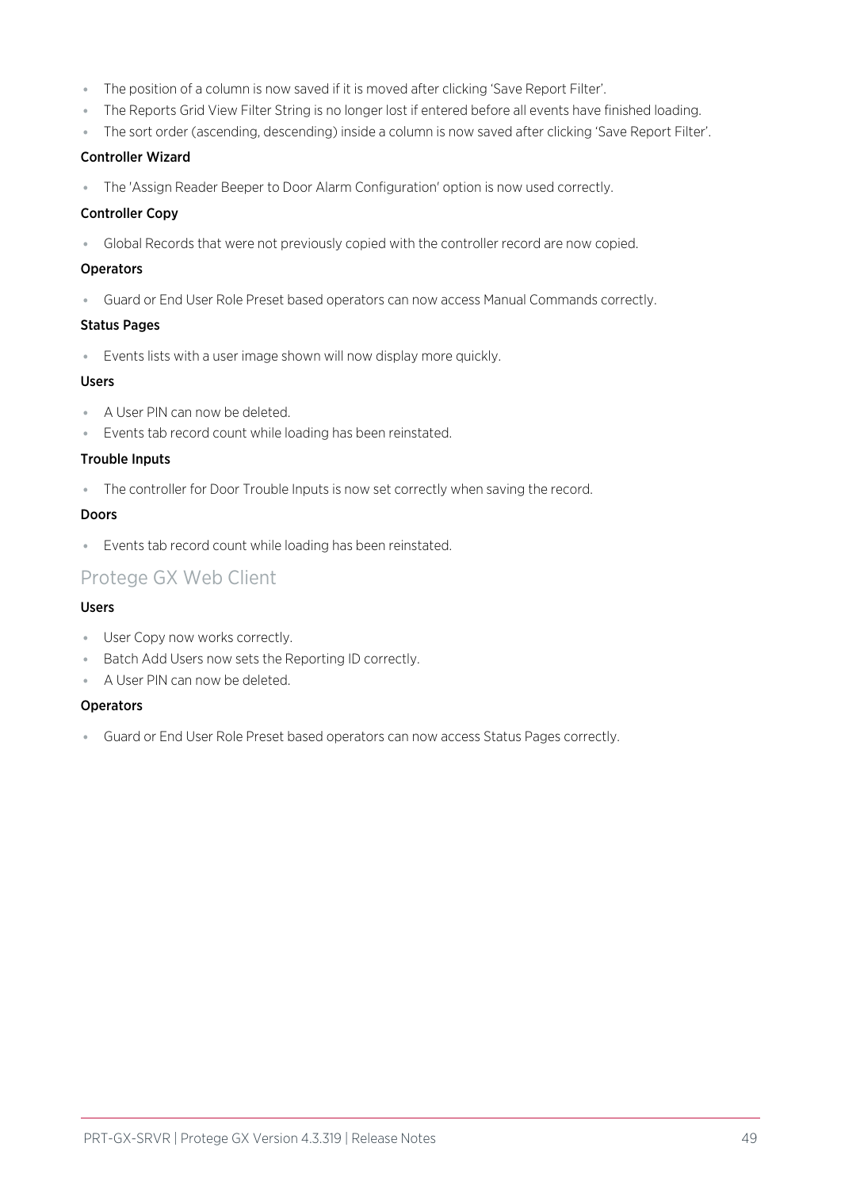- The position of a column is now saved if it is moved after clicking 'Save Report Filter'.
- The Reports Grid View Filter String is no longer lost if entered before all events have finished loading.
- The sort order (ascending, descending) inside a column is now saved after clicking 'Save Report Filter'.

#### Controller Wizard

- The 'Assign Reader Beeper to Door Alarm Configuration' option is now used correctly.

#### Controller Copy

- Global Records that were not previously copied with the controller record are now copied.

#### Operators

- Guard or End User Role Preset based operators can now access Manual Commands correctly.

#### Status Pages

- Events lists with a user image shown will now display more quickly.

#### Users

- A User PIN can now be deleted.
- Events tab record count while loading has been reinstated.

#### Trouble Inputs

- The controller for Door Trouble Inputs is now set correctly when saving the record.

#### Doors

- Events tab record count while loading has been reinstated.

### Protege GX Web Client

#### Users

- User Copy now works correctly.
- Batch Add Users now sets the Reporting ID correctly.
- A User PIN can now be deleted.

#### Operators

- Guard or End User Role Preset based operators can now access Status Pages correctly.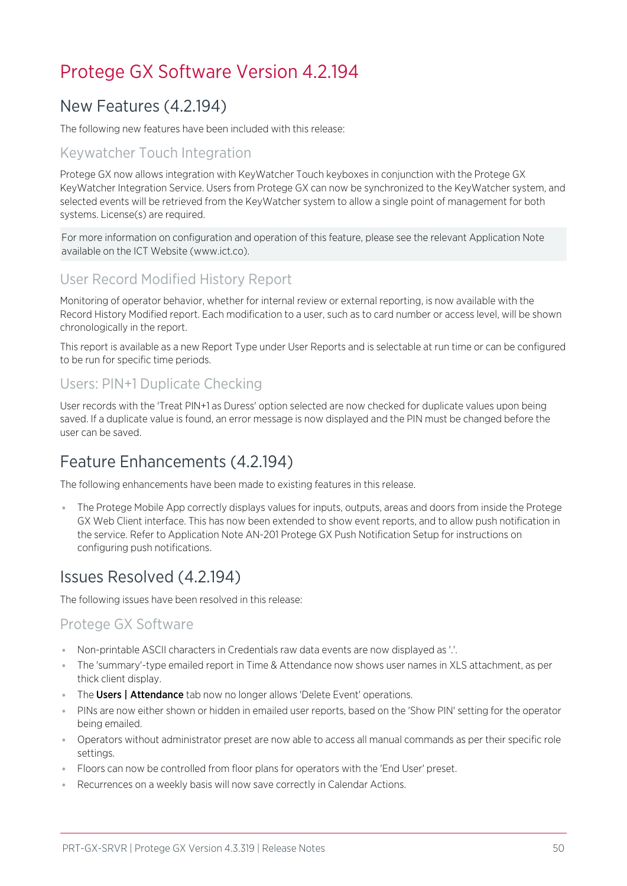# Protege GX Software Version 4.2.194

## New Features (4.2.194)

The following new features have been included with this release:

### Keywatcher Touch Integration

Protege GX now allows integration with KeyWatcher Touch keyboxes in conjunction with the Protege GX KeyWatcher Integration Service. Users from Protege GX can now be synchronized to the KeyWatcher system, and selected events will be retrieved from the KeyWatcher system to allow a single point of management for both systems. License(s) are required.

For more information on configuration and operation of this feature, please see the relevant Application Note available on the ICT Website (www.ict.co).

### User Record Modified History Report

Monitoring of operator behavior, whether for internal review or external reporting, is now available with the Record History Modified report. Each modification to a user, such as to card number or access level, will be shown chronologically in the report.

This report is available as a new Report Type under User Reports and is selectable at run time or can be configured to be run for specific time periods.

### Users: PIN+1 Duplicate Checking

User records with the 'Treat PIN+1 as Duress' option selected are now checked for duplicate values upon being saved. If a duplicate value is found, an error message is now displayed and the PIN must be changed before the user can be saved.

## Feature Enhancements (4.2.194)

The following enhancements have been made to existing features in this release.

- The Protege Mobile App correctly displays values for inputs, outputs, areas and doors from inside the Protege GX Web Client interface. This has now been extended to show event reports, and to allow push notification in the service. Refer to Application Note AN-201 Protege GX Push Notification Setup for instructions on configuring push notifications.

## Issues Resolved (4.2.194)

The following issues have been resolved in this release:

### Protege GX Software

- Non-printable ASCII characters in Credentials raw data events are now displayed as '.'.
- The 'summary'-type emailed report in Time & Attendance now shows user names in XLS attachment, as per thick client display.
- The **Users | Attendance** tab now no longer allows 'Delete Event' operations.
- PINs are now either shown or hidden in emailed user reports, based on the 'Show PIN' setting for the operator being emailed.
- Operators without administrator preset are now able to access all manual commands as per their specific role settings.
- Floors can now be controlled from floor plans for operators with the 'End User' preset.
- Recurrences on a weekly basis will now save correctly in Calendar Actions.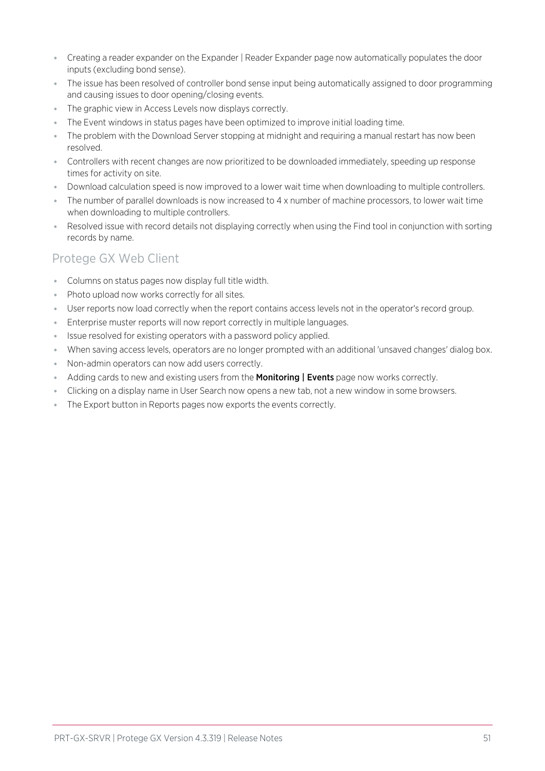- Creating a reader expander on the Expander | Reader Expander page now automatically populates the door inputs (excluding bond sense).
- The issue has been resolved of controller bond sense input being automatically assigned to door programming and causing issues to door opening/closing events.
- The graphic view in Access Levels now displays correctly.
- The Event windows in status pages have been optimized to improve initial loading time.
- The problem with the Download Server stopping at midnight and requiring a manual restart has now been resolved.
- Controllers with recent changes are now prioritized to be downloaded immediately, speeding up response times for activity on site.
- Download calculation speed is now improved to a lower wait time when downloading to multiple controllers.
- The number of parallel downloads is now increased to 4 x number of machine processors, to lower wait time when downloading to multiple controllers.
- Resolved issue with record details not displaying correctly when using the Find tool in conjunction with sorting records by name.

## Protege GX Web Client

- Columns on status pages now display full title width.
- Photo upload now works correctly for all sites.
- User reports now load correctly when the report contains access levels not in the operator's record group.
- Enterprise muster reports will now report correctly in multiple languages.
- Issue resolved for existing operators with a password policy applied.
- When saving access levels, operators are no longer prompted with an additional 'unsaved changes' dialog box.
- Non-admin operators can now add users correctly.
- Adding cards to new and existing users from the **Monitoring | Events** page now works correctly.
- Clicking on a display name in User Search now opens a new tab, not a new window in some browsers.
- The Export button in Reports pages now exports the events correctly.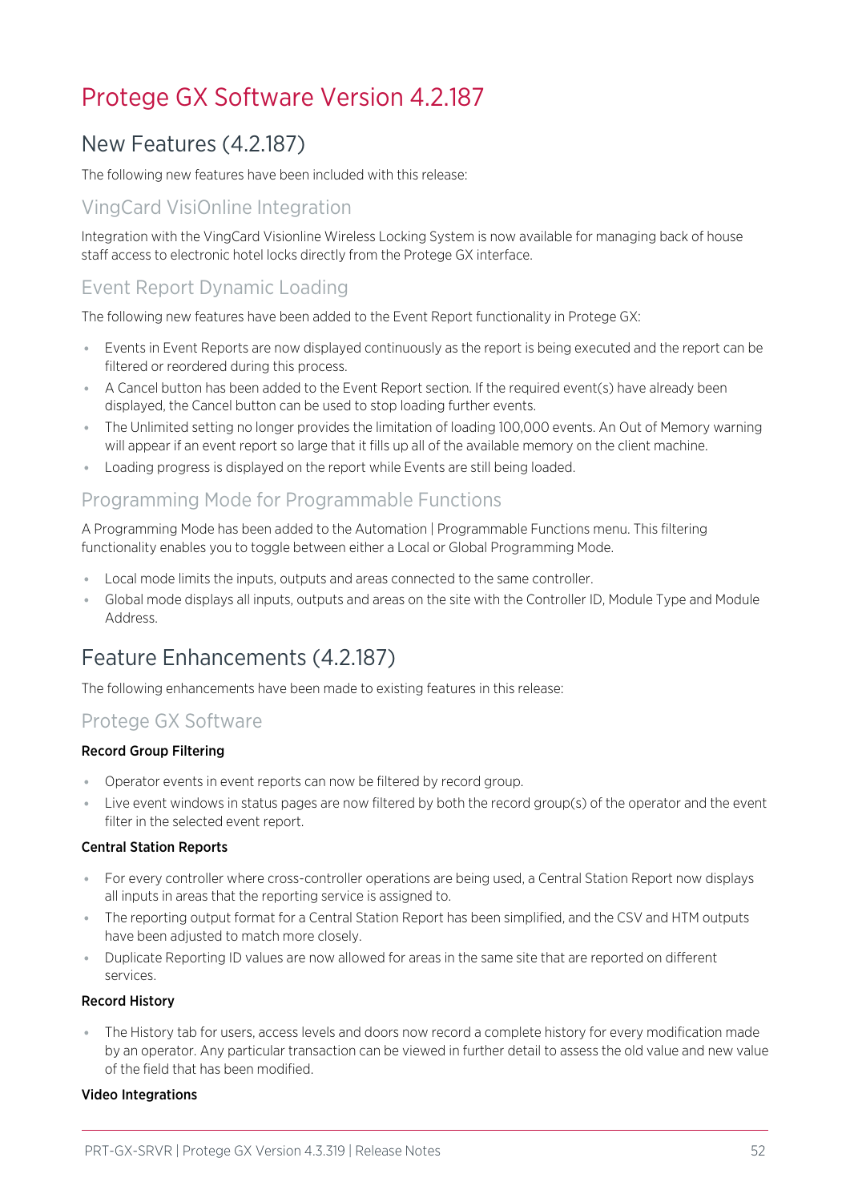# Protege GX Software Version 4.2.187

## New Features (4.2.187)

The following new features have been included with this release:

### VingCard VisiOnline Integration

Integration with the VingCard Visionline Wireless Locking System is now available for managing back of house staff access to electronic hotel locks directly from the Protege GX interface.

### Event Report Dynamic Loading

The following new features have been added to the Event Report functionality in Protege GX:

- Events in Event Reports are now displayed continuously as the report is being executed and the report can be filtered or reordered during this process.
- A Cancel button has been added to the Event Report section. If the required event(s) have already been displayed, the Cancel button can be used to stop loading further events.
- The Unlimited setting no longer provides the limitation of loading 100,000 events. An Out of Memory warning will appear if an event report so large that it fills up all of the available memory on the client machine.
- Loading progress is displayed on the report while Events are still being loaded.

### Programming Mode for Programmable Functions

A Programming Mode has been added to the Automation | Programmable Functions menu. This filtering functionality enables you to toggle between either a Local or Global Programming Mode.

- Local mode limits the inputs, outputs and areas connected to the same controller.
- Global mode displays all inputs, outputs and areas on the site with the Controller ID, Module Type and Module Address.

## Feature Enhancements (4.2.187)

The following enhancements have been made to existing features in this release:

### Protege GX Software

**Record Group Filtering**

- Operator events in event reports can now be filtered by record group.
- Live event windows in status pages are now filtered by both the record group(s) of the operator and the event filter in the selected event report.

**Central Station Reports**

- For every controller where cross-controller operations are being used, a Central Station Report now displays all inputs in areas that the reporting service is assigned to.
- The reporting output format for a Central Station Report has been simplified, and the CSV and HTM outputs have been adjusted to match more closely.
- Duplicate Reporting ID values are now allowed for areas in the same site that are reported on different services.

**Record History**

- The History tab for users, access levels and doors now record a complete history for every modification made by an operator. Any particular transaction can be viewed in further detail to assess the old value and new value of the field that has been modified.

**Video Integrations**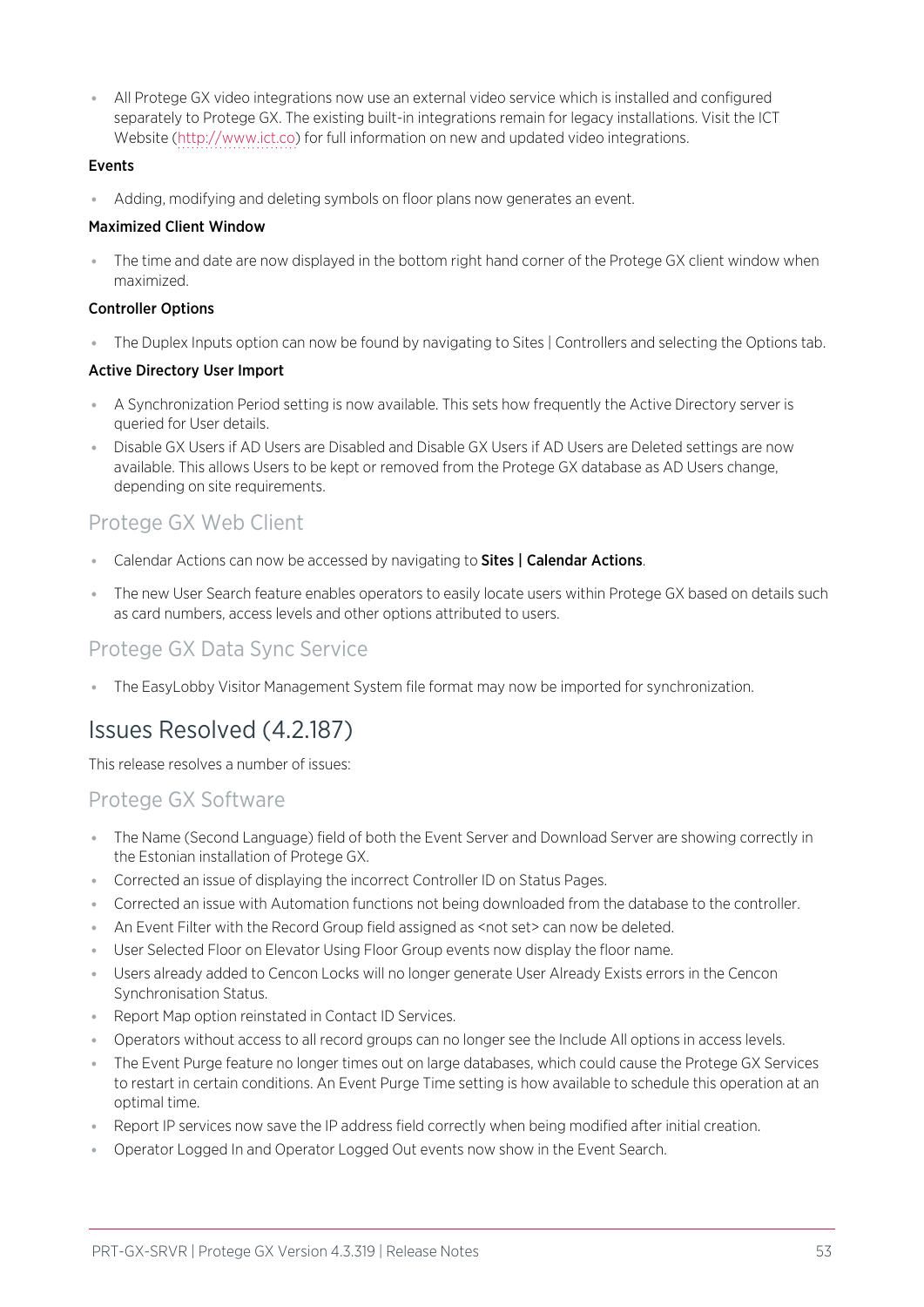- All Protege GX video integrations now use an external video service which is installed and configured separately to Protege GX. The existing built-in integrations remain for legacy installations. Visit the ICT Website (http://www.ict.co) for full information on new and updated video integrations.

**Events**

- Adding, modifying and deleting symbols on floor plans now generates an event.

**Maximized Client Window**

- The time and date are now displayed in the bottom right hand corner of the Protege GX client window when maximized.

**Controller Options**

- The Duplex Inputs option can now be found by navigating to Sites | Controllers and selecting the Options tab.

**Active Directory User Import**

- A Synchronization Period setting is now available. This sets how frequently the Active Directory server is queried for User details.
- Disable GX Users if AD Users are Disabled and Disable GX Users if AD Users are Deleted settings are now available. This allows Users to be kept or removed from the Protege GX database as AD Users change, depending on site requirements.

### Protege GX Web Client

- Calendar Actions can now be accessed by navigating to **Sites | Calendar Actions**.
- The new User Search feature enables operators to easily locate users within Protege GX based on details such as card numbers, access levels and other options attributed to users.

### Protege GX Data Sync Service

- The EasyLobby Visitor Management System file format may now be imported for synchronization.

## Issues Resolved (4.2.187)

This release resolves a number of issues:

### Protege GX Software

- The Name (Second Language) field of both the Event Server and Download Server are showing correctly in the Estonian installation of Protege GX.
- Corrected an issue of displaying the incorrect Controller ID on Status Pages.
- Corrected an issue with Automation functions not being downloaded from the database to the controller.
- An Event Filter with the Record Group field assigned as <not set> can now be deleted.
- User Selected Floor on Elevator Using Floor Group events now display the floor name.
- Users already added to Cencon Locks will no longer generate User Already Exists errors in the Cencon Synchronisation Status.
- Report Map option reinstated in Contact ID Services.
- Operators without access to all record groups can no longer see the Include All options in access levels.
- The Event Purge feature no longer times out on large databases, which could cause the Protege GX Services to restart in certain conditions. An Event Purge Time setting is how available to schedule this operation at an optimal time.
- Report IP services now save the IP address field correctly when being modified after initial creation.
- Operator Logged In and Operator Logged Out events now show in the Event Search.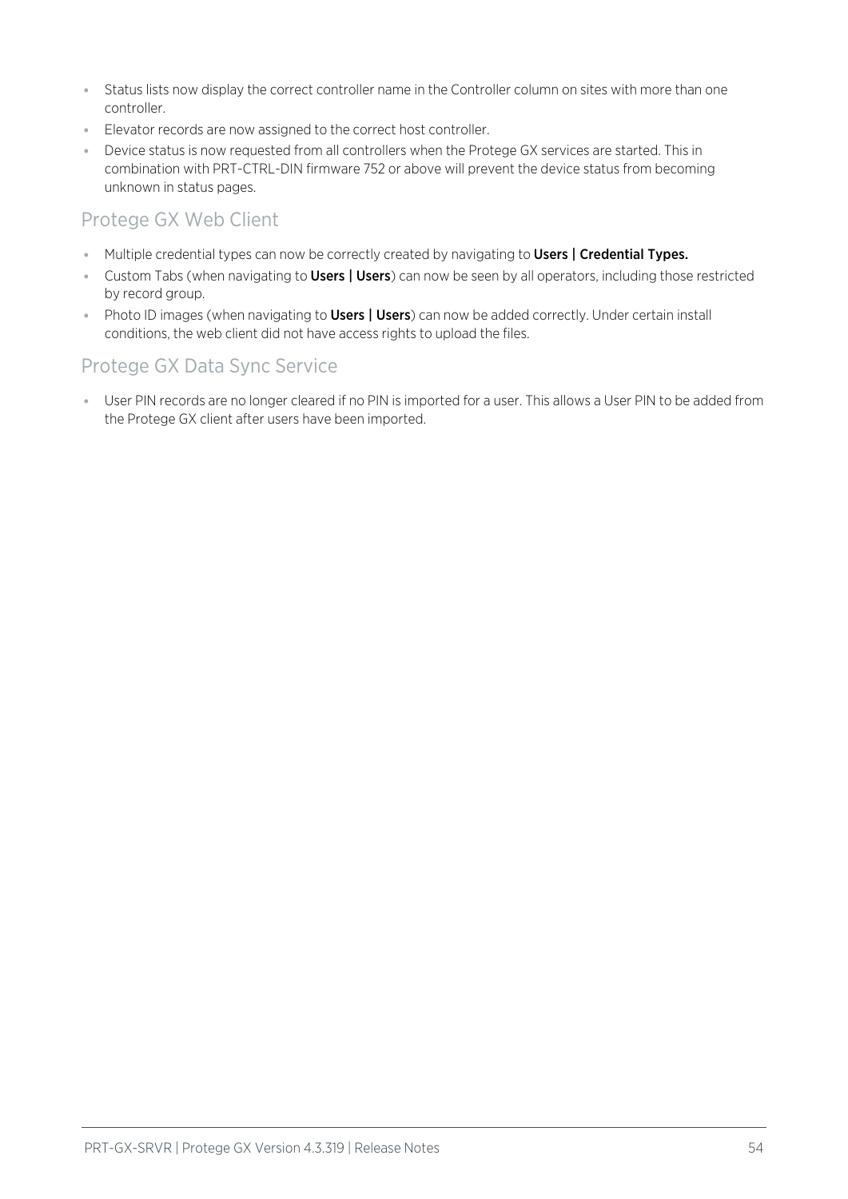- Status lists now display the correct controller name in the Controller column on sites with more than one controller.
- Elevator records are now assigned to the correct host controller.
- Device status is now requested from all controllers when the Protege GX services are started. This in combination with PRT-CTRL-DIN firmware 752 or above will prevent the device status from becoming unknown in status pages.

## Protege GX Web Client

- Multiple credential types can now be correctly created by navigating to **Users | Credential Types.**
- Custom Tabs (when navigating to **Users | Users**) can now be seen by all operators, including those restricted by record group.
- Photo ID images (when navigating to **Users | Users**) can now be added correctly. Under certain install conditions, the web client did not have access rights to upload the files.

## Protege GX Data Sync Service

- User PIN records are no longer cleared if no PIN is imported for a user. This allows a User PIN to be added from the Protege GX client after users have been imported.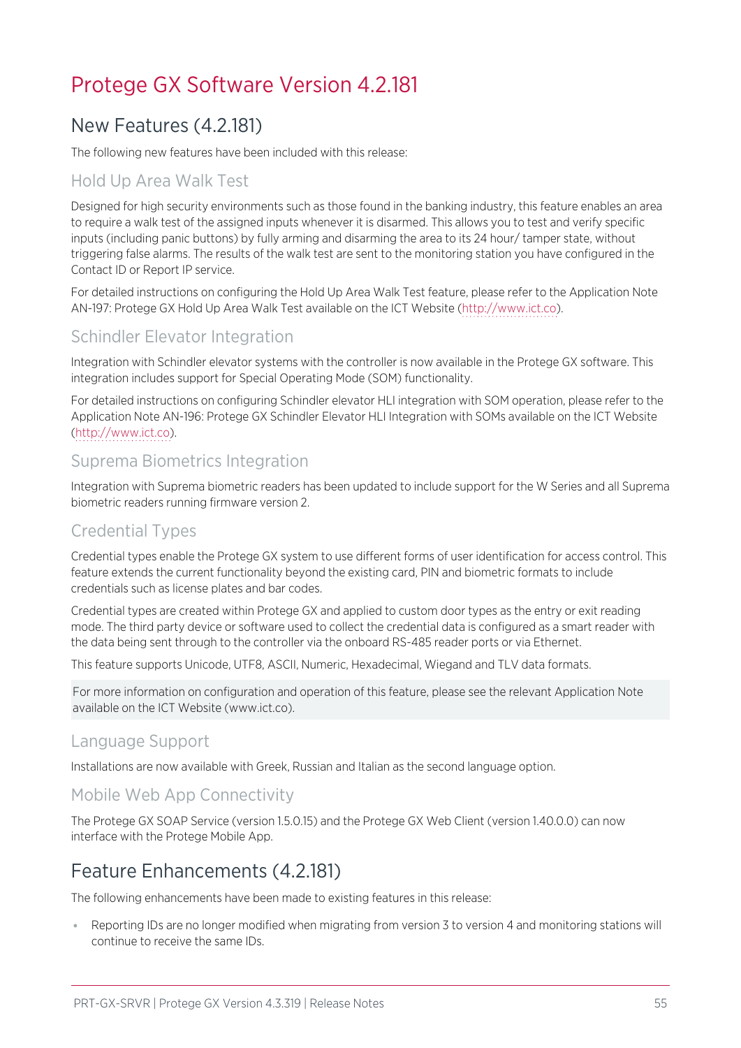# Protege GX Software Version 4.2.181

## New Features (4.2.181)

The following new features have been included with this release:

### Hold Up Area Walk Test

Designed for high security environments such as those found in the banking industry, this feature enables an area to require a walk test of the assigned inputs whenever it is disarmed. This allows you to test and verify specific inputs (including panic buttons) by fully arming and disarming the area to its 24 hour/ tamper state, without triggering false alarms. The results of the walk test are sent to the monitoring station you have configured in the Contact ID or Report IP service.

For detailed instructions on configuring the Hold Up Area Walk Test feature, please refer to the Application Note AN-197: Protege GX Hold Up Area Walk Test available on the ICT Website (http://www.ict.co).

### Schindler Elevator Integration

Integration with Schindler elevator systems with the controller is now available in the Protege GX software. This integration includes support for Special Operating Mode (SOM) functionality.

For detailed instructions on configuring Schindler elevator HLI integration with SOM operation, please refer to the Application Note AN-196: Protege GX Schindler Elevator HLI Integration with SOMs available on the ICT Website (http://www.ict.co).

### Suprema Biometrics Integration

Integration with Suprema biometric readers has been updated to include support for the W Series and all Suprema biometric readers running firmware version 2.

### Credential Types

Credential types enable the Protege GX system to use different forms of user identification for access control. This feature extends the current functionality beyond the existing card, PIN and biometric formats to include credentials such as license plates and bar codes.

Credential types are created within Protege GX and applied to custom door types as the entry or exit reading mode. The third party device or software used to collect the credential data is configured as a smart reader with the data being sent through to the controller via the onboard RS-485 reader ports or via Ethernet.

This feature supports Unicode, UTF8, ASCII, Numeric, Hexadecimal, Wiegand and TLV data formats.

For more information on configuration and operation of this feature, please see the relevant Application Note available on the ICT Website (www.ict.co).

### Language Support

Installations are now available with Greek, Russian and Italian as the second language option.

### Mobile Web App Connectivity

The Protege GX SOAP Service (version 1.5.0.15) and the Protege GX Web Client (version 1.40.0.0) can now interface with the Protege Mobile App.

## Feature Enhancements (4.2.181)

The following enhancements have been made to existing features in this release:

- Reporting IDs are no longer modified when migrating from version 3 to version 4 and monitoring stations will continue to receive the same IDs.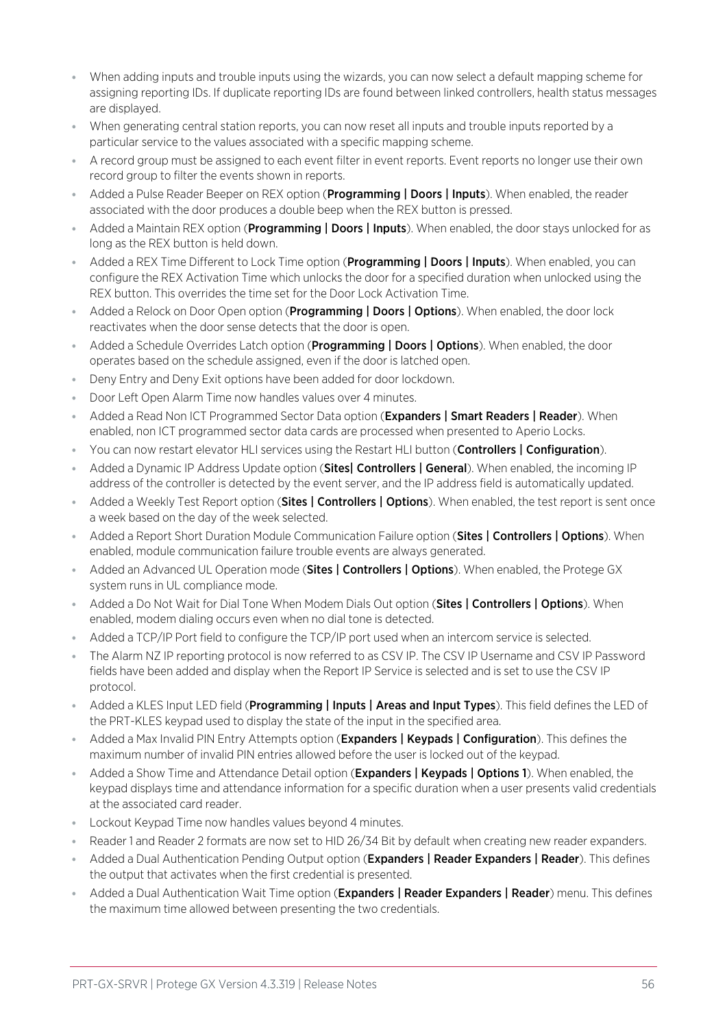- When adding inputs and trouble inputs using the wizards, you can now select a default mapping scheme for assigning reporting IDs. If duplicate reporting IDs are found between linked controllers, health status messages are displayed.
- When generating central station reports, you can now reset all inputs and trouble inputs reported by a particular service to the values associated with a specific mapping scheme.
- A record group must be assigned to each event filter in event reports. Event reports no longer use their own record group to filter the events shown in reports.
- Added a Pulse Reader Beeper on REX option (**Programming | Doors | Inputs**). When enabled, the reader associated with the door produces a double beep when the REX button is pressed.
- Added a Maintain REX option (**Programming | Doors | Inputs**). When enabled, the door stays unlocked for as long as the REX button is held down.
- Added a REX Time Different to Lock Time option (**Programming | Doors | Inputs**). When enabled, you can configure the REX Activation Time which unlocks the door for a specified duration when unlocked using the REX button. This overrides the time set for the Door Lock Activation Time.
- Added a Relock on Door Open option (**Programming | Doors | Options**). When enabled, the door lock reactivates when the door sense detects that the door is open.
- Added a Schedule Overrides Latch option (**Programming | Doors | Options**). When enabled, the door operates based on the schedule assigned, even if the door is latched open.
- Deny Entry and Deny Exit options have been added for door lockdown.
- Door Left Open Alarm Time now handles values over 4 minutes.
- Added a Read Non ICT Programmed Sector Data option (**Expanders | Smart Readers | Reader**). When enabled, non ICT programmed sector data cards are processed when presented to Aperio Locks.
- You can now restart elevator HLI services using the Restart HLI button (**Controllers | Configuration**).
- Added a Dynamic IP Address Update option (**Sites| Controllers | General**). When enabled, the incoming IP address of the controller is detected by the event server, and the IP address field is automatically updated.
- Added a Weekly Test Report option (**Sites | Controllers | Options**). When enabled, the test report is sent once a week based on the day of the week selected.
- Added a Report Short Duration Module Communication Failure option (**Sites | Controllers | Options**). When enabled, module communication failure trouble events are always generated.
- Added an Advanced UL Operation mode (**Sites | Controllers | Options**). When enabled, the Protege GX system runs in UL compliance mode.
- Added a Do Not Wait for Dial Tone When Modem Dials Out option (**Sites | Controllers | Options**). When enabled, modem dialing occurs even when no dial tone is detected.
- Added a TCP/IP Port field to configure the TCP/IP port used when an intercom service is selected.
- The Alarm NZ IP reporting protocol is now referred to as CSV IP. The CSV IP Username and CSV IP Password fields have been added and display when the Report IP Service is selected and is set to use the CSV IP protocol.
- Added a KLES Input LED field (**Programming | Inputs | Areas and Input Types**). This field defines the LED of the PRT-KLES keypad used to display the state of the input in the specified area.
- Added a Max Invalid PIN Entry Attempts option (**Expanders | Keypads | Configuration**). This defines the maximum number of invalid PIN entries allowed before the user is locked out of the keypad.
- Added a Show Time and Attendance Detail option (**Expanders | Keypads | Options 1**). When enabled, the keypad displays time and attendance information for a specific duration when a user presents valid credentials at the associated card reader.
- Lockout Keypad Time now handles values beyond 4 minutes.
- Reader 1 and Reader 2 formats are now set to HID 26/34 Bit by default when creating new reader expanders.
- Added a Dual Authentication Pending Output option (**Expanders | Reader Expanders | Reader**). This defines the output that activates when the first credential is presented.
- Added a Dual Authentication Wait Time option (**Expanders | Reader Expanders | Reader**) menu. This defines the maximum time allowed between presenting the two credentials.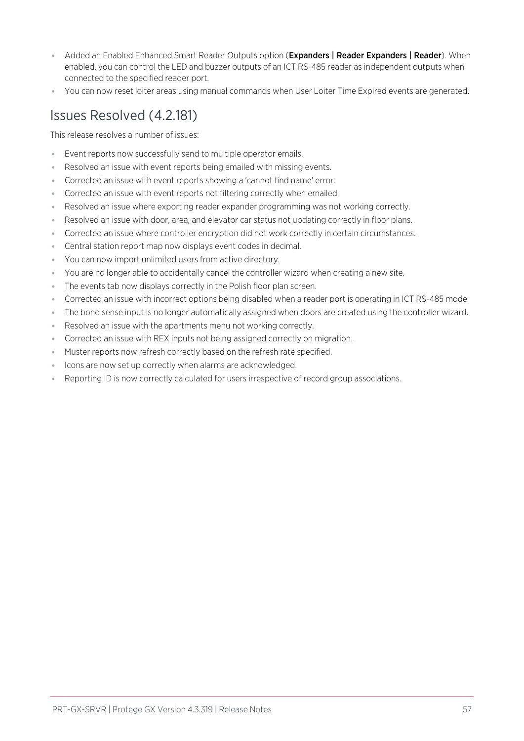- Added an Enabled Enhanced Smart Reader Outputs option (**Expanders | Reader Expanders | Reader**). When enabled, you can control the LED and buzzer outputs of an ICT RS-485 reader as independent outputs when connected to the specified reader port.
- You can now reset loiter areas using manual commands when User Loiter Time Expired events are generated.

## Issues Resolved (4.2.181)

This release resolves a number of issues:

- Event reports now successfully send to multiple operator emails.
- Resolved an issue with event reports being emailed with missing events.
- Corrected an issue with event reports showing a 'cannot find name' error.
- Corrected an issue with event reports not filtering correctly when emailed.
- Resolved an issue where exporting reader expander programming was not working correctly.
- Resolved an issue with door, area, and elevator car status not updating correctly in floor plans.
- Corrected an issue where controller encryption did not work correctly in certain circumstances.
- Central station report map now displays event codes in decimal.
- You can now import unlimited users from active directory.
- You are no longer able to accidentally cancel the controller wizard when creating a new site.
- The events tab now displays correctly in the Polish floor plan screen.
- Corrected an issue with incorrect options being disabled when a reader port is operating in ICT RS-485 mode.
- The bond sense input is no longer automatically assigned when doors are created using the controller wizard.
- Resolved an issue with the apartments menu not working correctly.
- Corrected an issue with REX inputs not being assigned correctly on migration.
- Muster reports now refresh correctly based on the refresh rate specified.
- Icons are now set up correctly when alarms are acknowledged.
- Reporting ID is now correctly calculated for users irrespective of record group associations.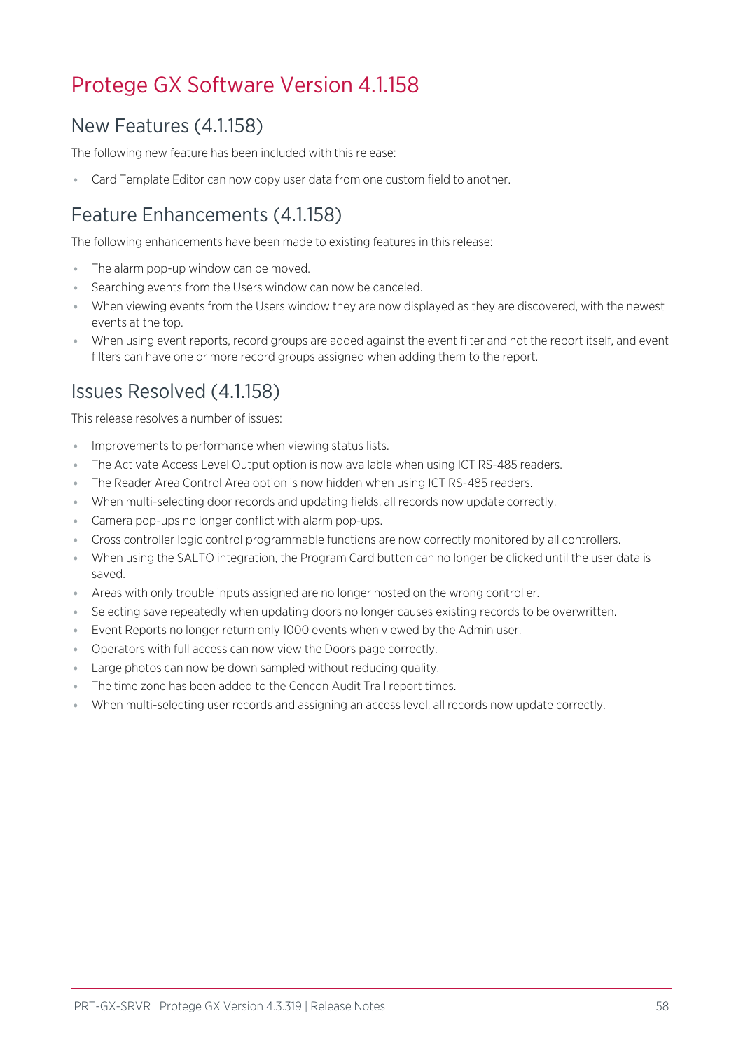# Protege GX Software Version 4.1.158

## New Features (4.1.158)

The following new feature has been included with this release:

- Card Template Editor can now copy user data from one custom field to another.

## Feature Enhancements (4.1.158)

The following enhancements have been made to existing features in this release:

- The alarm pop-up window can be moved.
- Searching events from the Users window can now be canceled.
- When viewing events from the Users window they are now displayed as they are discovered, with the newest events at the top.
- When using event reports, record groups are added against the event filter and not the report itself, and event filters can have one or more record groups assigned when adding them to the report.

## Issues Resolved (4.1.158)

This release resolves a number of issues:

- Improvements to performance when viewing status lists.
- The Activate Access Level Output option is now available when using ICT RS-485 readers.
- The Reader Area Control Area option is now hidden when using ICT RS-485 readers.
- When multi-selecting door records and updating fields, all records now update correctly.
- Camera pop-ups no longer conflict with alarm pop-ups.
- Cross controller logic control programmable functions are now correctly monitored by all controllers.
- When using the SALTO integration, the Program Card button can no longer be clicked until the user data is saved.
- Areas with only trouble inputs assigned are no longer hosted on the wrong controller.
- Selecting save repeatedly when updating doors no longer causes existing records to be overwritten.
- Event Reports no longer return only 1000 events when viewed by the Admin user.
- Operators with full access can now view the Doors page correctly.
- Large photos can now be down sampled without reducing quality.
- The time zone has been added to the Cencon Audit Trail report times.
- When multi-selecting user records and assigning an access level, all records now update correctly.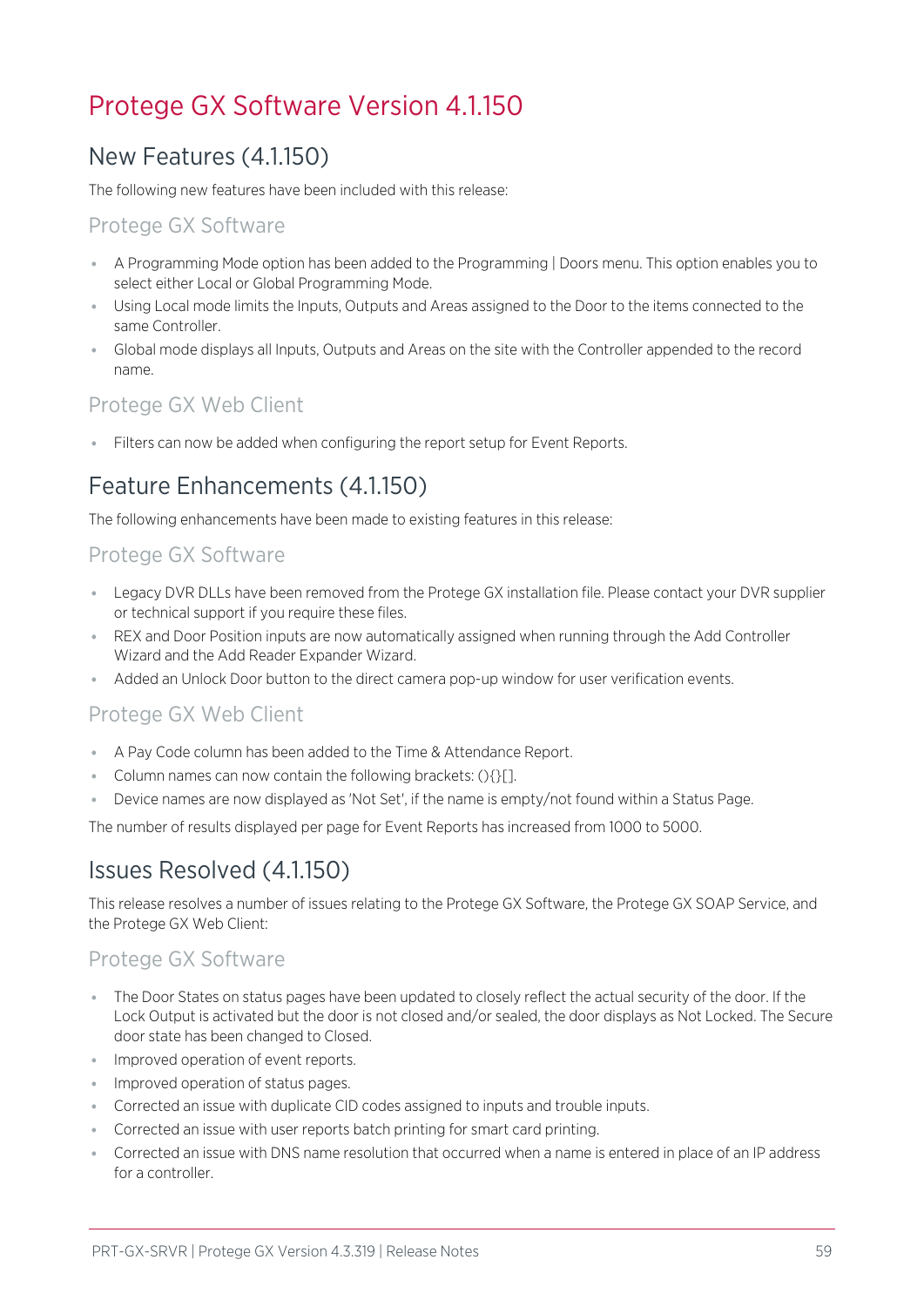# Protege GX Software Version 4.1.150

## New Features (4.1.150)

The following new features have been included with this release:

### Protege GX Software

- A Programming Mode option has been added to the Programming | Doors menu. This option enables you to select either Local or Global Programming Mode.
- Using Local mode limits the Inputs, Outputs and Areas assigned to the Door to the items connected to the same Controller.
- Global mode displays all Inputs, Outputs and Areas on the site with the Controller appended to the record name.

### Protege GX Web Client

- Filters can now be added when configuring the report setup for Event Reports.

## Feature Enhancements (4.1.150)

The following enhancements have been made to existing features in this release:

### Protege GX Software

- Legacy DVR DLLs have been removed from the Protege GX installation file. Please contact your DVR supplier or technical support if you require these files.
- REX and Door Position inputs are now automatically assigned when running through the Add Controller Wizard and the Add Reader Expander Wizard.
- Added an Unlock Door button to the direct camera pop-up window for user verification events.

### Protege GX Web Client

- A Pay Code column has been added to the Time & Attendance Report.
- Column names can now contain the following brackets: (){}[].
- Device names are now displayed as 'Not Set', if the name is empty/not found within a Status Page.

The number of results displayed per page for Event Reports has increased from 1000 to 5000.

## Issues Resolved (4.1.150)

This release resolves a number of issues relating to the Protege GX Software, the Protege GX SOAP Service, and the Protege GX Web Client:

### Protege GX Software

- The Door States on status pages have been updated to closely reflect the actual security of the door. If the Lock Output is activated but the door is not closed and/or sealed, the door displays as Not Locked. The Secure door state has been changed to Closed.
- Improved operation of event reports.
- Improved operation of status pages.
- Corrected an issue with duplicate CID codes assigned to inputs and trouble inputs.
- Corrected an issue with user reports batch printing for smart card printing.
- Corrected an issue with DNS name resolution that occurred when a name is entered in place of an IP address for a controller.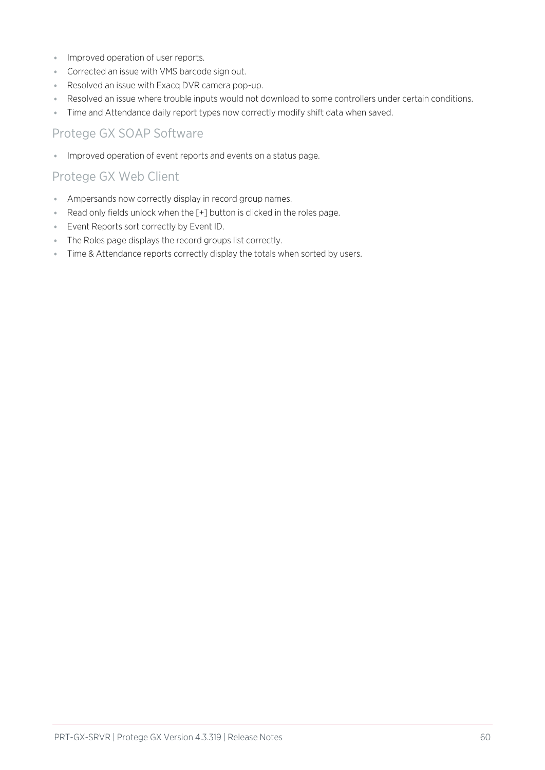- Improved operation of user reports.
- Corrected an issue with VMS barcode sign out.
- Resolved an issue with Exacq DVR camera pop-up.
- Resolved an issue where trouble inputs would not download to some controllers under certain conditions.
- Time and Attendance daily report types now correctly modify shift data when saved.

## Protege GX SOAP Software

- Improved operation of event reports and events on a status page.

## Protege GX Web Client

- Ampersands now correctly display in record group names.
- Read only fields unlock when the [+] button is clicked in the roles page.
- Event Reports sort correctly by Event ID.
- The Roles page displays the record groups list correctly.
- Time & Attendance reports correctly display the totals when sorted by users.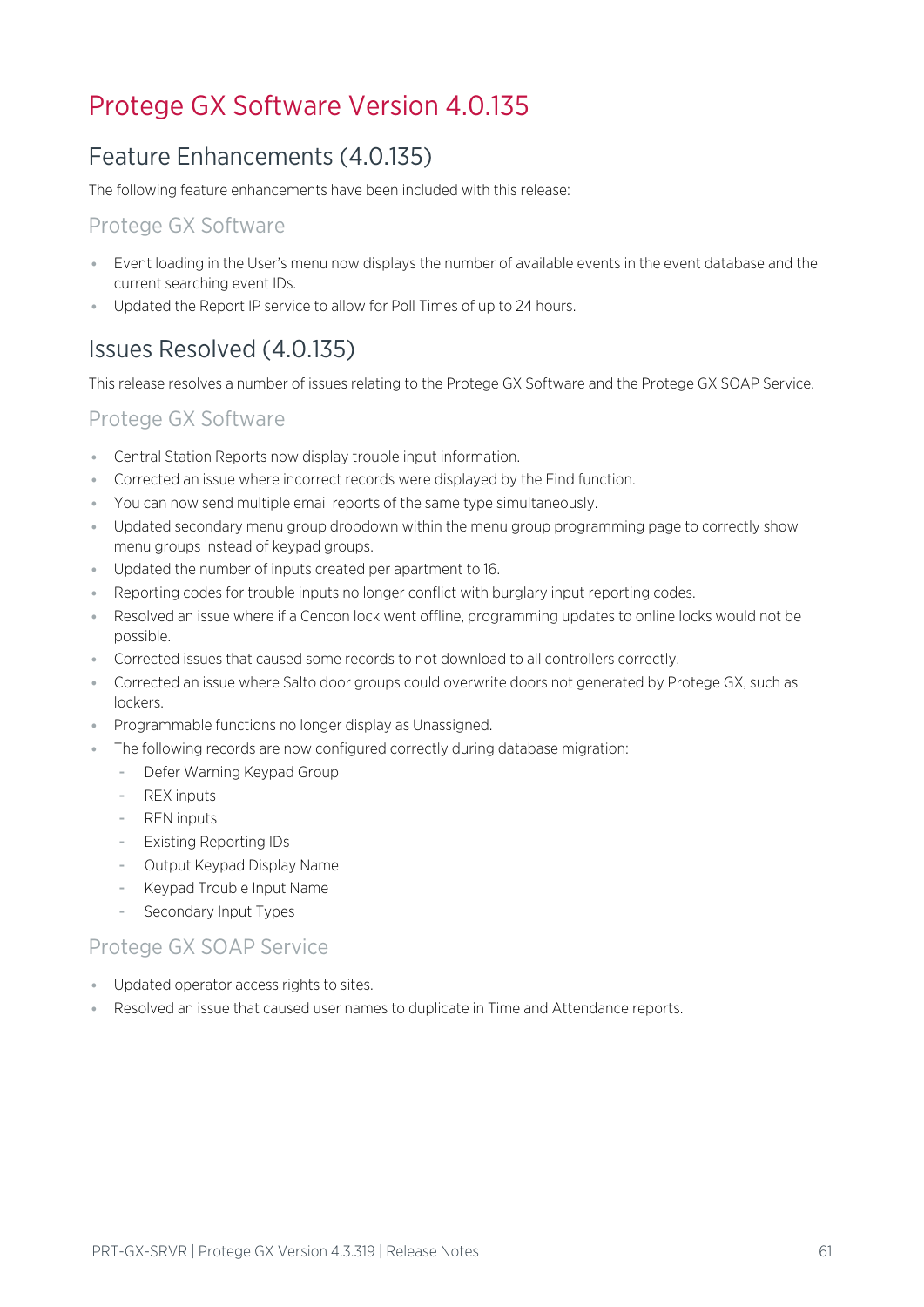# Protege GX Software Version 4.0.135

## Feature Enhancements (4.0.135)

The following feature enhancements have been included with this release:

### Protege GX Software

- Event loading in the User's menu now displays the number of available events in the event database and the current searching event IDs.
- Updated the Report IP service to allow for Poll Times of up to 24 hours.

## Issues Resolved (4.0.135)

This release resolves a number of issues relating to the Protege GX Software and the Protege GX SOAP Service.

### Protege GX Software

- Central Station Reports now display trouble input information.
- Corrected an issue where incorrect records were displayed by the Find function.
- You can now send multiple email reports of the same type simultaneously.
- Updated secondary menu group dropdown within the menu group programming page to correctly show menu groups instead of keypad groups.
- Updated the number of inputs created per apartment to 16.
- Reporting codes for trouble inputs no longer conflict with burglary input reporting codes.
- Resolved an issue where if a Cencon lock went offline, programming updates to online locks would not be possible.
- Corrected issues that caused some records to not download to all controllers correctly.
- Corrected an issue where Salto door groups could overwrite doors not generated by Protege GX, such as lockers.
- Programmable functions no longer display as Unassigned.
- The following records are now configured correctly during database migration:
  - Defer Warning Keypad Group
  - REX inputs
  - REN inputs
  - Existing Reporting IDs
  - Output Keypad Display Name
  - Keypad Trouble Input Name
  - Secondary Input Types

### Protege GX SOAP Service

- Updated operator access rights to sites.
- Resolved an issue that caused user names to duplicate in Time and Attendance reports.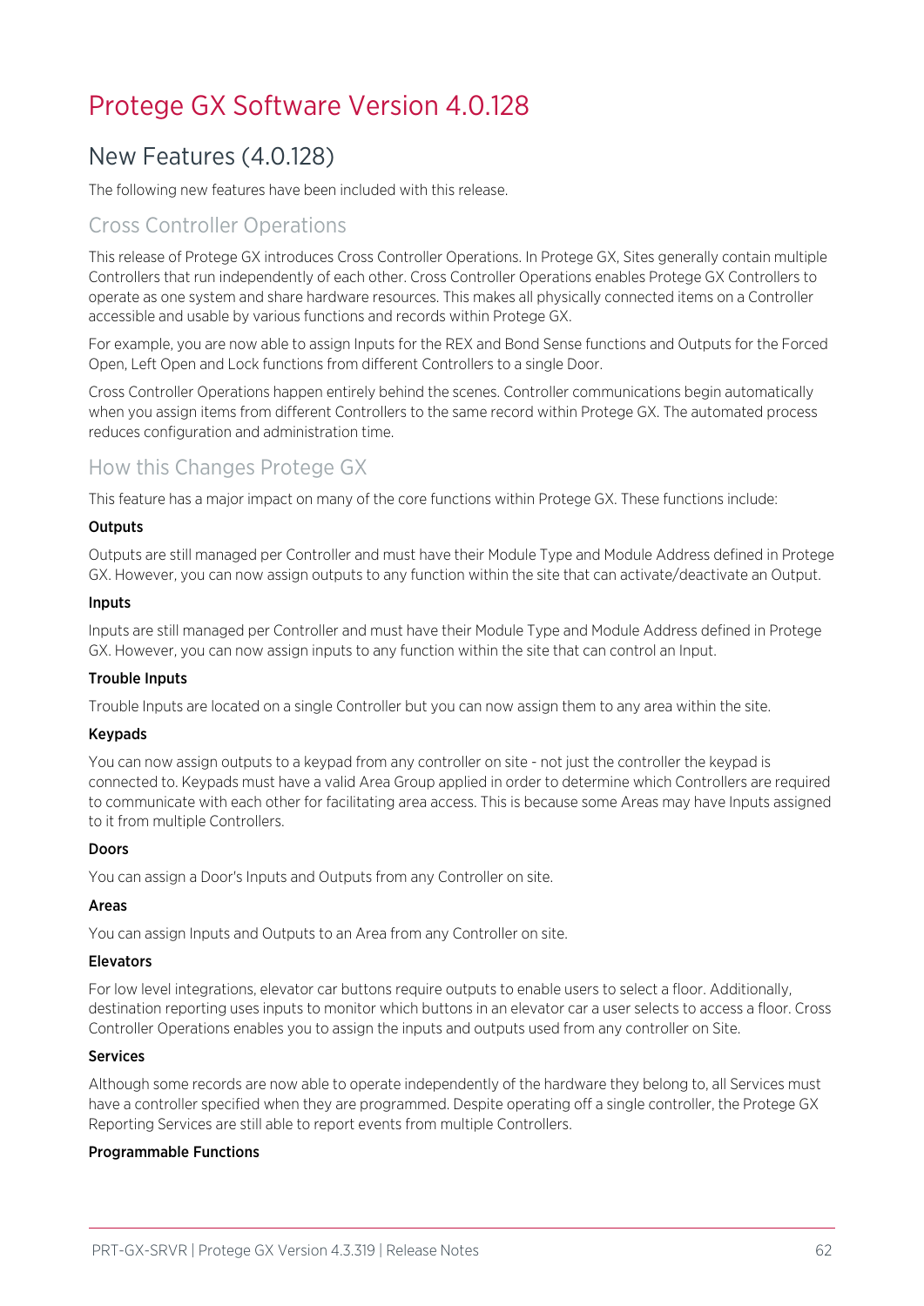# Protege GX Software Version 4.0.128

## New Features (4.0.128)

The following new features have been included with this release.

### Cross Controller Operations

This release of Protege GX introduces Cross Controller Operations. In Protege GX, Sites generally contain multiple Controllers that run independently of each other. Cross Controller Operations enables Protege GX Controllers to operate as one system and share hardware resources. This makes all physically connected items on a Controller accessible and usable by various functions and records within Protege GX.

For example, you are now able to assign Inputs for the REX and Bond Sense functions and Outputs for the Forced Open, Left Open and Lock functions from different Controllers to a single Door.

Cross Controller Operations happen entirely behind the scenes. Controller communications begin automatically when you assign items from different Controllers to the same record within Protege GX. The automated process reduces configuration and administration time.

### How this Changes Protege GX

This feature has a major impact on many of the core functions within Protege GX. These functions include:

**Outputs**

Outputs are still managed per Controller and must have their Module Type and Module Address defined in Protege GX. However, you can now assign outputs to any function within the site that can activate/deactivate an Output.

**Inputs**

Inputs are still managed per Controller and must have their Module Type and Module Address defined in Protege GX. However, you can now assign inputs to any function within the site that can control an Input.

**Trouble Inputs**

Trouble Inputs are located on a single Controller but you can now assign them to any area within the site.

**Keypads**

You can now assign outputs to a keypad from any controller on site - not just the controller the keypad is connected to. Keypads must have a valid Area Group applied in order to determine which Controllers are required to communicate with each other for facilitating area access. This is because some Areas may have Inputs assigned to it from multiple Controllers.

**Doors**

You can assign a Door's Inputs and Outputs from any Controller on site.

**Areas**

You can assign Inputs and Outputs to an Area from any Controller on site.

**Elevators**

For low level integrations, elevator car buttons require outputs to enable users to select a floor. Additionally, destination reporting uses inputs to monitor which buttons in an elevator car a user selects to access a floor. Cross Controller Operations enables you to assign the inputs and outputs used from any controller on Site.

**Services**

Although some records are now able to operate independently of the hardware they belong to, all Services must have a controller specified when they are programmed. Despite operating off a single controller, the Protege GX Reporting Services are still able to report events from multiple Controllers.

**Programmable Functions**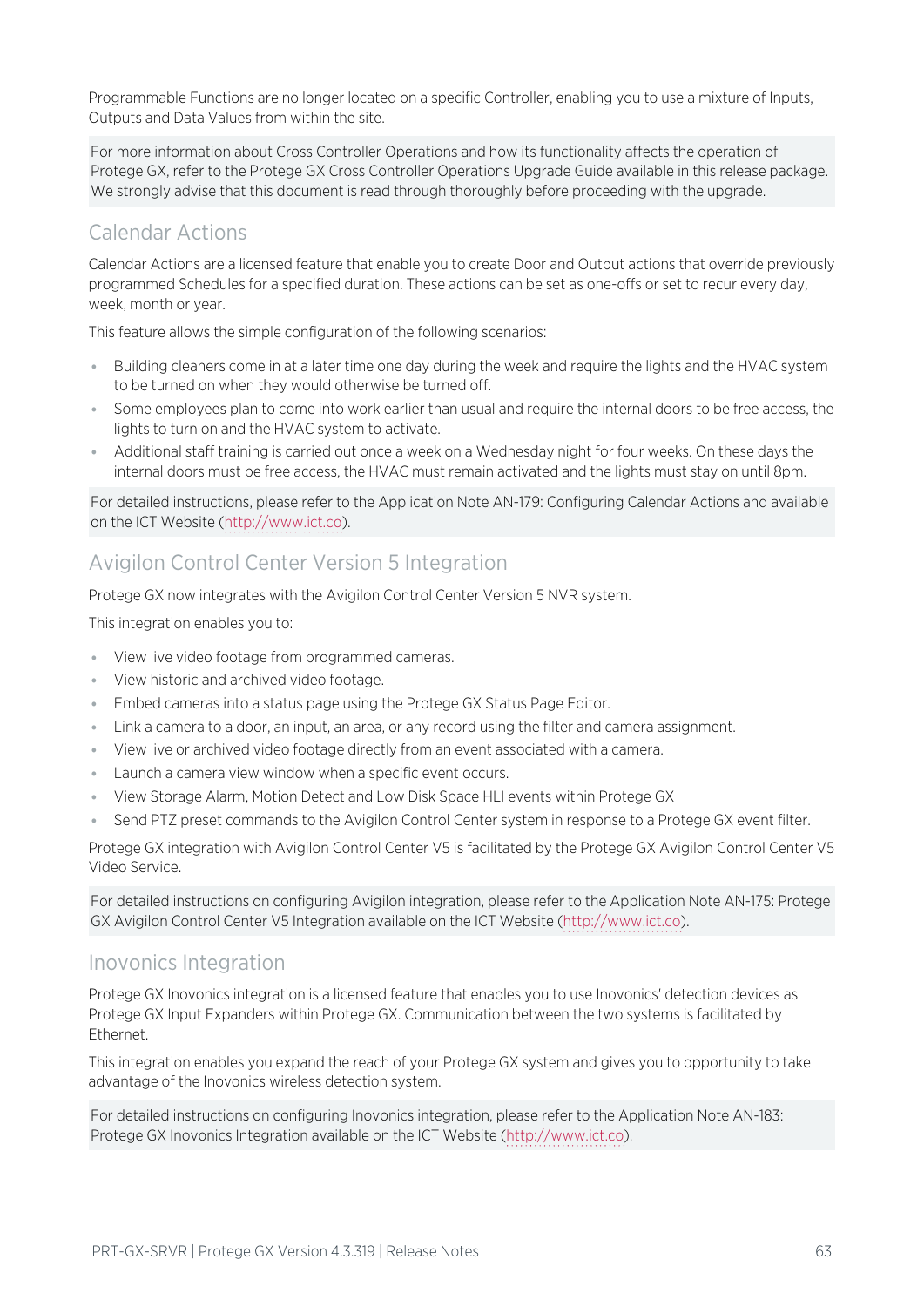Programmable Functions are no longer located on a specific Controller, enabling you to use a mixture of Inputs, Outputs and Data Values from within the site.

For more information about Cross Controller Operations and how its functionality affects the operation of Protege GX, refer to the Protege GX Cross Controller Operations Upgrade Guide available in this release package. We strongly advise that this document is read through thoroughly before proceeding with the upgrade.

## Calendar Actions

Calendar Actions are a licensed feature that enable you to create Door and Output actions that override previously programmed Schedules for a specified duration. These actions can be set as one-offs or set to recur every day, week, month or year.

This feature allows the simple configuration of the following scenarios:

- Building cleaners come in at a later time one day during the week and require the lights and the HVAC system to be turned on when they would otherwise be turned off.
- Some employees plan to come into work earlier than usual and require the internal doors to be free access, the lights to turn on and the HVAC system to activate.
- Additional staff training is carried out once a week on a Wednesday night for four weeks. On these days the internal doors must be free access, the HVAC must remain activated and the lights must stay on until 8pm.

For detailed instructions, please refer to the Application Note AN-179: Configuring Calendar Actions and available on the ICT Website (http://www.ict.co).

## Avigilon Control Center Version 5 Integration

Protege GX now integrates with the Avigilon Control Center Version 5 NVR system.

This integration enables you to:

- View live video footage from programmed cameras.
- View historic and archived video footage.
- Embed cameras into a status page using the Protege GX Status Page Editor.
- Link a camera to a door, an input, an area, or any record using the filter and camera assignment.
- View live or archived video footage directly from an event associated with a camera.
- Launch a camera view window when a specific event occurs.
- View Storage Alarm, Motion Detect and Low Disk Space HLI events within Protege GX
- Send PTZ preset commands to the Avigilon Control Center system in response to a Protege GX event filter.

Protege GX integration with Avigilon Control Center V5 is facilitated by the Protege GX Avigilon Control Center V5 Video Service.

For detailed instructions on configuring Avigilon integration, please refer to the Application Note AN-175: Protege GX Avigilon Control Center V5 Integration available on the ICT Website (http://www.ict.co).

## Inovonics Integration

Protege GX Inovonics integration is a licensed feature that enables you to use Inovonics' detection devices as Protege GX Input Expanders within Protege GX. Communication between the two systems is facilitated by Ethernet.

This integration enables you expand the reach of your Protege GX system and gives you to opportunity to take advantage of the Inovonics wireless detection system.

For detailed instructions on configuring Inovonics integration, please refer to the Application Note AN-183: Protege GX Inovonics Integration available on the ICT Website (http://www.ict.co).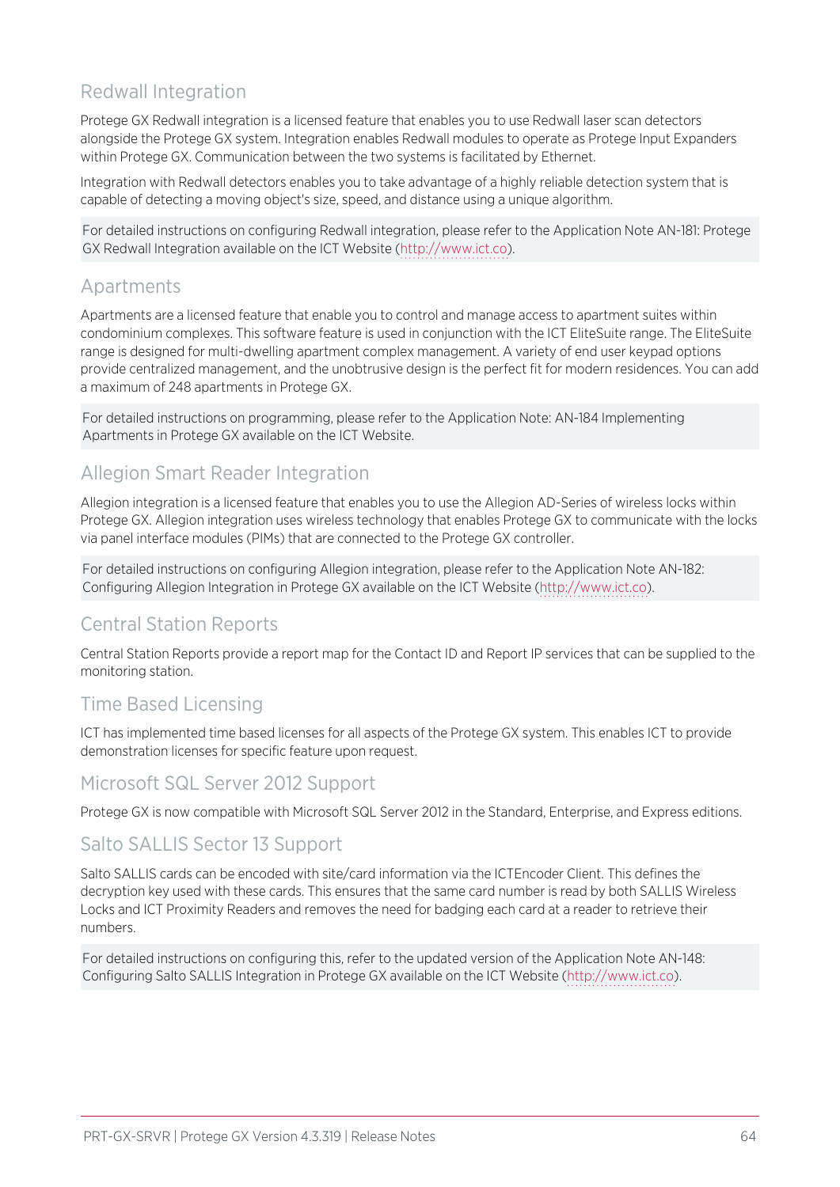## Redwall Integration

Protege GX Redwall integration is a licensed feature that enables you to use Redwall laser scan detectors alongside the Protege GX system. Integration enables Redwall modules to operate as Protege Input Expanders within Protege GX. Communication between the two systems is facilitated by Ethernet.

Integration with Redwall detectors enables you to take advantage of a highly reliable detection system that is capable of detecting a moving object's size, speed, and distance using a unique algorithm.

For detailed instructions on configuring Redwall integration, please refer to the Application Note AN-181: Protege GX Redwall Integration available on the ICT Website (http://www.ict.co).

## Apartments

Apartments are a licensed feature that enable you to control and manage access to apartment suites within condominium complexes. This software feature is used in conjunction with the ICT EliteSuite range. The EliteSuite range is designed for multi-dwelling apartment complex management. A variety of end user keypad options provide centralized management, and the unobtrusive design is the perfect fit for modern residences. You can add a maximum of 248 apartments in Protege GX.

For detailed instructions on programming, please refer to the Application Note: AN-184 Implementing Apartments in Protege GX available on the ICT Website.

## Allegion Smart Reader Integration

Allegion integration is a licensed feature that enables you to use the Allegion AD-Series of wireless locks within Protege GX. Allegion integration uses wireless technology that enables Protege GX to communicate with the locks via panel interface modules (PIMs) that are connected to the Protege GX controller.

For detailed instructions on configuring Allegion integration, please refer to the Application Note AN-182: Configuring Allegion Integration in Protege GX available on the ICT Website (http://www.ict.co).

## Central Station Reports

Central Station Reports provide a report map for the Contact ID and Report IP services that can be supplied to the monitoring station.

## Time Based Licensing

ICT has implemented time based licenses for all aspects of the Protege GX system. This enables ICT to provide demonstration licenses for specific feature upon request.

## Microsoft SQL Server 2012 Support

Protege GX is now compatible with Microsoft SQL Server 2012 in the Standard, Enterprise, and Express editions.

## Salto SALLIS Sector 13 Support

Salto SALLIS cards can be encoded with site/card information via the ICTEncoder Client. This defines the decryption key used with these cards. This ensures that the same card number is read by both SALLIS Wireless Locks and ICT Proximity Readers and removes the need for badging each card at a reader to retrieve their numbers.

For detailed instructions on configuring this, refer to the updated version of the Application Note AN-148: Configuring Salto SALLIS Integration in Protege GX available on the ICT Website (http://www.ict.co).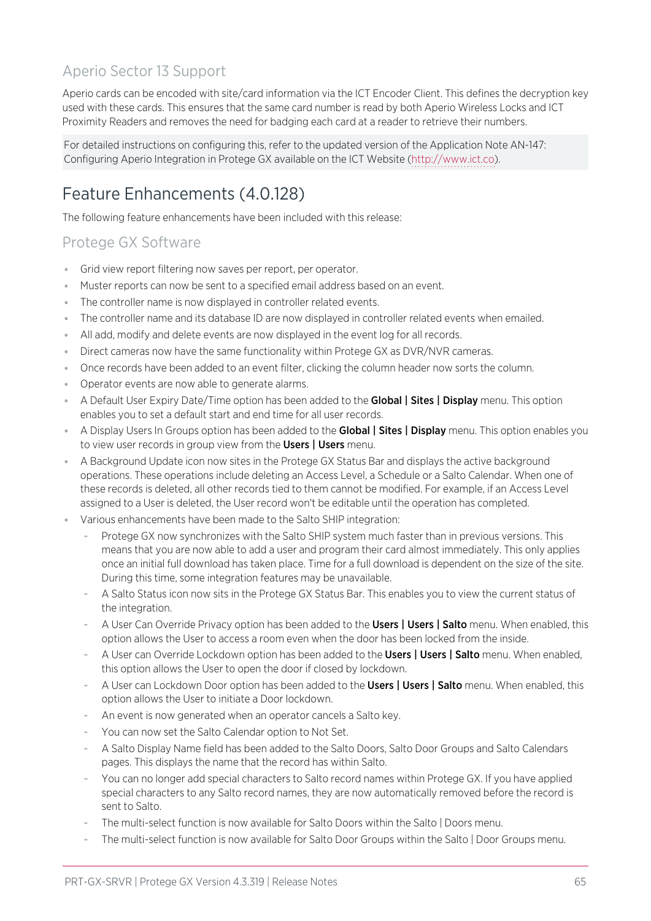### Aperio Sector 13 Support

Aperio cards can be encoded with site/card information via the ICT Encoder Client. This defines the decryption key used with these cards. This ensures that the same card number is read by both Aperio Wireless Locks and ICT Proximity Readers and removes the need for badging each card at a reader to retrieve their numbers.

For detailed instructions on configuring this, refer to the updated version of the Application Note AN-147: Configuring Aperio Integration in Protege GX available on the ICT Website (http://www.ict.co).

## Feature Enhancements (4.0.128)

The following feature enhancements have been included with this release:

### Protege GX Software

- Grid view report filtering now saves per report, per operator.
- Muster reports can now be sent to a specified email address based on an event.
- The controller name is now displayed in controller related events.
- The controller name and its database ID are now displayed in controller related events when emailed.
- All add, modify and delete events are now displayed in the event log for all records.
- Direct cameras now have the same functionality within Protege GX as DVR/NVR cameras.
- Once records have been added to an event filter, clicking the column header now sorts the column.
- Operator events are now able to generate alarms.
- A Default User Expiry Date/Time option has been added to the **Global | Sites | Display** menu. This option enables you to set a default start and end time for all user records.
- A Display Users In Groups option has been added to the **Global | Sites | Display** menu. This option enables you to view user records in group view from the **Users | Users** menu.
- A Background Update icon now sites in the Protege GX Status Bar and displays the active background operations. These operations include deleting an Access Level, a Schedule or a Salto Calendar. When one of these records is deleted, all other records tied to them cannot be modified. For example, if an Access Level assigned to a User is deleted, the User record won't be editable until the operation has completed.
- Various enhancements have been made to the Salto SHIP integration:
  - Protege GX now synchronizes with the Salto SHIP system much faster than in previous versions. This means that you are now able to add a user and program their card almost immediately. This only applies once an initial full download has taken place. Time for a full download is dependent on the size of the site. During this time, some integration features may be unavailable.
  - A Salto Status icon now sits in the Protege GX Status Bar. This enables you to view the current status of the integration.
  - A User Can Override Privacy option has been added to the **Users | Users | Salto** menu. When enabled, this option allows the User to access a room even when the door has been locked from the inside.
  - A User can Override Lockdown option has been added to the **Users | Users | Salto** menu. When enabled, this option allows the User to open the door if closed by lockdown.
  - A User can Lockdown Door option has been added to the **Users | Users | Salto** menu. When enabled, this option allows the User to initiate a Door lockdown.
  - An event is now generated when an operator cancels a Salto key.
  - You can now set the Salto Calendar option to Not Set.
  - A Salto Display Name field has been added to the Salto Doors, Salto Door Groups and Salto Calendars pages. This displays the name that the record has within Salto.
  - You can no longer add special characters to Salto record names within Protege GX. If you have applied special characters to any Salto record names, they are now automatically removed before the record is sent to Salto.
  - The multi-select function is now available for Salto Doors within the Salto | Doors menu.
  - The multi-select function is now available for Salto Door Groups within the Salto | Door Groups menu.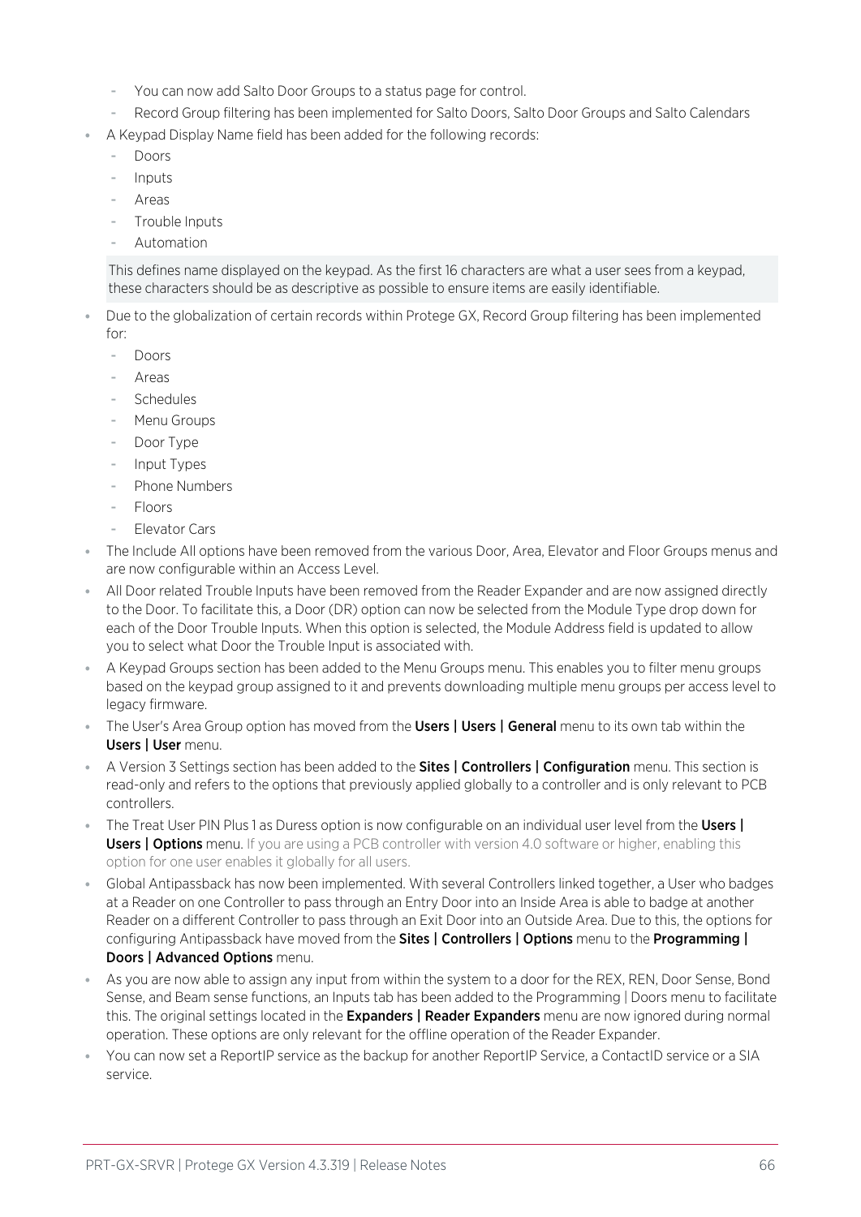- You can now add Salto Door Groups to a status page for control.
  - Record Group filtering has been implemented for Salto Doors, Salto Door Groups and Salto Calendars
- A Keypad Display Name field has been added for the following records:
  - Doors
  - Inputs
  - Areas
  - Trouble Inputs
  - Automation

  This defines name displayed on the keypad. As the first 16 characters are what a user sees from a keypad, these characters should be as descriptive as possible to ensure items are easily identifiable.

- Due to the globalization of certain records within Protege GX, Record Group filtering has been implemented for:
  - Doors
  - Areas
  - Schedules
  - Menu Groups
  - Door Type
  - Input Types
  - Phone Numbers
  - Floors
  - Elevator Cars
- The Include All options have been removed from the various Door, Area, Elevator and Floor Groups menus and are now configurable within an Access Level.
- All Door related Trouble Inputs have been removed from the Reader Expander and are now assigned directly to the Door. To facilitate this, a Door (DR) option can now be selected from the Module Type drop down for each of the Door Trouble Inputs. When this option is selected, the Module Address field is updated to allow you to select what Door the Trouble Input is associated with.
- A Keypad Groups section has been added to the Menu Groups menu. This enables you to filter menu groups based on the keypad group assigned to it and prevents downloading multiple menu groups per access level to legacy firmware.
- The User's Area Group option has moved from the **Users | Users | General** menu to its own tab within the **Users | User** menu.
- A Version 3 Settings section has been added to the **Sites | Controllers | Configuration** menu. This section is read-only and refers to the options that previously applied globally to a controller and is only relevant to PCB controllers.
- The Treat User PIN Plus 1 as Duress option is now configurable on an individual user level from the **Users | Users | Options** menu. If you are using a PCB controller with version 4.0 software or higher, enabling this option for one user enables it globally for all users.
- Global Antipassback has now been implemented. With several Controllers linked together, a User who badges at a Reader on one Controller to pass through an Entry Door into an Inside Area is able to badge at another Reader on a different Controller to pass through an Exit Door into an Outside Area. Due to this, the options for configuring Antipassback have moved from the **Sites | Controllers | Options** menu to the **Programming | Doors | Advanced Options** menu.
- As you are now able to assign any input from within the system to a door for the REX, REN, Door Sense, Bond Sense, and Beam sense functions, an Inputs tab has been added to the Programming | Doors menu to facilitate this. The original settings located in the **Expanders | Reader Expanders** menu are now ignored during normal operation. These options are only relevant for the offline operation of the Reader Expander.
- You can now set a ReportIP service as the backup for another ReportIP Service, a ContactID service or a SIA service.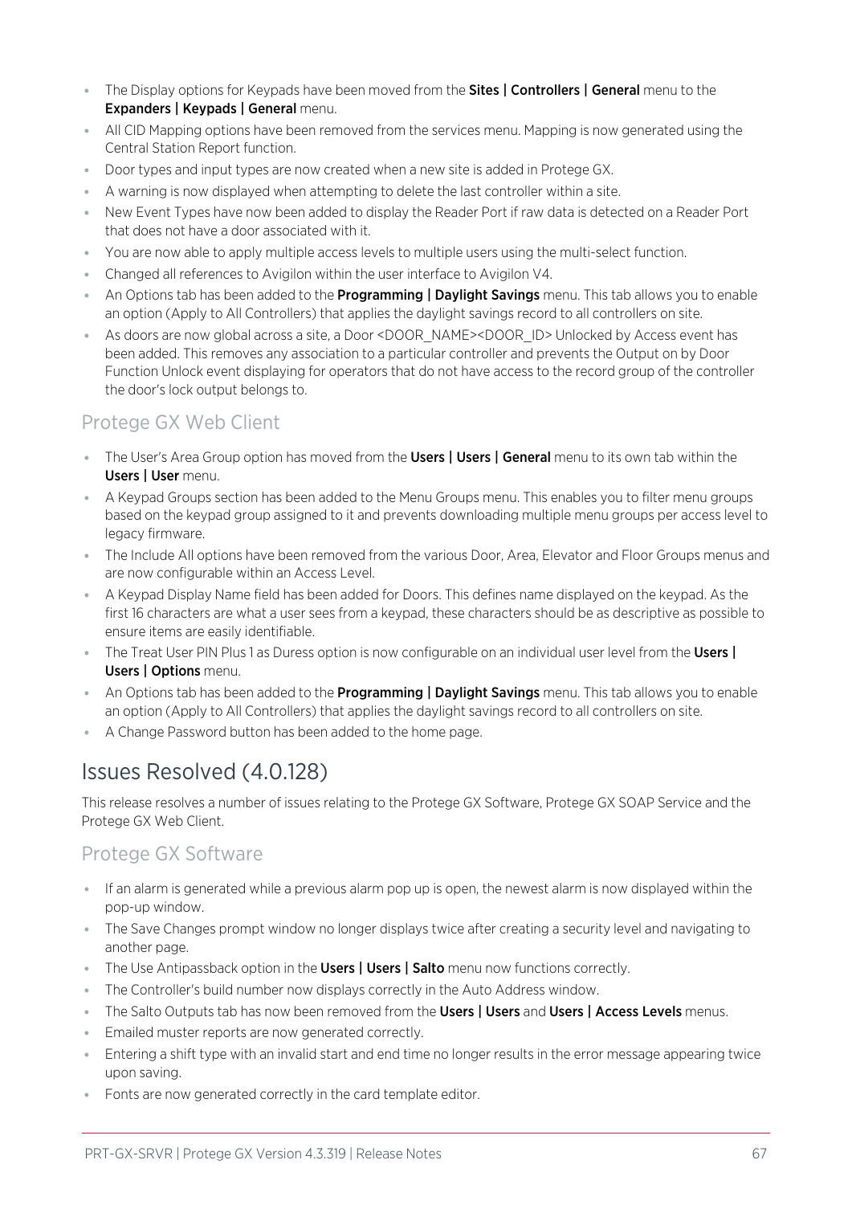- The Display options for Keypads have been moved from the **Sites | Controllers | General** menu to the **Expanders | Keypads | General** menu.
- All CID Mapping options have been removed from the services menu. Mapping is now generated using the Central Station Report function.
- Door types and input types are now created when a new site is added in Protege GX.
- A warning is now displayed when attempting to delete the last controller within a site.
- New Event Types have now been added to display the Reader Port if raw data is detected on a Reader Port that does not have a door associated with it.
- You are now able to apply multiple access levels to multiple users using the multi-select function.
- Changed all references to Avigilon within the user interface to Avigilon V4.
- An Options tab has been added to the **Programming | Daylight Savings** menu. This tab allows you to enable an option (Apply to All Controllers) that applies the daylight savings record to all controllers on site.
- As doors are now global across a site, a Door <DOOR_NAME><DOOR_ID> Unlocked by Access event has been added. This removes any association to a particular controller and prevents the Output on by Door Function Unlock event displaying for operators that do not have access to the record group of the controller the door's lock output belongs to.

### Protege GX Web Client

- The User's Area Group option has moved from the **Users | Users | General** menu to its own tab within the **Users | User** menu.
- A Keypad Groups section has been added to the Menu Groups menu. This enables you to filter menu groups based on the keypad group assigned to it and prevents downloading multiple menu groups per access level to legacy firmware.
- The Include All options have been removed from the various Door, Area, Elevator and Floor Groups menus and are now configurable within an Access Level.
- A Keypad Display Name field has been added for Doors. This defines name displayed on the keypad. As the first 16 characters are what a user sees from a keypad, these characters should be as descriptive as possible to ensure items are easily identifiable.
- The Treat User PIN Plus 1 as Duress option is now configurable on an individual user level from the **Users | Users | Options** menu.
- An Options tab has been added to the **Programming | Daylight Savings** menu. This tab allows you to enable an option (Apply to All Controllers) that applies the daylight savings record to all controllers on site.
- A Change Password button has been added to the home page.

## Issues Resolved (4.0.128)

This release resolves a number of issues relating to the Protege GX Software, Protege GX SOAP Service and the Protege GX Web Client.

### Protege GX Software

- If an alarm is generated while a previous alarm pop up is open, the newest alarm is now displayed within the pop-up window.
- The Save Changes prompt window no longer displays twice after creating a security level and navigating to another page.
- The Use Antipassback option in the **Users | Users | Salto** menu now functions correctly.
- The Controller's build number now displays correctly in the Auto Address window.
- The Salto Outputs tab has now been removed from the **Users | Users** and **Users | Access Levels** menus.
- Emailed muster reports are now generated correctly.
- Entering a shift type with an invalid start and end time no longer results in the error message appearing twice upon saving.
- Fonts are now generated correctly in the card template editor.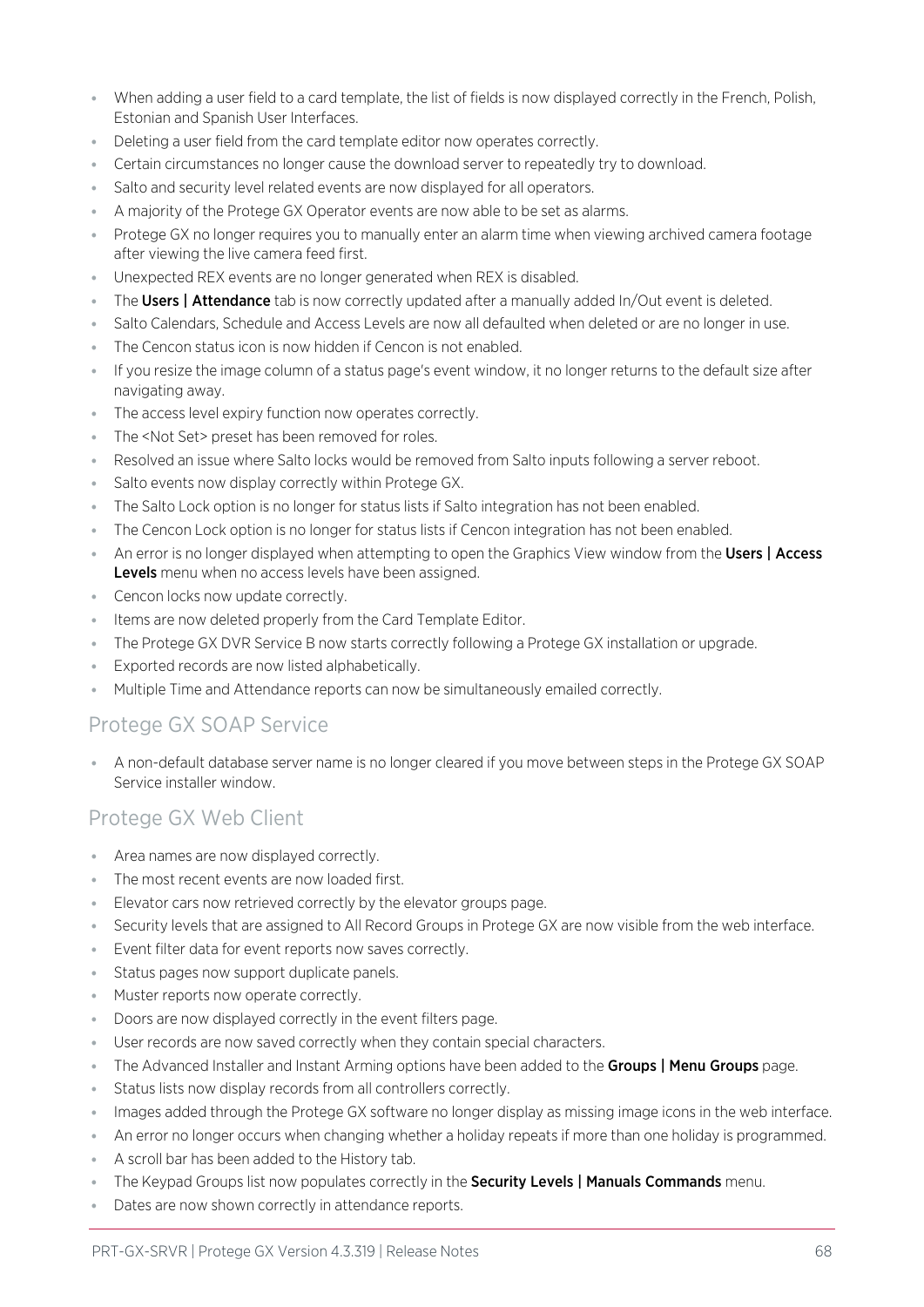- When adding a user field to a card template, the list of fields is now displayed correctly in the French, Polish, Estonian and Spanish User Interfaces.
- Deleting a user field from the card template editor now operates correctly.
- Certain circumstances no longer cause the download server to repeatedly try to download.
- Salto and security level related events are now displayed for all operators.
- A majority of the Protege GX Operator events are now able to be set as alarms.
- Protege GX no longer requires you to manually enter an alarm time when viewing archived camera footage after viewing the live camera feed first.
- Unexpected REX events are no longer generated when REX is disabled.
- The **Users | Attendance** tab is now correctly updated after a manually added In/Out event is deleted.
- Salto Calendars, Schedule and Access Levels are now all defaulted when deleted or are no longer in use.
- The Cencon status icon is now hidden if Cencon is not enabled.
- If you resize the image column of a status page's event window, it no longer returns to the default size after navigating away.
- The access level expiry function now operates correctly.
- The <Not Set> preset has been removed for roles.
- Resolved an issue where Salto locks would be removed from Salto inputs following a server reboot.
- Salto events now display correctly within Protege GX.
- The Salto Lock option is no longer for status lists if Salto integration has not been enabled.
- The Cencon Lock option is no longer for status lists if Cencon integration has not been enabled.
- An error is no longer displayed when attempting to open the Graphics View window from the **Users | Access Levels** menu when no access levels have been assigned.
- Cencon locks now update correctly.
- Items are now deleted properly from the Card Template Editor.
- The Protege GX DVR Service B now starts correctly following a Protege GX installation or upgrade.
- Exported records are now listed alphabetically.
- Multiple Time and Attendance reports can now be simultaneously emailed correctly.

## Protege GX SOAP Service

- A non-default database server name is no longer cleared if you move between steps in the Protege GX SOAP Service installer window.

## Protege GX Web Client

- Area names are now displayed correctly.
- The most recent events are now loaded first.
- Elevator cars now retrieved correctly by the elevator groups page.
- Security levels that are assigned to All Record Groups in Protege GX are now visible from the web interface.
- Event filter data for event reports now saves correctly.
- Status pages now support duplicate panels.
- Muster reports now operate correctly.
- Doors are now displayed correctly in the event filters page.
- User records are now saved correctly when they contain special characters.
- The Advanced Installer and Instant Arming options have been added to the **Groups | Menu Groups** page.
- Status lists now display records from all controllers correctly.
- Images added through the Protege GX software no longer display as missing image icons in the web interface.
- An error no longer occurs when changing whether a holiday repeats if more than one holiday is programmed.
- A scroll bar has been added to the History tab.
- The Keypad Groups list now populates correctly in the **Security Levels | Manuals Commands** menu.
- Dates are now shown correctly in attendance reports.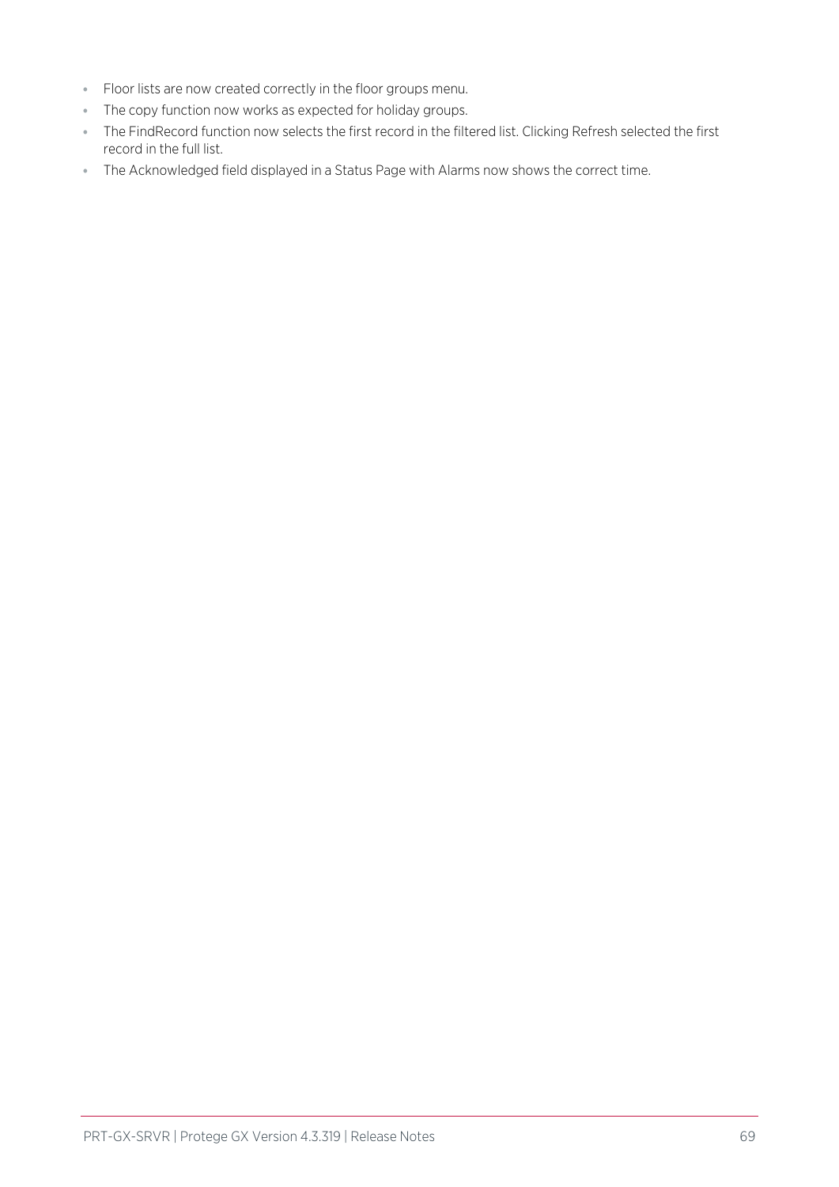- Floor lists are now created correctly in the floor groups menu.
- The copy function now works as expected for holiday groups.
- The FindRecord function now selects the first record in the filtered list. Clicking Refresh selected the first record in the full list.
- The Acknowledged field displayed in a Status Page with Alarms now shows the correct time.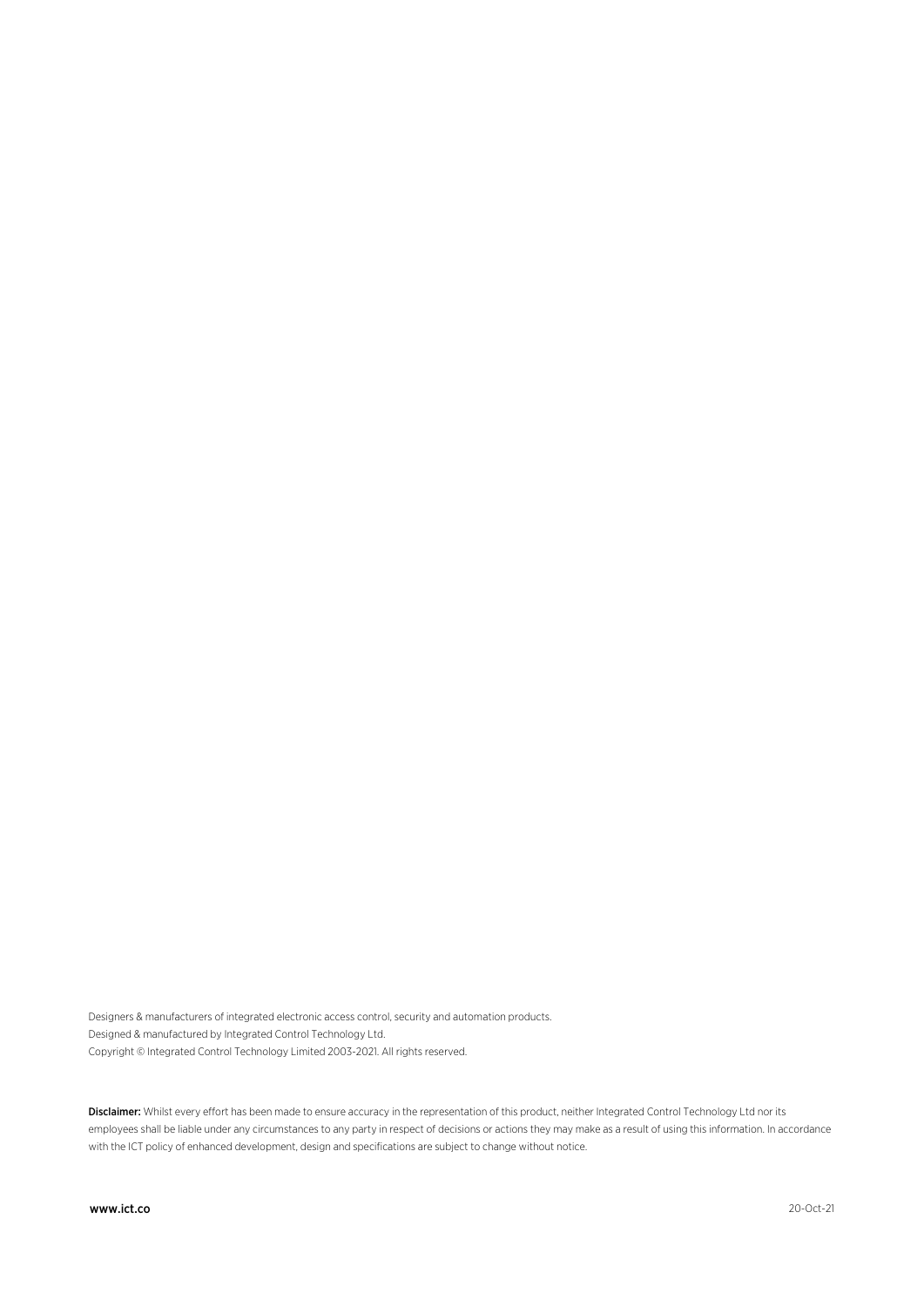Designers & manufacturers of integrated electronic access control, security and automation products.
Designed & manufactured by Integrated Control Technology Ltd.
Copyright © Integrated Control Technology Limited 2003-2021. All rights reserved.

**Disclaimer:** Whilst every effort has been made to ensure accuracy in the representation of this product, neither Integrated Control Technology Ltd nor its employees shall be liable under any circumstances to any party in respect of decisions or actions they may make as a result of using this information. In accordance with the ICT policy of enhanced development, design and specifications are subject to change without notice.

**www.ict.co** 20-Oct-21